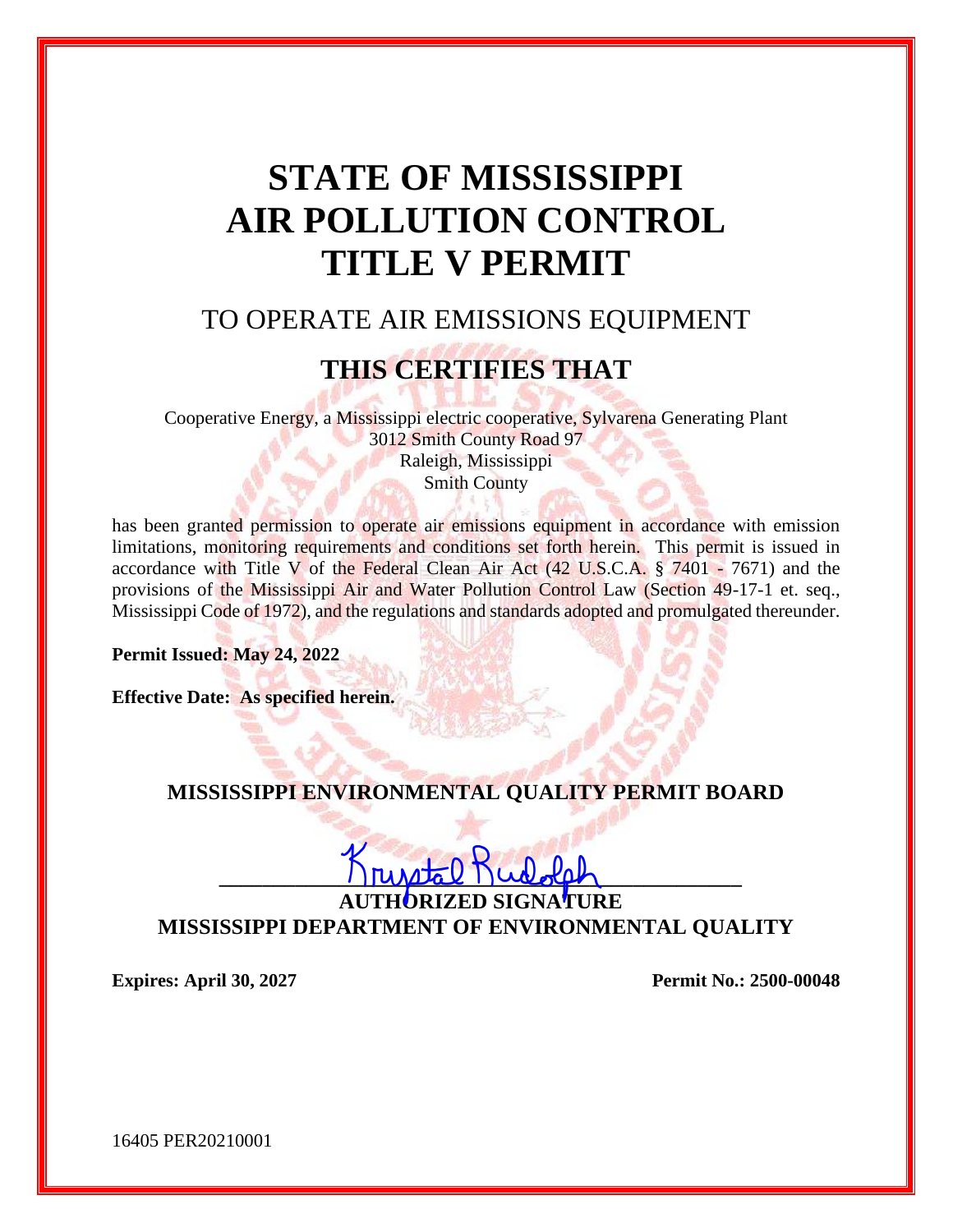# STATE OF MISSISSIPPI
# AIR POLLUTION CONTROL
# TITLE V PERMIT

## TO OPERATE AIR EMISSIONS EQUIPMENT

## THIS CERTIFIES THAT

Cooperative Energy, a Mississippi electric cooperative, Sylvarena Generating Plant
3012 Smith County Road 97
Raleigh, Mississippi
Smith County

has been granted permission to operate air emissions equipment in accordance with emission limitations, monitoring requirements and conditions set forth herein. This permit is issued in accordance with Title V of the Federal Clean Air Act (42 U.S.C.A. § 7401 - 7671) and the provisions of the Mississippi Air and Water Pollution Control Law (Section 49-17-1 et. seq., Mississippi Code of 1972), and the regulations and standards adopted and promulgated thereunder.

**Permit Issued: May 24, 2022**

**Effective Date: As specified herein.**

**MISSISSIPPI ENVIRONMENTAL QUALITY PERMIT BOARD**

Krystal Rudolph

**AUTHORIZED SIGNATURE**
**MISSISSIPPI DEPARTMENT OF ENVIRONMENTAL QUALITY**

**Expires: April 30, 2027** **Permit No.: 2500-00048**

16405 PER20210001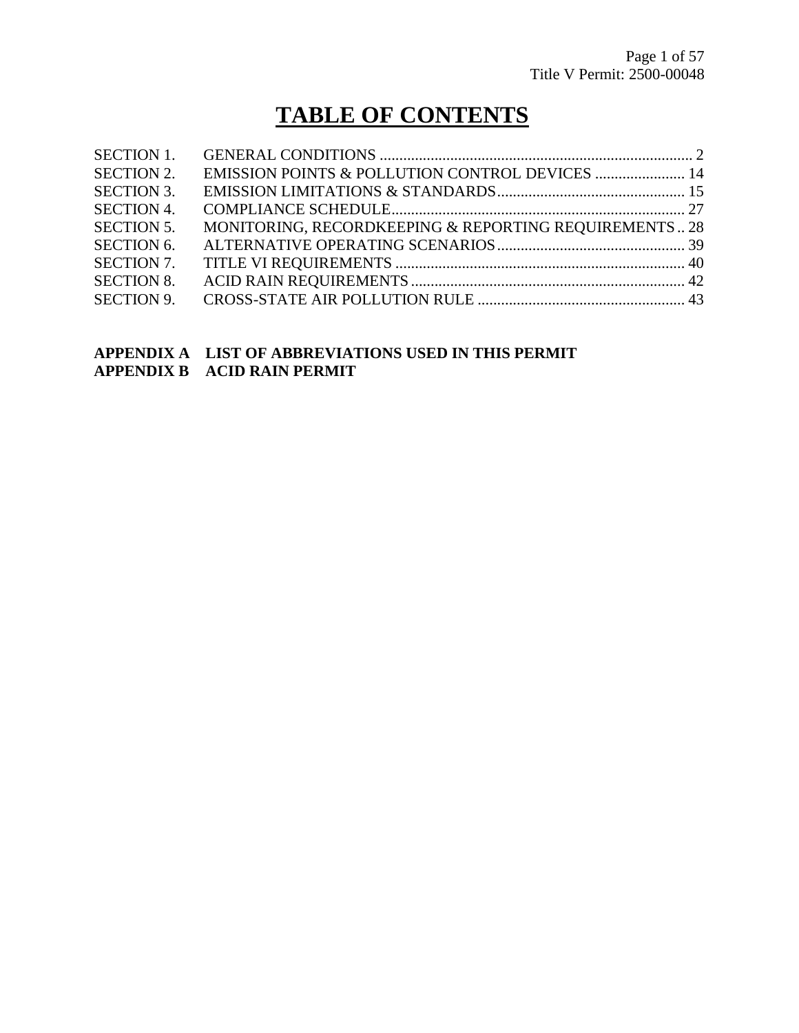# TABLE OF CONTENTS

| | | |
|---|---|---|
| SECTION 1. | GENERAL CONDITIONS | 2 |
| SECTION 2. | EMISSION POINTS & POLLUTION CONTROL DEVICES | 14 |
| SECTION 3. | EMISSION LIMITATIONS & STANDARDS | 15 |
| SECTION 4. | COMPLIANCE SCHEDULE | 27 |
| SECTION 5. | MONITORING, RECORDKEEPING & REPORTING REQUIREMENTS | 28 |
| SECTION 6. | ALTERNATIVE OPERATING SCENARIOS | 39 |
| SECTION 7. | TITLE VI REQUIREMENTS | 40 |
| SECTION 8. | ACID RAIN REQUIREMENTS | 42 |
| SECTION 9. | CROSS-STATE AIR POLLUTION RULE | 43 |

**APPENDIX A LIST OF ABBREVIATIONS USED IN THIS PERMIT**
**APPENDIX B ACID RAIN PERMIT**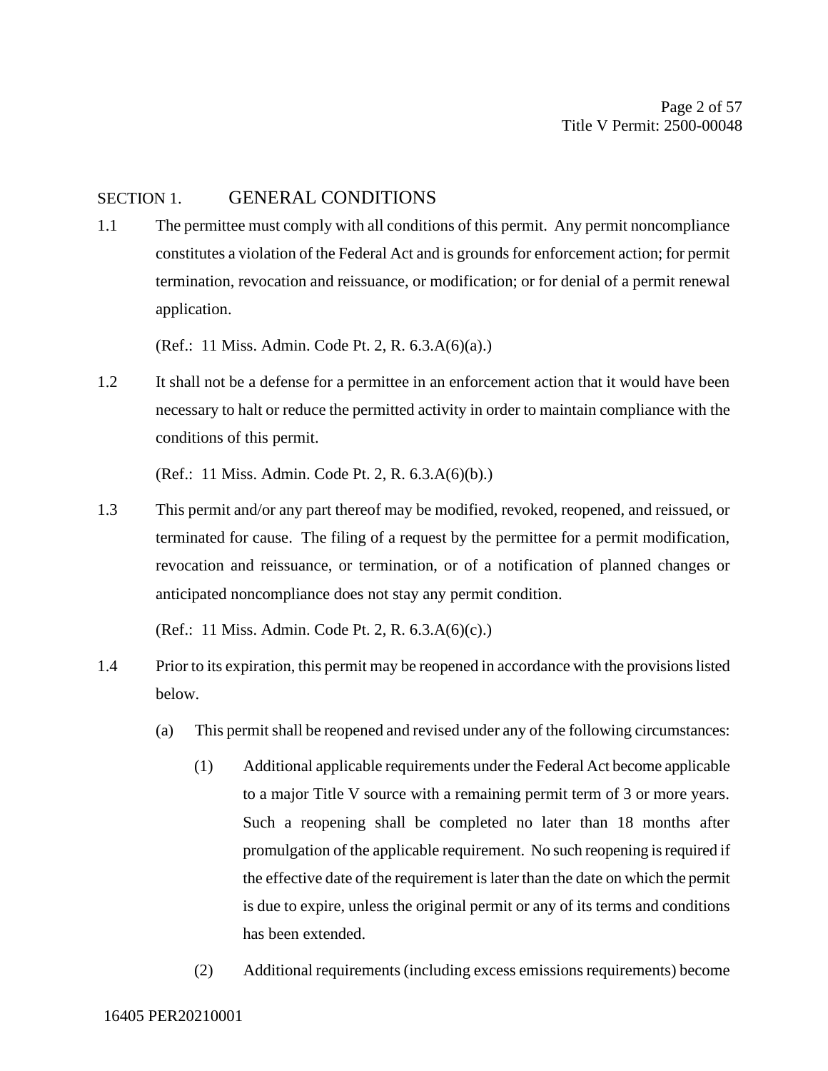## SECTION 1. GENERAL CONDITIONS

1.1 The permittee must comply with all conditions of this permit. Any permit noncompliance constitutes a violation of the Federal Act and is grounds for enforcement action; for permit termination, revocation and reissuance, or modification; or for denial of a permit renewal application.

(Ref.: 11 Miss. Admin. Code Pt. 2, R. 6.3.A(6)(a).)

1.2 It shall not be a defense for a permittee in an enforcement action that it would have been necessary to halt or reduce the permitted activity in order to maintain compliance with the conditions of this permit.

(Ref.: 11 Miss. Admin. Code Pt. 2, R. 6.3.A(6)(b).)

1.3 This permit and/or any part thereof may be modified, revoked, reopened, and reissued, or terminated for cause. The filing of a request by the permittee for a permit modification, revocation and reissuance, or termination, or of a notification of planned changes or anticipated noncompliance does not stay any permit condition.

(Ref.: 11 Miss. Admin. Code Pt. 2, R. 6.3.A(6)(c).)

1.4 Prior to its expiration, this permit may be reopened in accordance with the provisions listed below.

(a) This permit shall be reopened and revised under any of the following circumstances:

(1) Additional applicable requirements under the Federal Act become applicable to a major Title V source with a remaining permit term of 3 or more years. Such a reopening shall be completed no later than 18 months after promulgation of the applicable requirement. No such reopening is required if the effective date of the requirement is later than the date on which the permit is due to expire, unless the original permit or any of its terms and conditions has been extended.

(2) Additional requirements (including excess emissions requirements) become

16405 PER20210001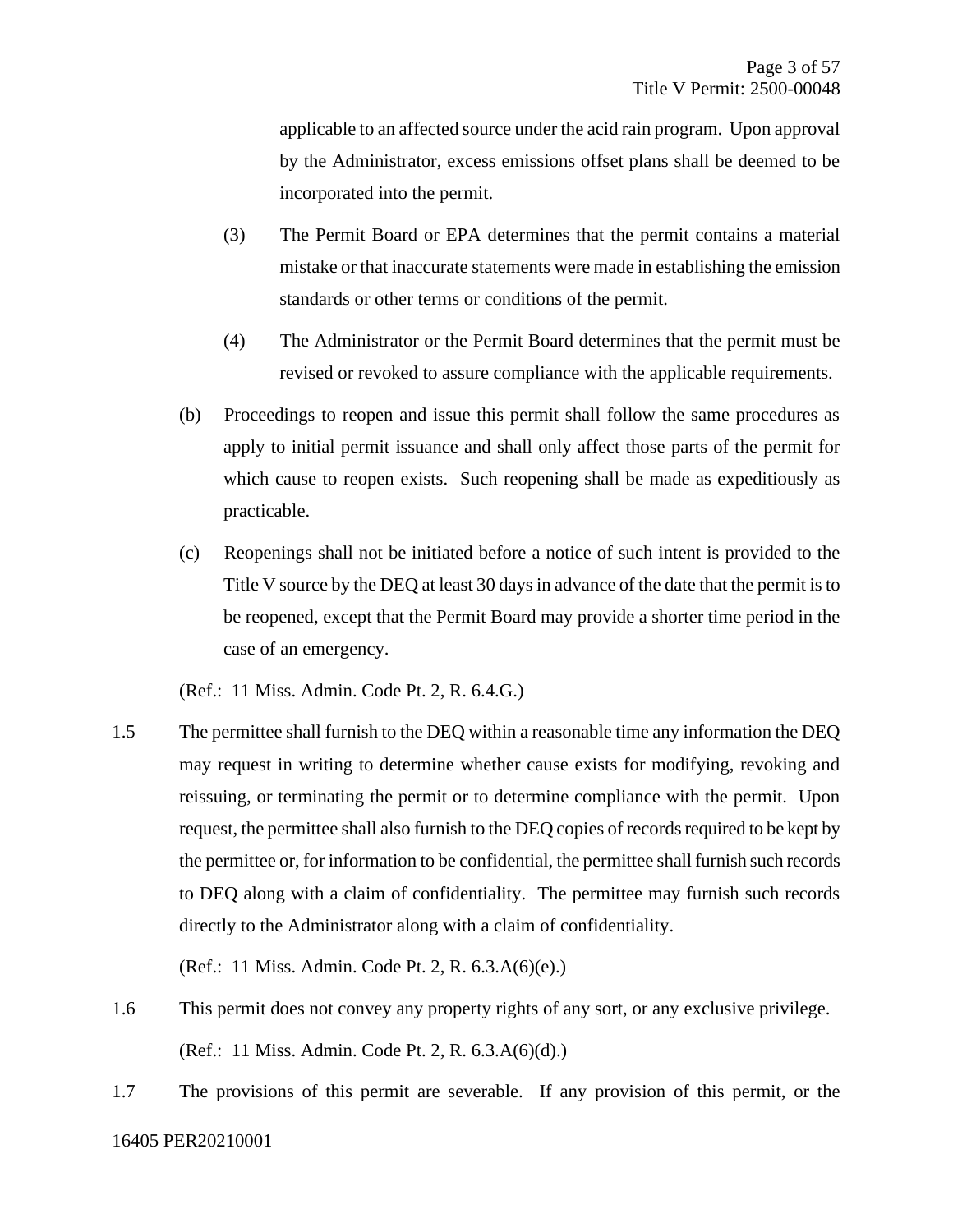applicable to an affected source under the acid rain program. Upon approval by the Administrator, excess emissions offset plans shall be deemed to be incorporated into the permit.

(3) The Permit Board or EPA determines that the permit contains a material mistake or that inaccurate statements were made in establishing the emission standards or other terms or conditions of the permit.

(4) The Administrator or the Permit Board determines that the permit must be revised or revoked to assure compliance with the applicable requirements.

(b) Proceedings to reopen and issue this permit shall follow the same procedures as apply to initial permit issuance and shall only affect those parts of the permit for which cause to reopen exists. Such reopening shall be made as expeditiously as practicable.

(c) Reopenings shall not be initiated before a notice of such intent is provided to the Title V source by the DEQ at least 30 days in advance of the date that the permit is to be reopened, except that the Permit Board may provide a shorter time period in the case of an emergency.

(Ref.: 11 Miss. Admin. Code Pt. 2, R. 6.4.G.)

1.5 The permittee shall furnish to the DEQ within a reasonable time any information the DEQ may request in writing to determine whether cause exists for modifying, revoking and reissuing, or terminating the permit or to determine compliance with the permit. Upon request, the permittee shall also furnish to the DEQ copies of records required to be kept by the permittee or, for information to be confidential, the permittee shall furnish such records to DEQ along with a claim of confidentiality. The permittee may furnish such records directly to the Administrator along with a claim of confidentiality.

(Ref.: 11 Miss. Admin. Code Pt. 2, R. 6.3.A(6)(e).)

1.6 This permit does not convey any property rights of any sort, or any exclusive privilege.

(Ref.: 11 Miss. Admin. Code Pt. 2, R. 6.3.A(6)(d).)

1.7 The provisions of this permit are severable. If any provision of this permit, or the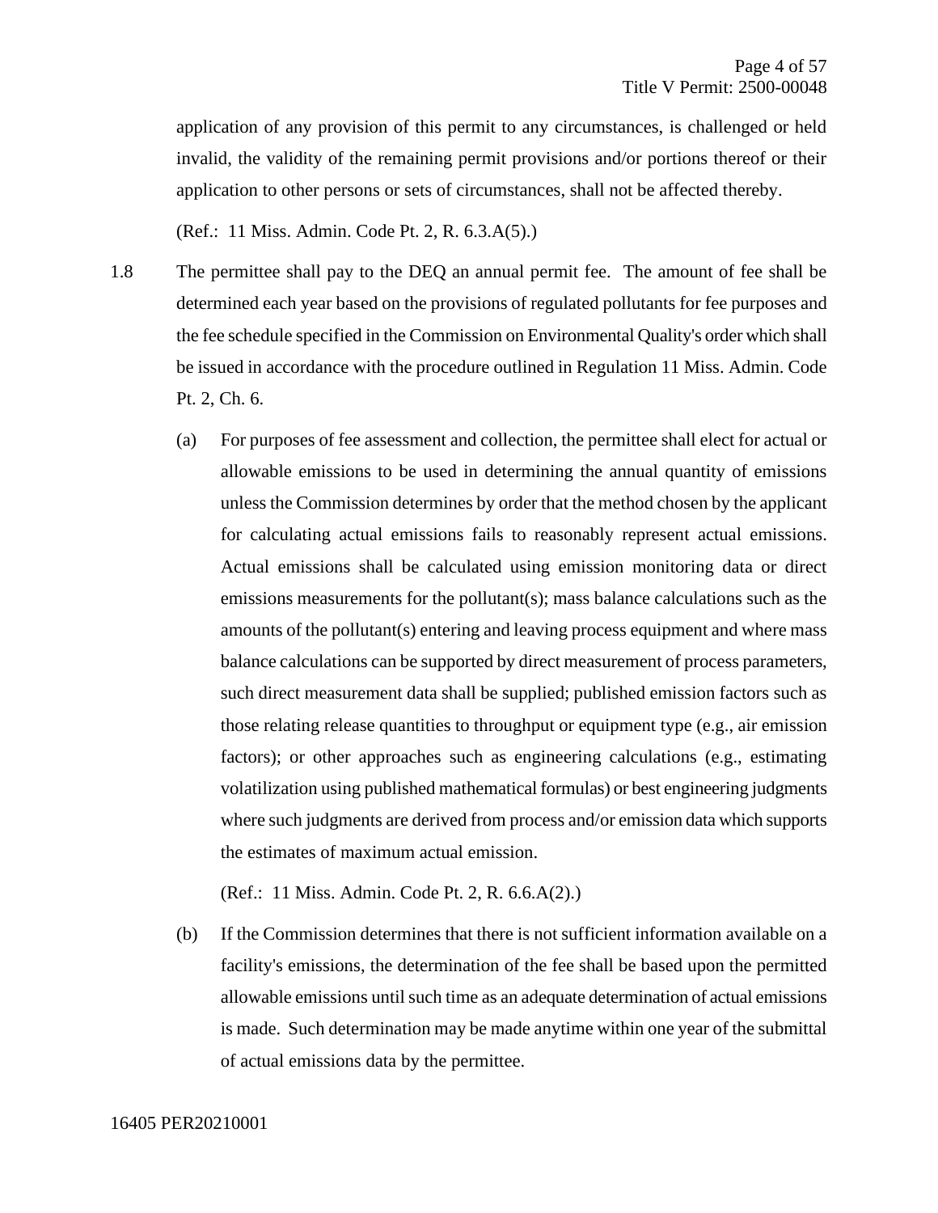application of any provision of this permit to any circumstances, is challenged or held invalid, the validity of the remaining permit provisions and/or portions thereof or their application to other persons or sets of circumstances, shall not be affected thereby.

(Ref.: 11 Miss. Admin. Code Pt. 2, R. 6.3.A(5).)

1.8 The permittee shall pay to the DEQ an annual permit fee. The amount of fee shall be determined each year based on the provisions of regulated pollutants for fee purposes and the fee schedule specified in the Commission on Environmental Quality's order which shall be issued in accordance with the procedure outlined in Regulation 11 Miss. Admin. Code Pt. 2, Ch. 6.

(a) For purposes of fee assessment and collection, the permittee shall elect for actual or allowable emissions to be used in determining the annual quantity of emissions unless the Commission determines by order that the method chosen by the applicant for calculating actual emissions fails to reasonably represent actual emissions. Actual emissions shall be calculated using emission monitoring data or direct emissions measurements for the pollutant(s); mass balance calculations such as the amounts of the pollutant(s) entering and leaving process equipment and where mass balance calculations can be supported by direct measurement of process parameters, such direct measurement data shall be supplied; published emission factors such as those relating release quantities to throughput or equipment type (e.g., air emission factors); or other approaches such as engineering calculations (e.g., estimating volatilization using published mathematical formulas) or best engineering judgments where such judgments are derived from process and/or emission data which supports the estimates of maximum actual emission.

(Ref.: 11 Miss. Admin. Code Pt. 2, R. 6.6.A(2).)

(b) If the Commission determines that there is not sufficient information available on a facility's emissions, the determination of the fee shall be based upon the permitted allowable emissions until such time as an adequate determination of actual emissions is made. Such determination may be made anytime within one year of the submittal of actual emissions data by the permittee.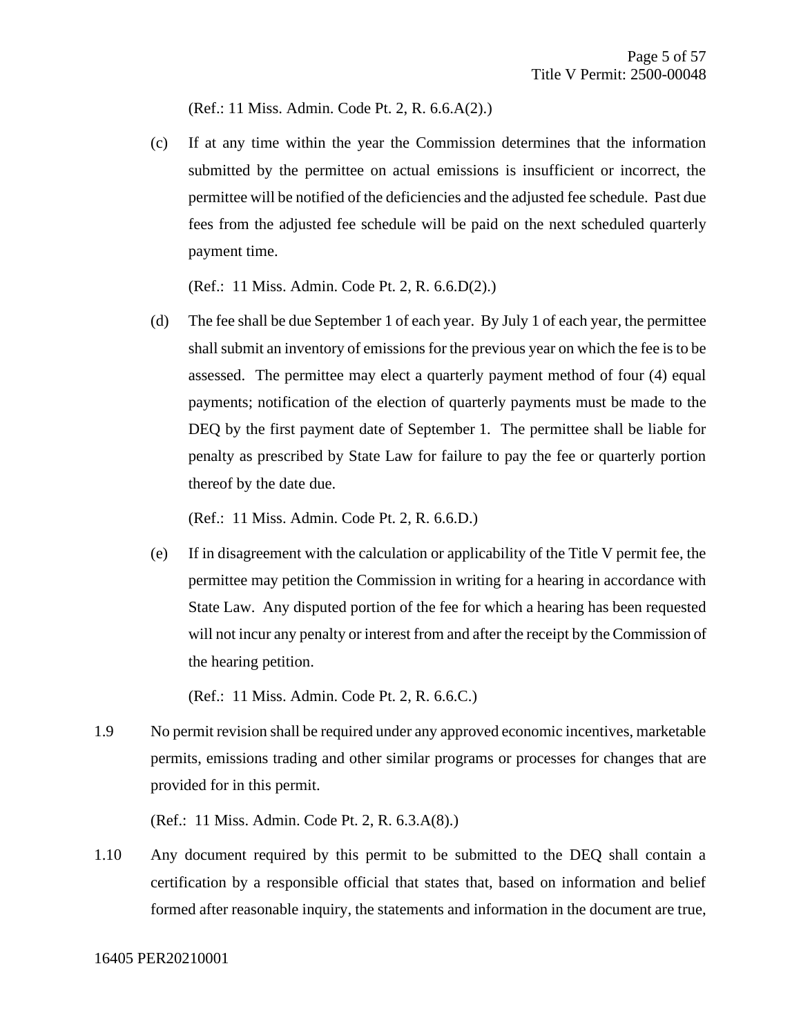(Ref.: 11 Miss. Admin. Code Pt. 2, R. 6.6.A(2).)

(c) If at any time within the year the Commission determines that the information submitted by the permittee on actual emissions is insufficient or incorrect, the permittee will be notified of the deficiencies and the adjusted fee schedule. Past due fees from the adjusted fee schedule will be paid on the next scheduled quarterly payment time.

(Ref.: 11 Miss. Admin. Code Pt. 2, R. 6.6.D(2).)

(d) The fee shall be due September 1 of each year. By July 1 of each year, the permittee shall submit an inventory of emissions for the previous year on which the fee is to be assessed. The permittee may elect a quarterly payment method of four (4) equal payments; notification of the election of quarterly payments must be made to the DEQ by the first payment date of September 1. The permittee shall be liable for penalty as prescribed by State Law for failure to pay the fee or quarterly portion thereof by the date due.

(Ref.: 11 Miss. Admin. Code Pt. 2, R. 6.6.D.)

(e) If in disagreement with the calculation or applicability of the Title V permit fee, the permittee may petition the Commission in writing for a hearing in accordance with State Law. Any disputed portion of the fee for which a hearing has been requested will not incur any penalty or interest from and after the receipt by the Commission of the hearing petition.

(Ref.: 11 Miss. Admin. Code Pt. 2, R. 6.6.C.)

1.9 No permit revision shall be required under any approved economic incentives, marketable permits, emissions trading and other similar programs or processes for changes that are provided for in this permit.

(Ref.: 11 Miss. Admin. Code Pt. 2, R. 6.3.A(8).)

1.10 Any document required by this permit to be submitted to the DEQ shall contain a certification by a responsible official that states that, based on information and belief formed after reasonable inquiry, the statements and information in the document are true,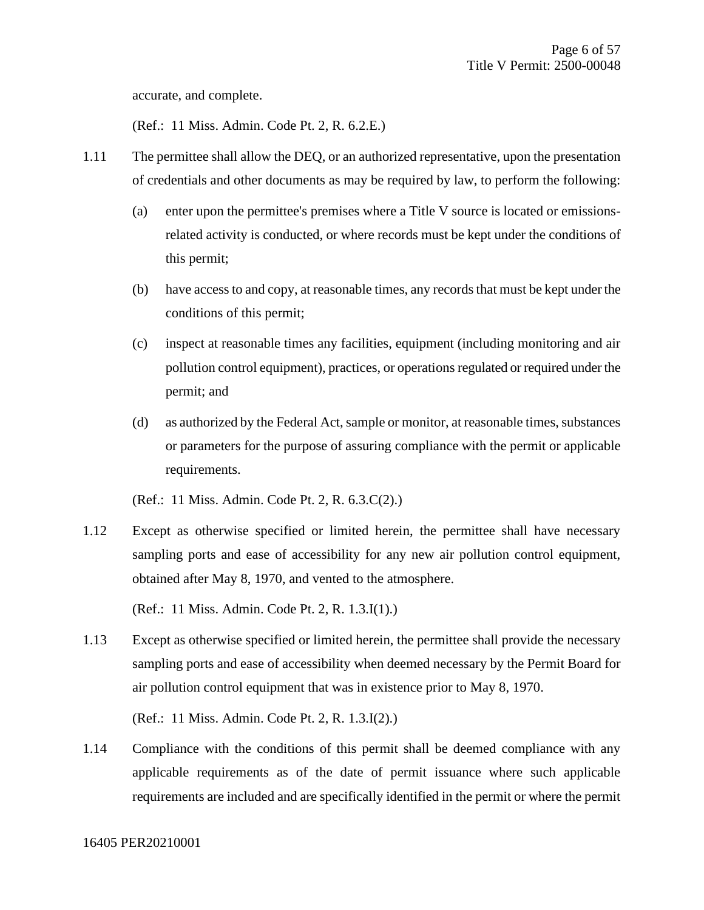accurate, and complete.

(Ref.: 11 Miss. Admin. Code Pt. 2, R. 6.2.E.)

1.11 The permittee shall allow the DEQ, or an authorized representative, upon the presentation of credentials and other documents as may be required by law, to perform the following:

(a) enter upon the permittee's premises where a Title V source is located or emissions-related activity is conducted, or where records must be kept under the conditions of this permit;

(b) have access to and copy, at reasonable times, any records that must be kept under the conditions of this permit;

(c) inspect at reasonable times any facilities, equipment (including monitoring and air pollution control equipment), practices, or operations regulated or required under the permit; and

(d) as authorized by the Federal Act, sample or monitor, at reasonable times, substances or parameters for the purpose of assuring compliance with the permit or applicable requirements.

(Ref.: 11 Miss. Admin. Code Pt. 2, R. 6.3.C(2).)

1.12 Except as otherwise specified or limited herein, the permittee shall have necessary sampling ports and ease of accessibility for any new air pollution control equipment, obtained after May 8, 1970, and vented to the atmosphere.

(Ref.: 11 Miss. Admin. Code Pt. 2, R. 1.3.I(1).)

1.13 Except as otherwise specified or limited herein, the permittee shall provide the necessary sampling ports and ease of accessibility when deemed necessary by the Permit Board for air pollution control equipment that was in existence prior to May 8, 1970.

(Ref.: 11 Miss. Admin. Code Pt. 2, R. 1.3.I(2).)

1.14 Compliance with the conditions of this permit shall be deemed compliance with any applicable requirements as of the date of permit issuance where such applicable requirements are included and are specifically identified in the permit or where the permit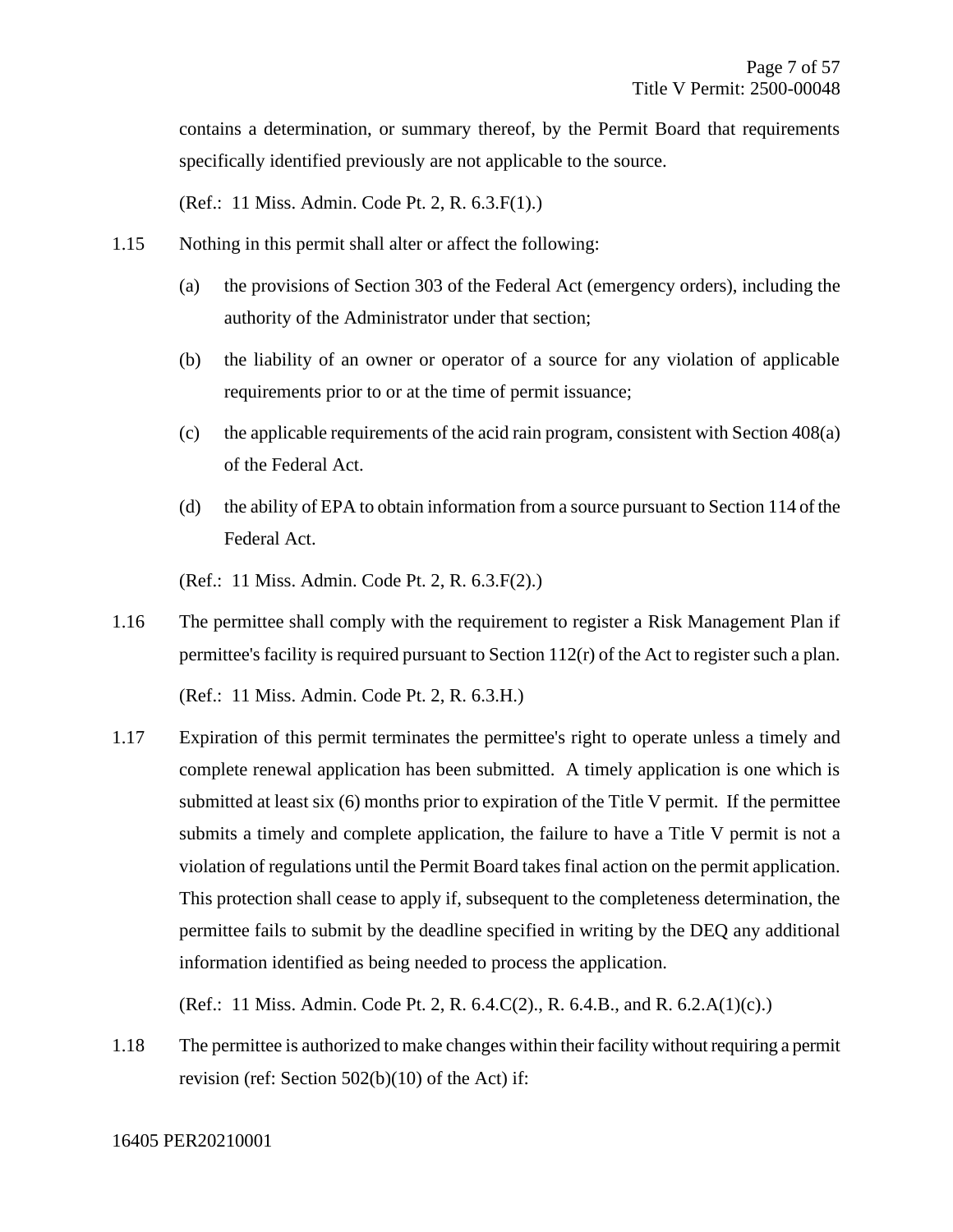contains a determination, or summary thereof, by the Permit Board that requirements specifically identified previously are not applicable to the source.

(Ref.: 11 Miss. Admin. Code Pt. 2, R. 6.3.F(1).)

1.15 Nothing in this permit shall alter or affect the following:

(a) the provisions of Section 303 of the Federal Act (emergency orders), including the authority of the Administrator under that section;

(b) the liability of an owner or operator of a source for any violation of applicable requirements prior to or at the time of permit issuance;

(c) the applicable requirements of the acid rain program, consistent with Section 408(a) of the Federal Act.

(d) the ability of EPA to obtain information from a source pursuant to Section 114 of the Federal Act.

(Ref.: 11 Miss. Admin. Code Pt. 2, R. 6.3.F(2).)

1.16 The permittee shall comply with the requirement to register a Risk Management Plan if permittee's facility is required pursuant to Section 112(r) of the Act to register such a plan.

(Ref.: 11 Miss. Admin. Code Pt. 2, R. 6.3.H.)

1.17 Expiration of this permit terminates the permittee's right to operate unless a timely and complete renewal application has been submitted. A timely application is one which is submitted at least six (6) months prior to expiration of the Title V permit. If the permittee submits a timely and complete application, the failure to have a Title V permit is not a violation of regulations until the Permit Board takes final action on the permit application. This protection shall cease to apply if, subsequent to the completeness determination, the permittee fails to submit by the deadline specified in writing by the DEQ any additional information identified as being needed to process the application.

(Ref.: 11 Miss. Admin. Code Pt. 2, R. 6.4.C(2)., R. 6.4.B., and R. 6.2.A(1)(c).)

1.18 The permittee is authorized to make changes within their facility without requiring a permit revision (ref: Section 502(b)(10) of the Act) if: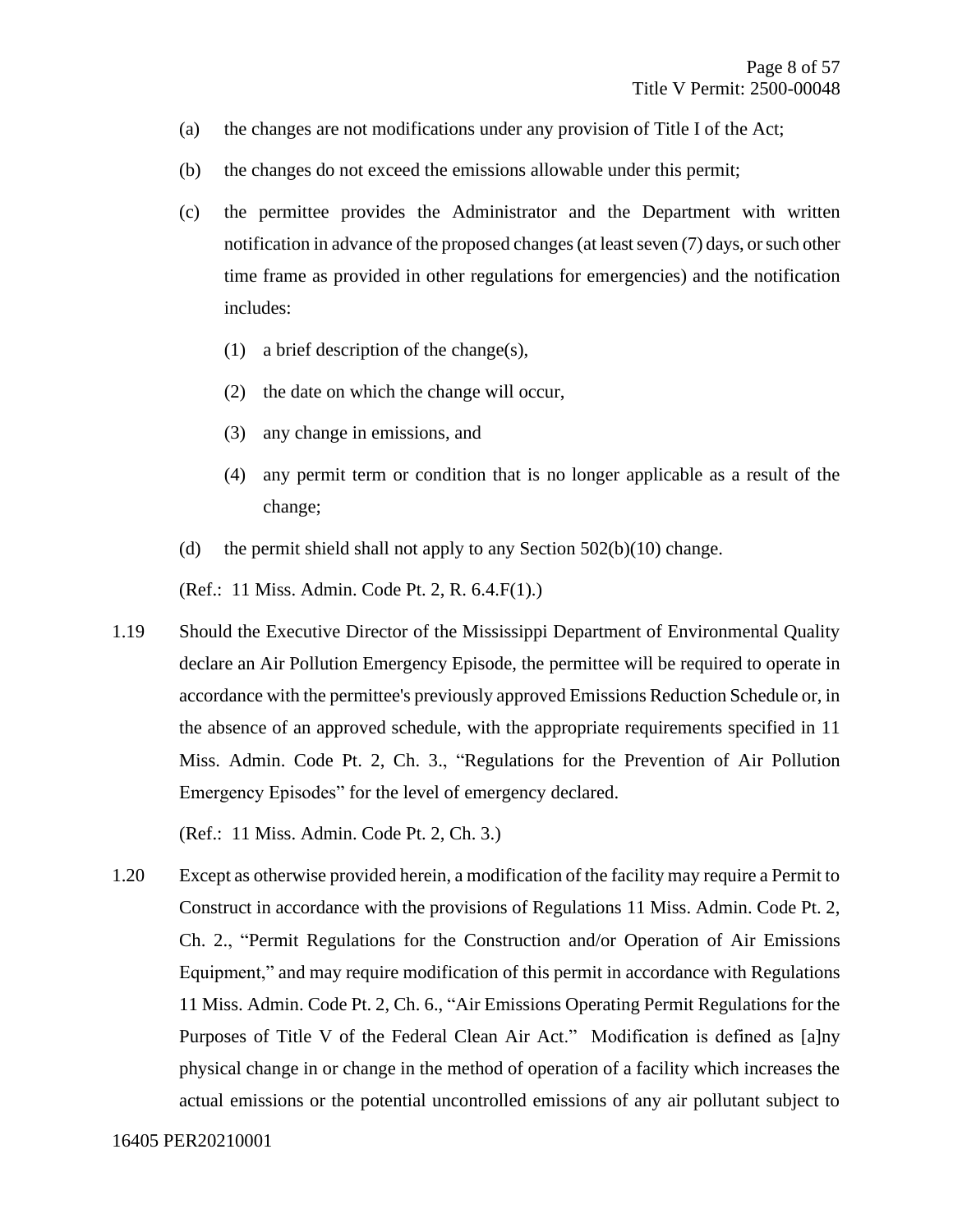(a) the changes are not modifications under any provision of Title I of the Act;

(b) the changes do not exceed the emissions allowable under this permit;

(c) the permittee provides the Administrator and the Department with written notification in advance of the proposed changes (at least seven (7) days, or such other time frame as provided in other regulations for emergencies) and the notification includes:

   (1) a brief description of the change(s),

   (2) the date on which the change will occur,

   (3) any change in emissions, and

   (4) any permit term or condition that is no longer applicable as a result of the change;

(d) the permit shield shall not apply to any Section 502(b)(10) change.

(Ref.: 11 Miss. Admin. Code Pt. 2, R. 6.4.F(1).)

1.19 Should the Executive Director of the Mississippi Department of Environmental Quality declare an Air Pollution Emergency Episode, the permittee will be required to operate in accordance with the permittee's previously approved Emissions Reduction Schedule or, in the absence of an approved schedule, with the appropriate requirements specified in 11 Miss. Admin. Code Pt. 2, Ch. 3., "Regulations for the Prevention of Air Pollution Emergency Episodes" for the level of emergency declared.

(Ref.: 11 Miss. Admin. Code Pt. 2, Ch. 3.)

1.20 Except as otherwise provided herein, a modification of the facility may require a Permit to Construct in accordance with the provisions of Regulations 11 Miss. Admin. Code Pt. 2, Ch. 2., "Permit Regulations for the Construction and/or Operation of Air Emissions Equipment," and may require modification of this permit in accordance with Regulations 11 Miss. Admin. Code Pt. 2, Ch. 6., "Air Emissions Operating Permit Regulations for the Purposes of Title V of the Federal Clean Air Act." Modification is defined as [a]ny physical change in or change in the method of operation of a facility which increases the actual emissions or the potential uncontrolled emissions of any air pollutant subject to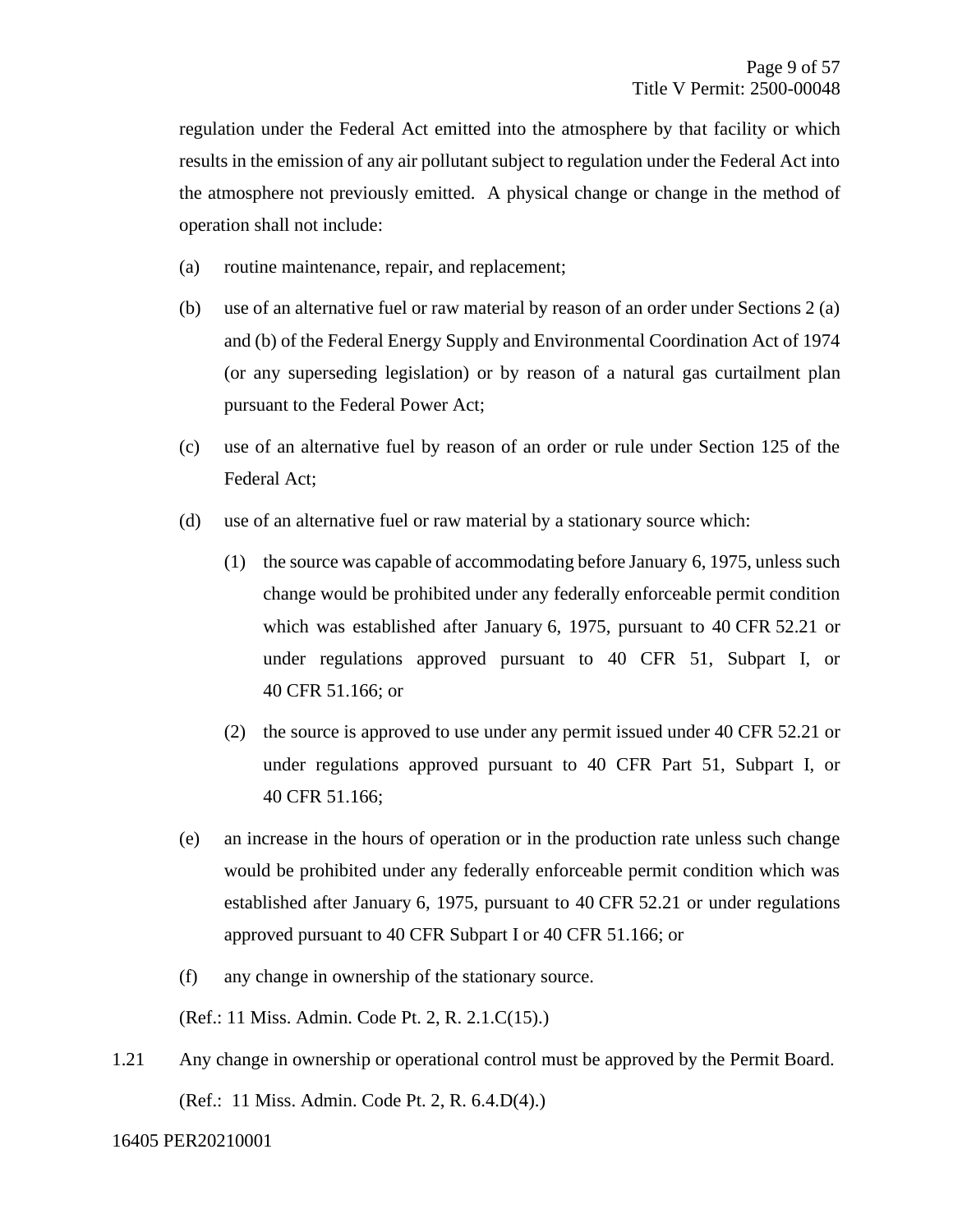regulation under the Federal Act emitted into the atmosphere by that facility or which results in the emission of any air pollutant subject to regulation under the Federal Act into the atmosphere not previously emitted. A physical change or change in the method of operation shall not include:

(a) routine maintenance, repair, and replacement;

(b) use of an alternative fuel or raw material by reason of an order under Sections 2 (a) and (b) of the Federal Energy Supply and Environmental Coordination Act of 1974 (or any superseding legislation) or by reason of a natural gas curtailment plan pursuant to the Federal Power Act;

(c) use of an alternative fuel by reason of an order or rule under Section 125 of the Federal Act;

(d) use of an alternative fuel or raw material by a stationary source which:

  (1) the source was capable of accommodating before January 6, 1975, unless such change would be prohibited under any federally enforceable permit condition which was established after January 6, 1975, pursuant to 40 CFR 52.21 or under regulations approved pursuant to 40 CFR 51, Subpart I, or 40 CFR 51.166; or

  (2) the source is approved to use under any permit issued under 40 CFR 52.21 or under regulations approved pursuant to 40 CFR Part 51, Subpart I, or 40 CFR 51.166;

(e) an increase in the hours of operation or in the production rate unless such change would be prohibited under any federally enforceable permit condition which was established after January 6, 1975, pursuant to 40 CFR 52.21 or under regulations approved pursuant to 40 CFR Subpart I or 40 CFR 51.166; or

(f) any change in ownership of the stationary source.

(Ref.: 11 Miss. Admin. Code Pt. 2, R. 2.1.C(15).)

1.21 Any change in ownership or operational control must be approved by the Permit Board.

(Ref.: 11 Miss. Admin. Code Pt. 2, R. 6.4.D(4).)

16405 PER20210001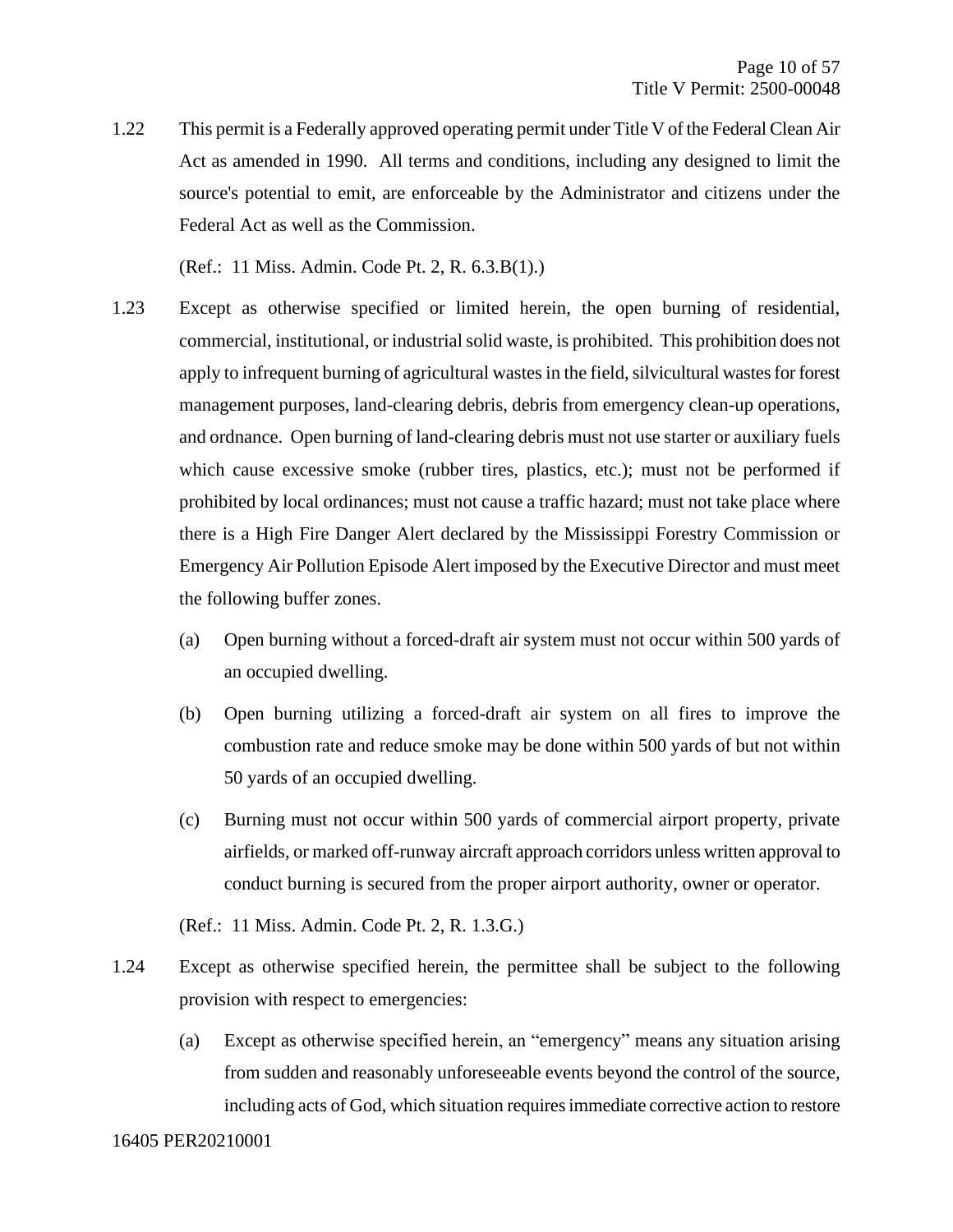1.22 This permit is a Federally approved operating permit under Title V of the Federal Clean Air Act as amended in 1990. All terms and conditions, including any designed to limit the source's potential to emit, are enforceable by the Administrator and citizens under the Federal Act as well as the Commission.

(Ref.: 11 Miss. Admin. Code Pt. 2, R. 6.3.B(1).)

1.23 Except as otherwise specified or limited herein, the open burning of residential, commercial, institutional, or industrial solid waste, is prohibited. This prohibition does not apply to infrequent burning of agricultural wastes in the field, silvicultural wastes for forest management purposes, land-clearing debris, debris from emergency clean-up operations, and ordnance. Open burning of land-clearing debris must not use starter or auxiliary fuels which cause excessive smoke (rubber tires, plastics, etc.); must not be performed if prohibited by local ordinances; must not cause a traffic hazard; must not take place where there is a High Fire Danger Alert declared by the Mississippi Forestry Commission or Emergency Air Pollution Episode Alert imposed by the Executive Director and must meet the following buffer zones.

(a) Open burning without a forced-draft air system must not occur within 500 yards of an occupied dwelling.

(b) Open burning utilizing a forced-draft air system on all fires to improve the combustion rate and reduce smoke may be done within 500 yards of but not within 50 yards of an occupied dwelling.

(c) Burning must not occur within 500 yards of commercial airport property, private airfields, or marked off-runway aircraft approach corridors unless written approval to conduct burning is secured from the proper airport authority, owner or operator.

(Ref.: 11 Miss. Admin. Code Pt. 2, R. 1.3.G.)

1.24 Except as otherwise specified herein, the permittee shall be subject to the following provision with respect to emergencies:

(a) Except as otherwise specified herein, an "emergency" means any situation arising from sudden and reasonably unforeseeable events beyond the control of the source, including acts of God, which situation requires immediate corrective action to restore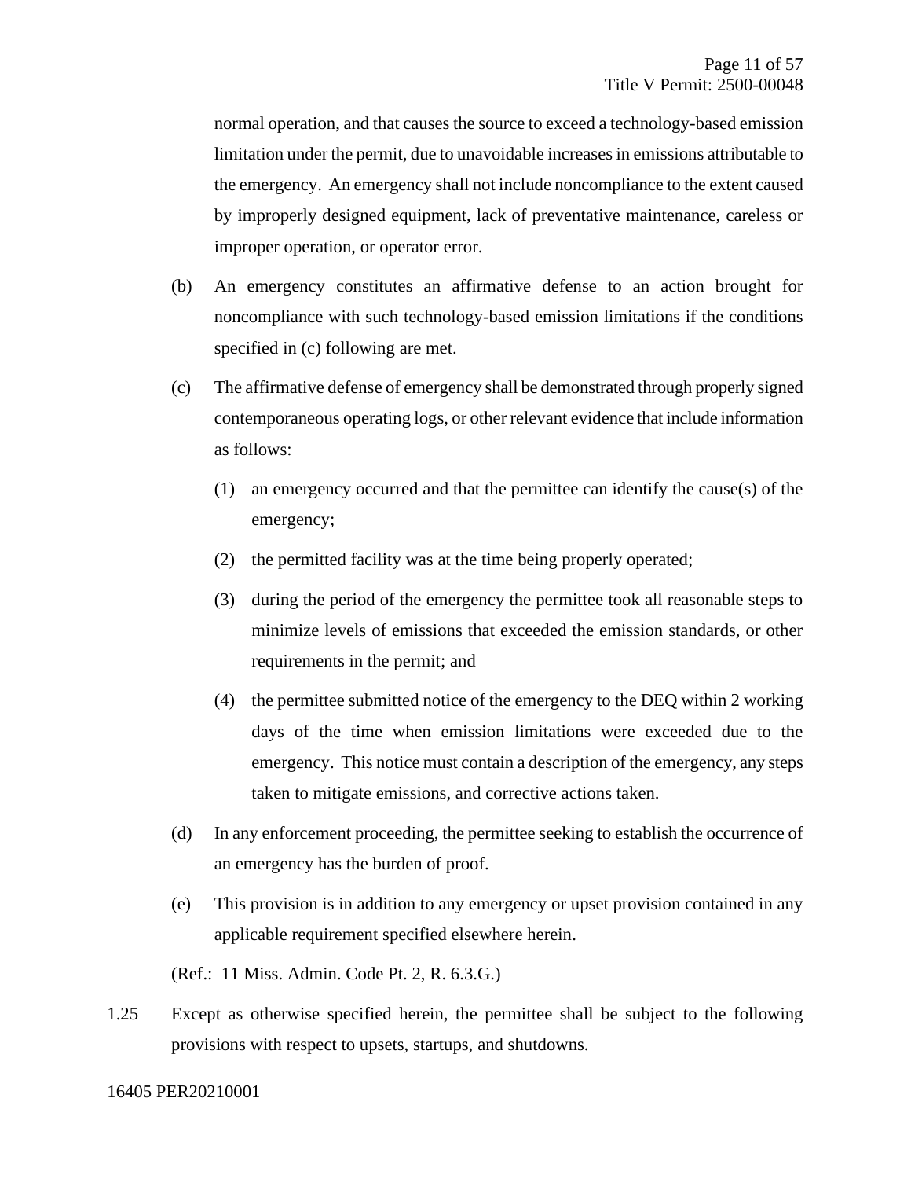normal operation, and that causes the source to exceed a technology-based emission limitation under the permit, due to unavoidable increases in emissions attributable to the emergency. An emergency shall not include noncompliance to the extent caused by improperly designed equipment, lack of preventative maintenance, careless or improper operation, or operator error.

(b) An emergency constitutes an affirmative defense to an action brought for noncompliance with such technology-based emission limitations if the conditions specified in (c) following are met.

(c) The affirmative defense of emergency shall be demonstrated through properly signed contemporaneous operating logs, or other relevant evidence that include information as follows:

(1) an emergency occurred and that the permittee can identify the cause(s) of the emergency;

(2) the permitted facility was at the time being properly operated;

(3) during the period of the emergency the permittee took all reasonable steps to minimize levels of emissions that exceeded the emission standards, or other requirements in the permit; and

(4) the permittee submitted notice of the emergency to the DEQ within 2 working days of the time when emission limitations were exceeded due to the emergency. This notice must contain a description of the emergency, any steps taken to mitigate emissions, and corrective actions taken.

(d) In any enforcement proceeding, the permittee seeking to establish the occurrence of an emergency has the burden of proof.

(e) This provision is in addition to any emergency or upset provision contained in any applicable requirement specified elsewhere herein.

(Ref.: 11 Miss. Admin. Code Pt. 2, R. 6.3.G.)

1.25 Except as otherwise specified herein, the permittee shall be subject to the following provisions with respect to upsets, startups, and shutdowns.

16405 PER20210001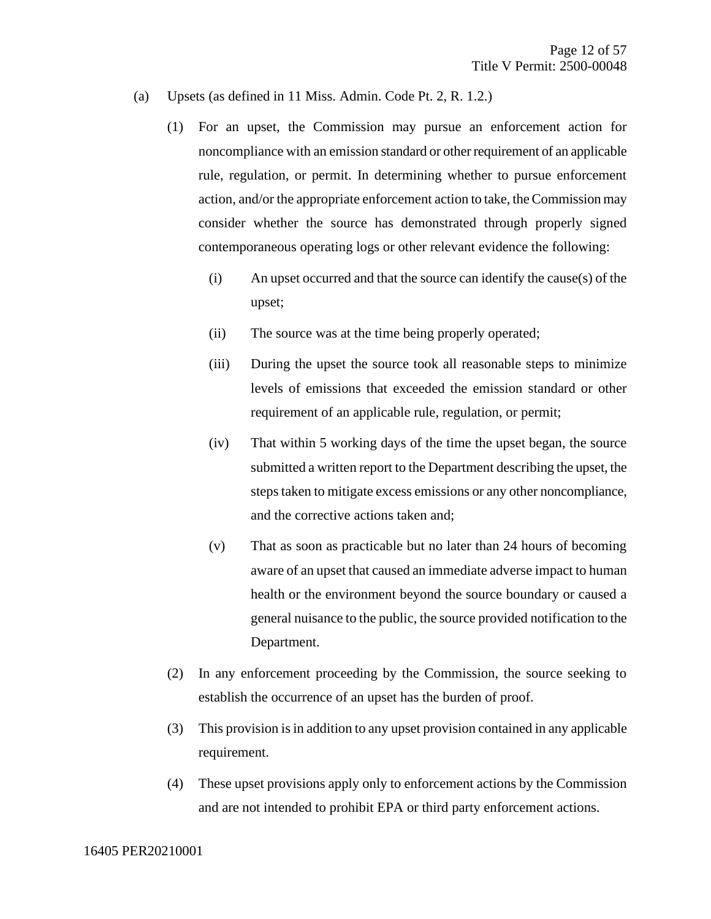(a) Upsets (as defined in 11 Miss. Admin. Code Pt. 2, R. 1.2.)

(1) For an upset, the Commission may pursue an enforcement action for noncompliance with an emission standard or other requirement of an applicable rule, regulation, or permit. In determining whether to pursue enforcement action, and/or the appropriate enforcement action to take, the Commission may consider whether the source has demonstrated through properly signed contemporaneous operating logs or other relevant evidence the following:

(i) An upset occurred and that the source can identify the cause(s) of the upset;

(ii) The source was at the time being properly operated;

(iii) During the upset the source took all reasonable steps to minimize levels of emissions that exceeded the emission standard or other requirement of an applicable rule, regulation, or permit;

(iv) That within 5 working days of the time the upset began, the source submitted a written report to the Department describing the upset, the steps taken to mitigate excess emissions or any other noncompliance, and the corrective actions taken and;

(v) That as soon as practicable but no later than 24 hours of becoming aware of an upset that caused an immediate adverse impact to human health or the environment beyond the source boundary or caused a general nuisance to the public, the source provided notification to the Department.

(2) In any enforcement proceeding by the Commission, the source seeking to establish the occurrence of an upset has the burden of proof.

(3) This provision is in addition to any upset provision contained in any applicable requirement.

(4) These upset provisions apply only to enforcement actions by the Commission and are not intended to prohibit EPA or third party enforcement actions.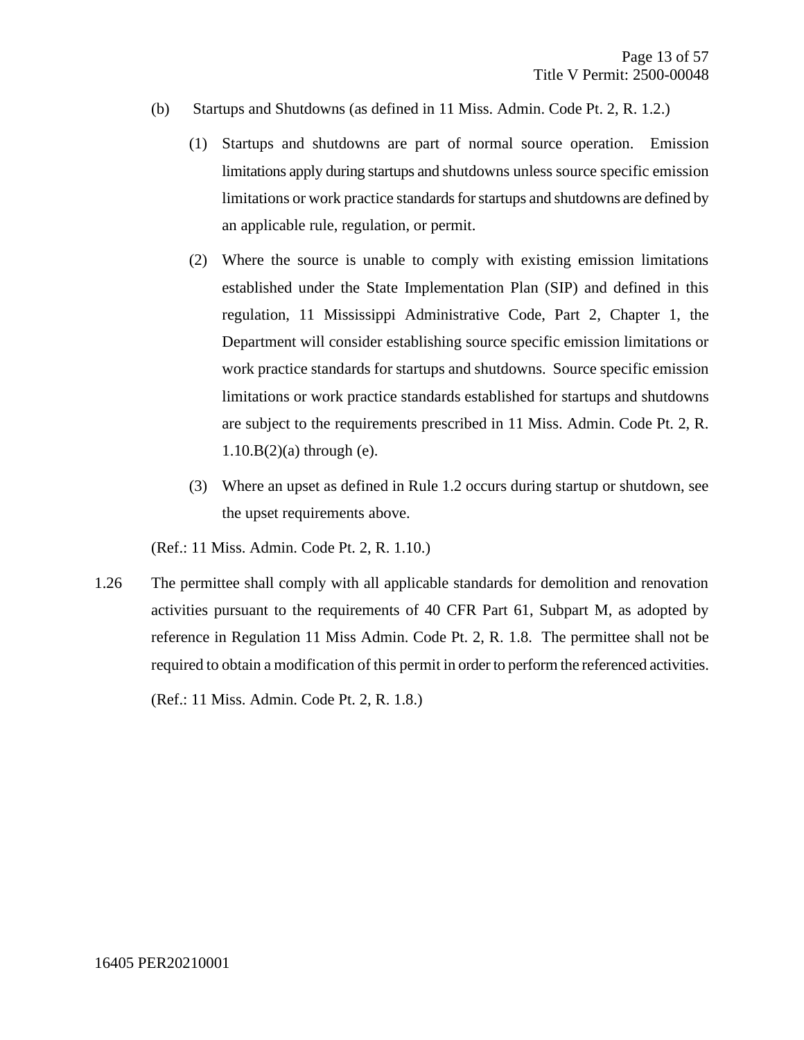(b) Startups and Shutdowns (as defined in 11 Miss. Admin. Code Pt. 2, R. 1.2.)

(1) Startups and shutdowns are part of normal source operation. Emission limitations apply during startups and shutdowns unless source specific emission limitations or work practice standards for startups and shutdowns are defined by an applicable rule, regulation, or permit.

(2) Where the source is unable to comply with existing emission limitations established under the State Implementation Plan (SIP) and defined in this regulation, 11 Mississippi Administrative Code, Part 2, Chapter 1, the Department will consider establishing source specific emission limitations or work practice standards for startups and shutdowns. Source specific emission limitations or work practice standards established for startups and shutdowns are subject to the requirements prescribed in 11 Miss. Admin. Code Pt. 2, R. 1.10.B(2)(a) through (e).

(3) Where an upset as defined in Rule 1.2 occurs during startup or shutdown, see the upset requirements above.

(Ref.: 11 Miss. Admin. Code Pt. 2, R. 1.10.)

1.26 The permittee shall comply with all applicable standards for demolition and renovation activities pursuant to the requirements of 40 CFR Part 61, Subpart M, as adopted by reference in Regulation 11 Miss Admin. Code Pt. 2, R. 1.8. The permittee shall not be required to obtain a modification of this permit in order to perform the referenced activities.

(Ref.: 11 Miss. Admin. Code Pt. 2, R. 1.8.)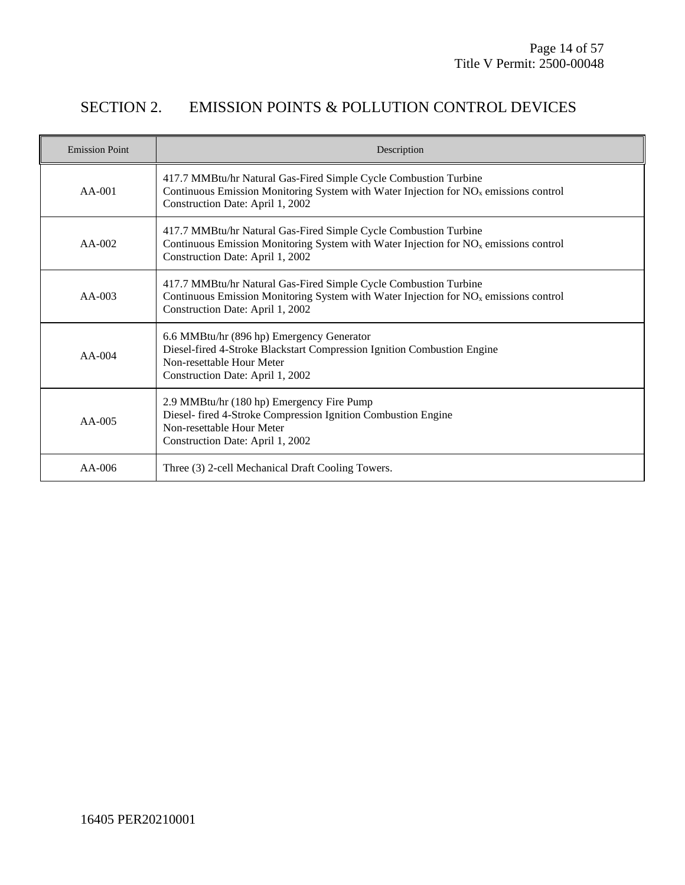# SECTION 2. EMISSION POINTS & POLLUTION CONTROL DEVICES

| Emission Point | Description |
|---|---|
| AA-001 | 417.7 MMBtu/hr Natural Gas-Fired Simple Cycle Combustion Turbine<br>Continuous Emission Monitoring System with Water Injection for $NO_x$ emissions control<br>Construction Date: April 1, 2002 |
| AA-002 | 417.7 MMBtu/hr Natural Gas-Fired Simple Cycle Combustion Turbine<br>Continuous Emission Monitoring System with Water Injection for $NO_x$ emissions control<br>Construction Date: April 1, 2002 |
| AA-003 | 417.7 MMBtu/hr Natural Gas-Fired Simple Cycle Combustion Turbine<br>Continuous Emission Monitoring System with Water Injection for $NO_x$ emissions control<br>Construction Date: April 1, 2002 |
| AA-004 | 6.6 MMBtu/hr (896 hp) Emergency Generator<br>Diesel-fired 4-Stroke Blackstart Compression Ignition Combustion Engine<br>Non-resettable Hour Meter<br>Construction Date: April 1, 2002 |
| AA-005 | 2.9 MMBtu/hr (180 hp) Emergency Fire Pump<br>Diesel- fired 4-Stroke Compression Ignition Combustion Engine<br>Non-resettable Hour Meter<br>Construction Date: April 1, 2002 |
| AA-006 | Three (3) 2-cell Mechanical Draft Cooling Towers. |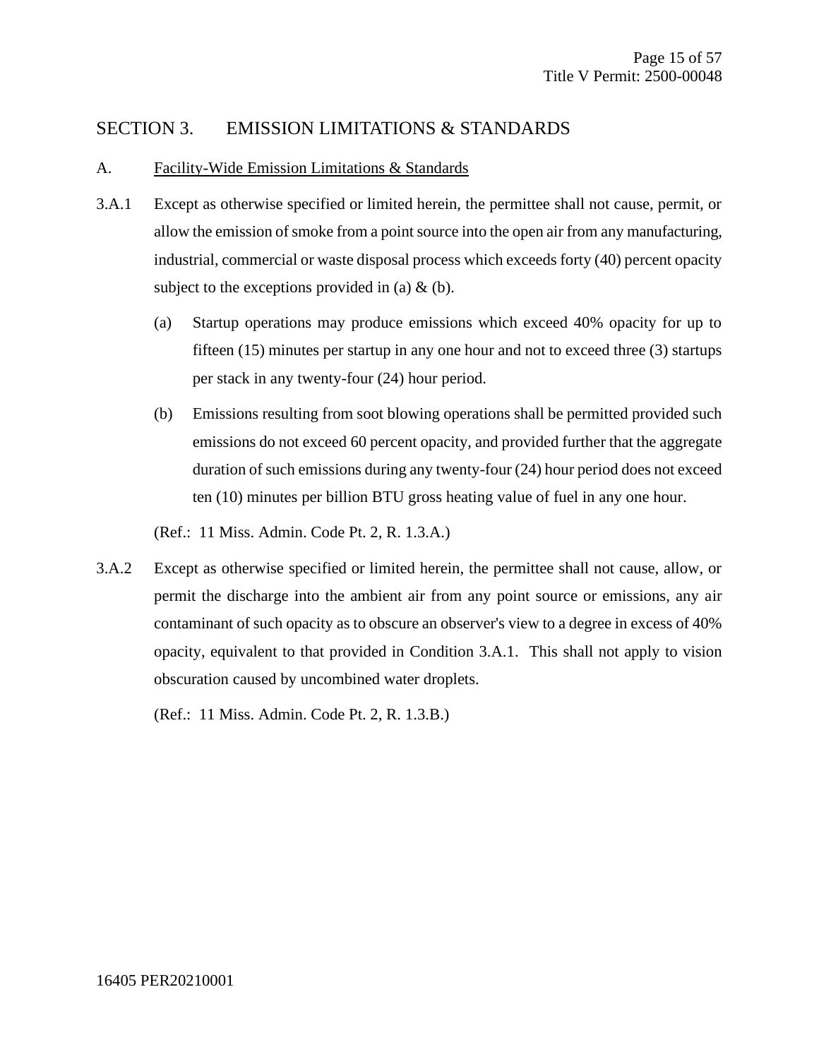## SECTION 3. EMISSION LIMITATIONS & STANDARDS

### A. Facility-Wide Emission Limitations & Standards

3.A.1 Except as otherwise specified or limited herein, the permittee shall not cause, permit, or allow the emission of smoke from a point source into the open air from any manufacturing, industrial, commercial or waste disposal process which exceeds forty (40) percent opacity subject to the exceptions provided in (a) & (b).

(a) Startup operations may produce emissions which exceed 40% opacity for up to fifteen (15) minutes per startup in any one hour and not to exceed three (3) startups per stack in any twenty-four (24) hour period.

(b) Emissions resulting from soot blowing operations shall be permitted provided such emissions do not exceed 60 percent opacity, and provided further that the aggregate duration of such emissions during any twenty-four (24) hour period does not exceed ten (10) minutes per billion BTU gross heating value of fuel in any one hour.

(Ref.: 11 Miss. Admin. Code Pt. 2, R. 1.3.A.)

3.A.2 Except as otherwise specified or limited herein, the permittee shall not cause, allow, or permit the discharge into the ambient air from any point source or emissions, any air contaminant of such opacity as to obscure an observer's view to a degree in excess of 40% opacity, equivalent to that provided in Condition 3.A.1. This shall not apply to vision obscuration caused by uncombined water droplets.

(Ref.: 11 Miss. Admin. Code Pt. 2, R. 1.3.B.)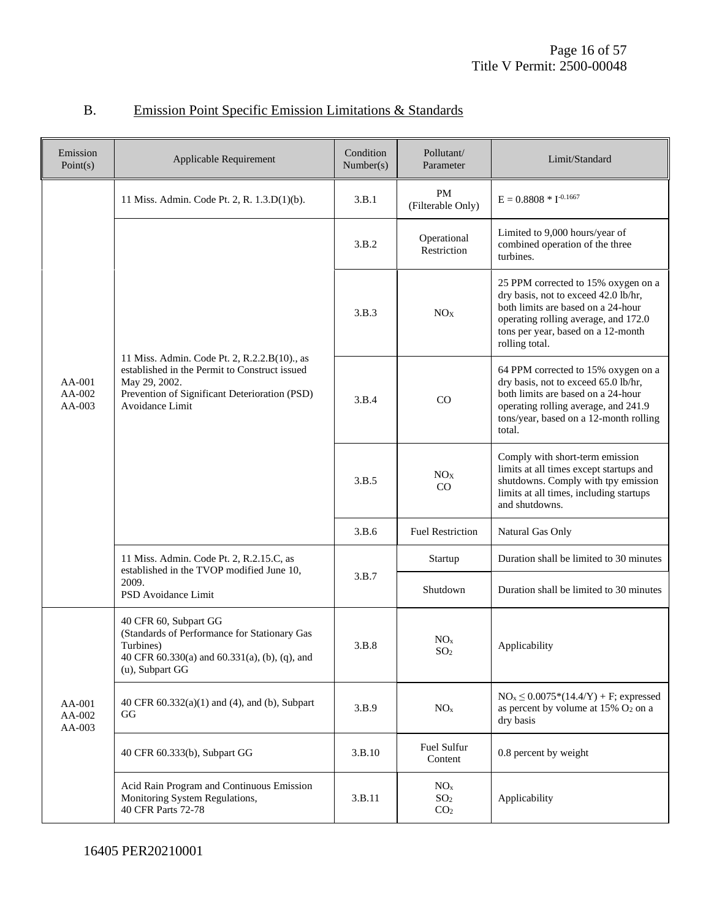## B. Emission Point Specific Emission Limitations & Standards

| Emission Point(s) | Applicable Requirement | Condition Number(s) | Pollutant/ Parameter | Limit/Standard |
|---|---|---|---|---|
| AA-001 AA-002 AA-003 | 11 Miss. Admin. Code Pt. 2, R. 1.3.D(1)(b). | 3.B.1 | PM (Filterable Only) | $E = 0.8808 * I^{-0.1667}$ |
| | 11 Miss. Admin. Code Pt. 2, R.2.2.B(10)., as established in the Permit to Construct issued May 29, 2002. Prevention of Significant Deterioration (PSD) Avoidance Limit | 3.B.2 | Operational Restriction | Limited to 9,000 hours/year of combined operation of the three turbines. |
| | | 3.B.3 | $NO_X$ | 25 PPM corrected to 15% oxygen on a dry basis, not to exceed 42.0 lb/hr, both limits are based on a 24-hour operating rolling average, and 172.0 tons per year, based on a 12-month rolling total. |
| | | 3.B.4 | CO | 64 PPM corrected to 15% oxygen on a dry basis, not to exceed 65.0 lb/hr, both limits are based on a 24-hour operating rolling average, and 241.9 tons/year, based on a 12-month rolling total. |
| | | 3.B.5 | $NO_X$ CO | Comply with short-term emission limits at all times except startups and shutdowns. Comply with tpy emission limits at all times, including startups and shutdowns. |
| | | 3.B.6 | Fuel Restriction | Natural Gas Only |
| | 11 Miss. Admin. Code Pt. 2, R.2.15.C, as established in the TVOP modified June 10, 2009. PSD Avoidance Limit | 3.B.7 | Startup | Duration shall be limited to 30 minutes |
| | | | Shutdown | Duration shall be limited to 30 minutes |
| AA-001 AA-002 AA-003 | 40 CFR 60, Subpart GG (Standards of Performance for Stationary Gas Turbines) 40 CFR 60.330(a) and 60.331(a), (b), (q), and (u), Subpart GG | 3.B.8 | $NO_x$ $SO_2$ | Applicability |
| | 40 CFR 60.332(a)(1) and (4), and (b), Subpart GG | 3.B.9 | $NO_x$ | $NO_x \leq 0.0075*(14.4/Y) + F$; expressed as percent by volume at 15% $O_2$ on a dry basis |
| | 40 CFR 60.333(b), Subpart GG | 3.B.10 | Fuel Sulfur Content | 0.8 percent by weight |
| | Acid Rain Program and Continuous Emission Monitoring System Regulations, 40 CFR Parts 72-78 | 3.B.11 | $NO_x$ $SO_2$ $CO_2$ | Applicability |

16405 PER20210001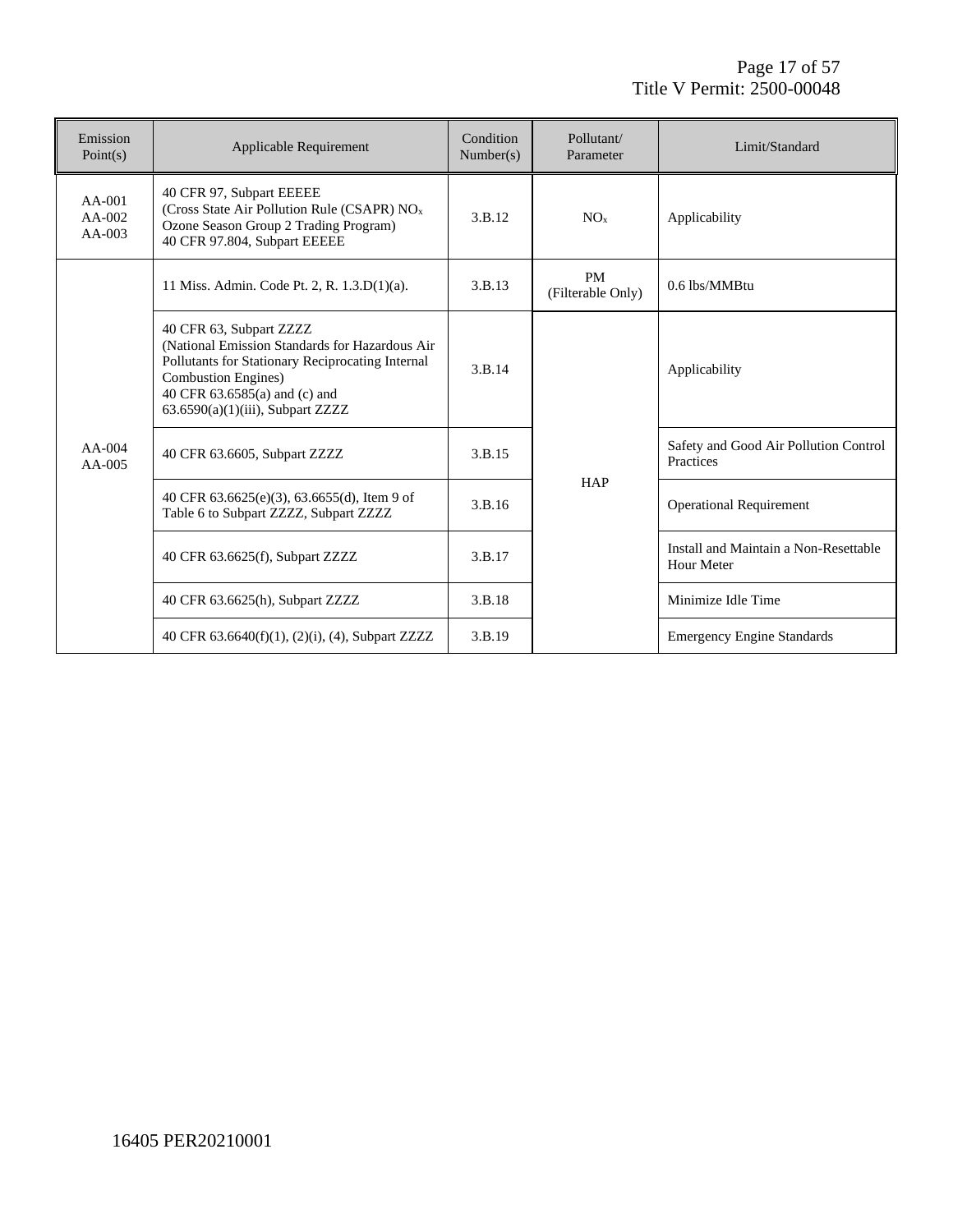| Emission Point(s) | Applicable Requirement | Condition Number(s) | Pollutant/ Parameter | Limit/Standard |
|---|---|---|---|---|
| AA-001<br>AA-002<br>AA-003 | 40 CFR 97, Subpart EEEEE<br>(Cross State Air Pollution Rule (CSAPR) $NO_x$ Ozone Season Group 2 Trading Program)<br>40 CFR 97.804, Subpart EEEEE | 3.B.12 | $NO_x$ | Applicability |
| AA-004<br>AA-005 | 11 Miss. Admin. Code Pt. 2, R. 1.3.D(1)(a). | 3.B.13 | PM<br>(Filterable Only) | 0.6 lbs/MMBtu |
| | 40 CFR 63, Subpart ZZZZ<br>(National Emission Standards for Hazardous Air Pollutants for Stationary Reciprocating Internal Combustion Engines)<br>40 CFR 63.6585(a) and (c) and 63.6590(a)(1)(iii), Subpart ZZZZ | 3.B.14 | HAP | Applicability |
| | 40 CFR 63.6605, Subpart ZZZZ | 3.B.15 | | Safety and Good Air Pollution Control Practices |
| | 40 CFR 63.6625(e)(3), 63.6655(d), Item 9 of Table 6 to Subpart ZZZZ, Subpart ZZZZ | 3.B.16 | | Operational Requirement |
| | 40 CFR 63.6625(f), Subpart ZZZZ | 3.B.17 | | Install and Maintain a Non-Resettable Hour Meter |
| | 40 CFR 63.6625(h), Subpart ZZZZ | 3.B.18 | | Minimize Idle Time |
| | 40 CFR 63.6640(f)(1), (2)(i), (4), Subpart ZZZZ | 3.B.19 | | Emergency Engine Standards |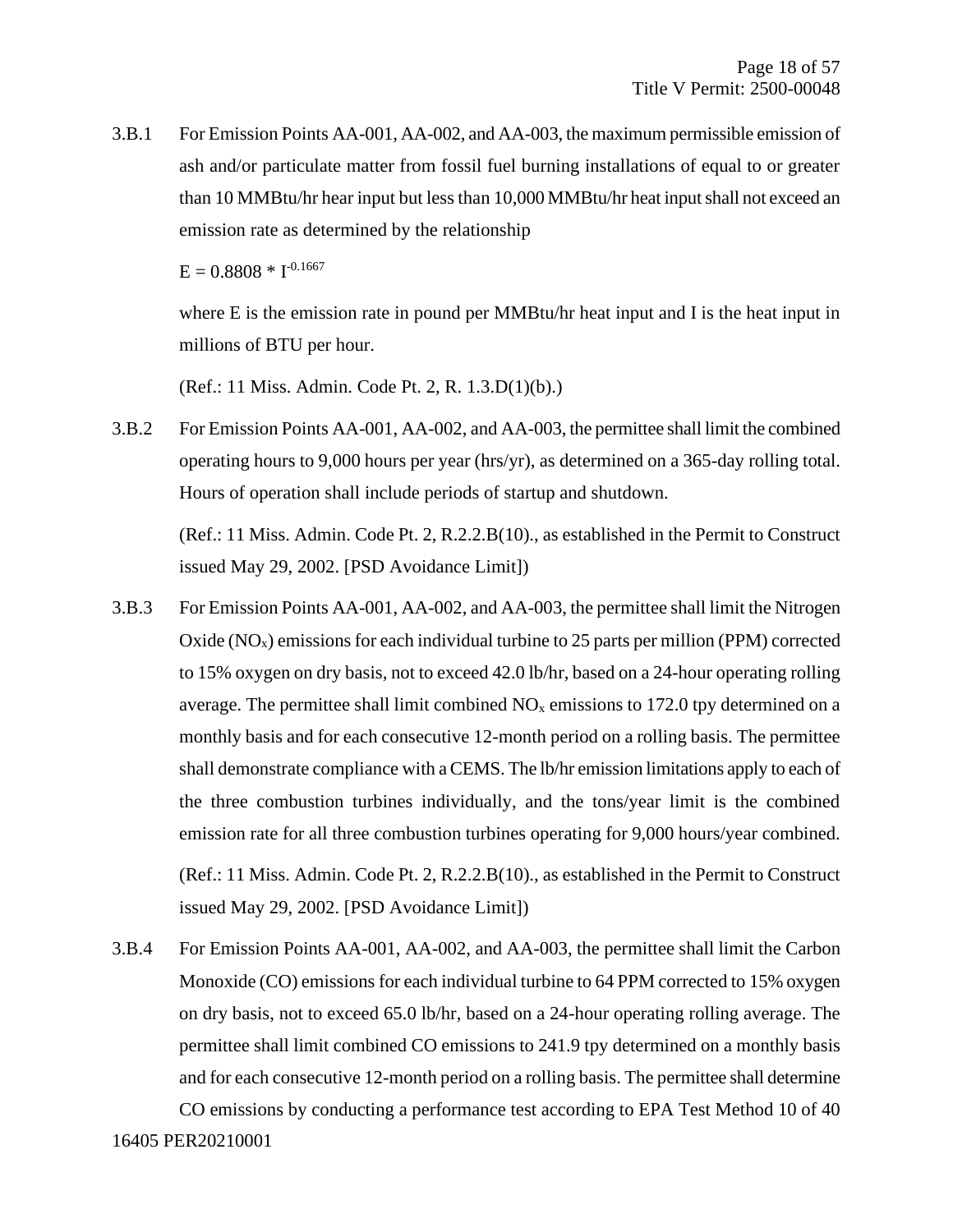3.B.1 For Emission Points AA-001, AA-002, and AA-003, the maximum permissible emission of ash and/or particulate matter from fossil fuel burning installations of equal to or greater than 10 MMBtu/hr hear input but less than 10,000 MMBtu/hr heat input shall not exceed an emission rate as determined by the relationship

$E = 0.8808 * I^{-0.1667}$

where E is the emission rate in pound per MMBtu/hr heat input and I is the heat input in millions of BTU per hour.

(Ref.: 11 Miss. Admin. Code Pt. 2, R. 1.3.D(1)(b).)

3.B.2 For Emission Points AA-001, AA-002, and AA-003, the permittee shall limit the combined operating hours to 9,000 hours per year (hrs/yr), as determined on a 365-day rolling total. Hours of operation shall include periods of startup and shutdown.

(Ref.: 11 Miss. Admin. Code Pt. 2, R.2.2.B(10)., as established in the Permit to Construct issued May 29, 2002. [PSD Avoidance Limit])

3.B.3 For Emission Points AA-001, AA-002, and AA-003, the permittee shall limit the Nitrogen Oxide ($NO_x$) emissions for each individual turbine to 25 parts per million (PPM) corrected to 15% oxygen on dry basis, not to exceed 42.0 lb/hr, based on a 24-hour operating rolling average. The permittee shall limit combined $NO_x$ emissions to 172.0 tpy determined on a monthly basis and for each consecutive 12-month period on a rolling basis. The permittee shall demonstrate compliance with a CEMS. The lb/hr emission limitations apply to each of the three combustion turbines individually, and the tons/year limit is the combined emission rate for all three combustion turbines operating for 9,000 hours/year combined.

(Ref.: 11 Miss. Admin. Code Pt. 2, R.2.2.B(10)., as established in the Permit to Construct issued May 29, 2002. [PSD Avoidance Limit])

3.B.4 For Emission Points AA-001, AA-002, and AA-003, the permittee shall limit the Carbon Monoxide (CO) emissions for each individual turbine to 64 PPM corrected to 15% oxygen on dry basis, not to exceed 65.0 lb/hr, based on a 24-hour operating rolling average. The permittee shall limit combined CO emissions to 241.9 tpy determined on a monthly basis and for each consecutive 12-month period on a rolling basis. The permittee shall determine CO emissions by conducting a performance test according to EPA Test Method 10 of 40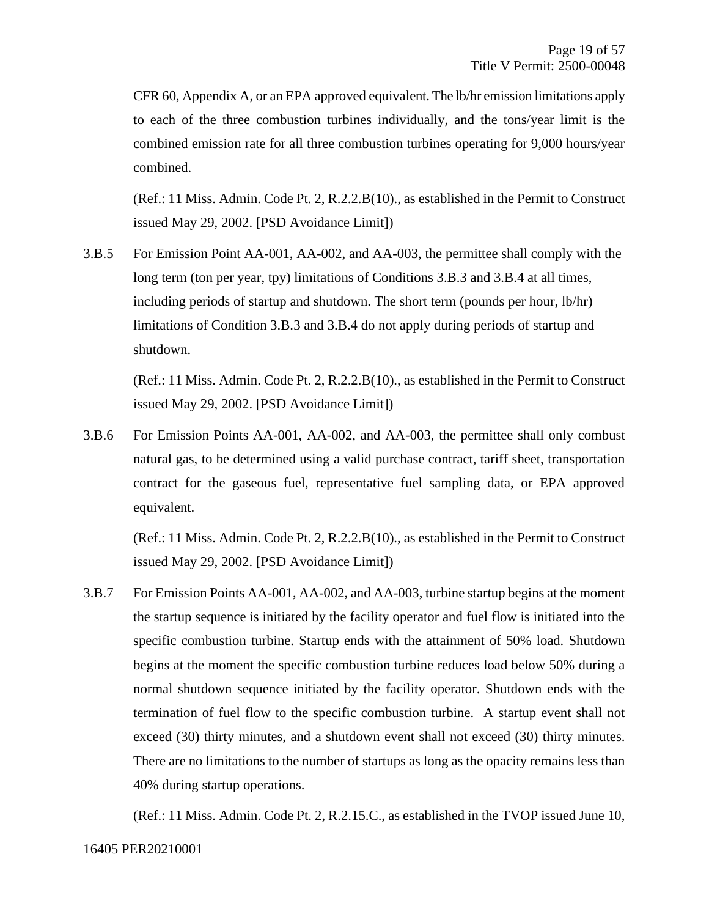CFR 60, Appendix A, or an EPA approved equivalent. The lb/hr emission limitations apply to each of the three combustion turbines individually, and the tons/year limit is the combined emission rate for all three combustion turbines operating for 9,000 hours/year combined.

(Ref.: 11 Miss. Admin. Code Pt. 2, R.2.2.B(10)., as established in the Permit to Construct issued May 29, 2002. [PSD Avoidance Limit])

3.B.5 For Emission Point AA-001, AA-002, and AA-003, the permittee shall comply with the long term (ton per year, tpy) limitations of Conditions 3.B.3 and 3.B.4 at all times, including periods of startup and shutdown. The short term (pounds per hour, lb/hr) limitations of Condition 3.B.3 and 3.B.4 do not apply during periods of startup and shutdown.

(Ref.: 11 Miss. Admin. Code Pt. 2, R.2.2.B(10)., as established in the Permit to Construct issued May 29, 2002. [PSD Avoidance Limit])

3.B.6 For Emission Points AA-001, AA-002, and AA-003, the permittee shall only combust natural gas, to be determined using a valid purchase contract, tariff sheet, transportation contract for the gaseous fuel, representative fuel sampling data, or EPA approved equivalent.

(Ref.: 11 Miss. Admin. Code Pt. 2, R.2.2.B(10)., as established in the Permit to Construct issued May 29, 2002. [PSD Avoidance Limit])

3.B.7 For Emission Points AA-001, AA-002, and AA-003, turbine startup begins at the moment the startup sequence is initiated by the facility operator and fuel flow is initiated into the specific combustion turbine. Startup ends with the attainment of 50% load. Shutdown begins at the moment the specific combustion turbine reduces load below 50% during a normal shutdown sequence initiated by the facility operator. Shutdown ends with the termination of fuel flow to the specific combustion turbine. A startup event shall not exceed (30) thirty minutes, and a shutdown event shall not exceed (30) thirty minutes. There are no limitations to the number of startups as long as the opacity remains less than 40% during startup operations.

(Ref.: 11 Miss. Admin. Code Pt. 2, R.2.15.C., as established in the TVOP issued June 10,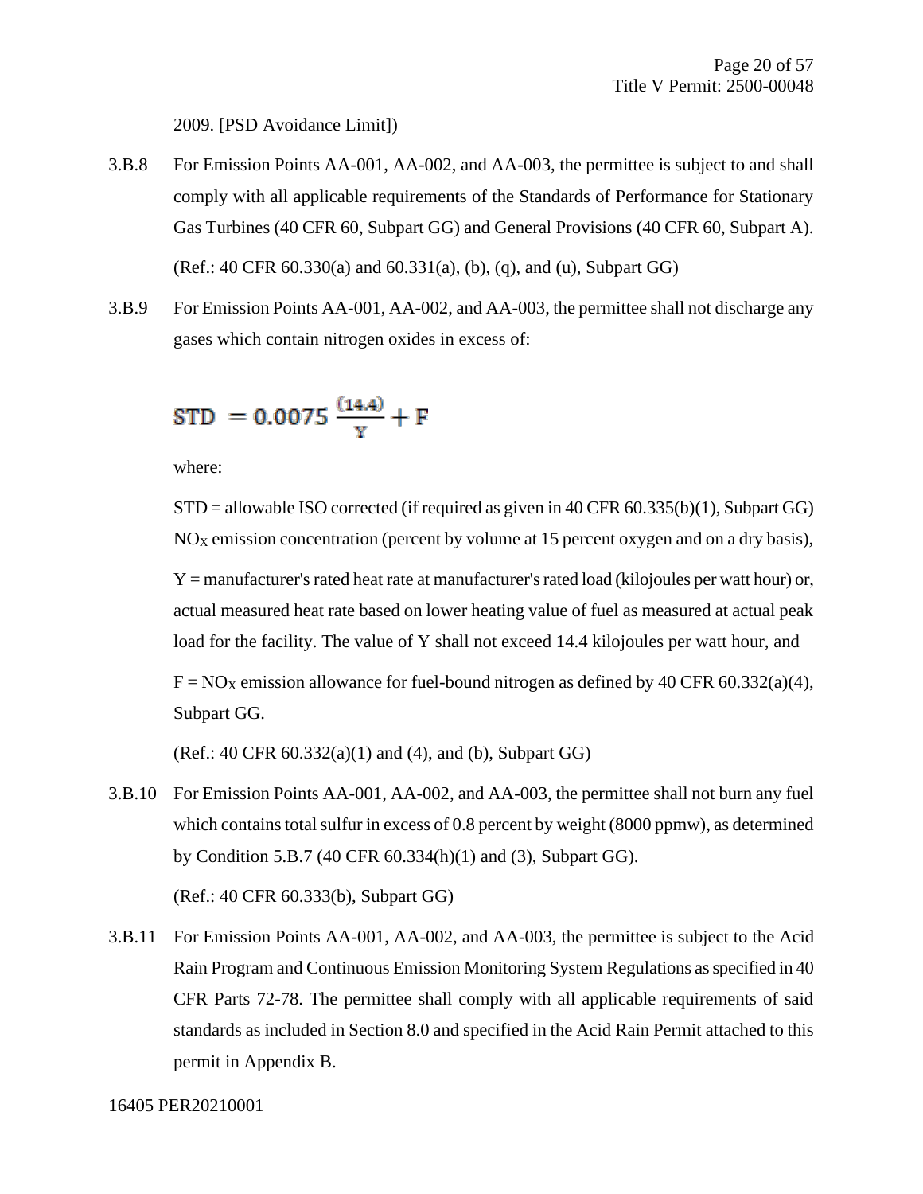2009. [PSD Avoidance Limit])

3.B.8 For Emission Points AA-001, AA-002, and AA-003, the permittee is subject to and shall comply with all applicable requirements of the Standards of Performance for Stationary Gas Turbines (40 CFR 60, Subpart GG) and General Provisions (40 CFR 60, Subpart A).

(Ref.: 40 CFR 60.330(a) and 60.331(a), (b), (q), and (u), Subpart GG)

3.B.9 For Emission Points AA-001, AA-002, and AA-003, the permittee shall not discharge any gases which contain nitrogen oxides in excess of:

$$STD = 0.0075 \frac{(14.4)}{Y} + F$$

where:

STD = allowable ISO corrected (if required as given in 40 CFR 60.335(b)(1), Subpart GG) $NO_X$ emission concentration (percent by volume at 15 percent oxygen and on a dry basis),

Y = manufacturer's rated heat rate at manufacturer's rated load (kilojoules per watt hour) or, actual measured heat rate based on lower heating value of fuel as measured at actual peak load for the facility. The value of Y shall not exceed 14.4 kilojoules per watt hour, and

F = $NO_X$ emission allowance for fuel-bound nitrogen as defined by 40 CFR 60.332(a)(4), Subpart GG.

(Ref.: 40 CFR 60.332(a)(1) and (4), and (b), Subpart GG)

3.B.10 For Emission Points AA-001, AA-002, and AA-003, the permittee shall not burn any fuel which contains total sulfur in excess of 0.8 percent by weight (8000 ppmw), as determined by Condition 5.B.7 (40 CFR 60.334(h)(1) and (3), Subpart GG).

(Ref.: 40 CFR 60.333(b), Subpart GG)

3.B.11 For Emission Points AA-001, AA-002, and AA-003, the permittee is subject to the Acid Rain Program and Continuous Emission Monitoring System Regulations as specified in 40 CFR Parts 72-78. The permittee shall comply with all applicable requirements of said standards as included in Section 8.0 and specified in the Acid Rain Permit attached to this permit in Appendix B.

16405 PER20210001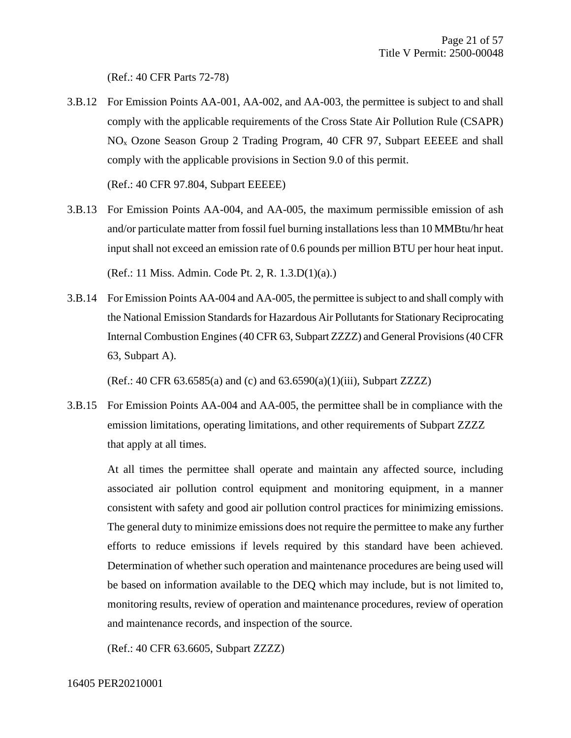(Ref.: 40 CFR Parts 72-78)

3.B.12 For Emission Points AA-001, AA-002, and AA-003, the permittee is subject to and shall comply with the applicable requirements of the Cross State Air Pollution Rule (CSAPR) $NO_x$ Ozone Season Group 2 Trading Program, 40 CFR 97, Subpart EEEEE and shall comply with the applicable provisions in Section 9.0 of this permit.

(Ref.: 40 CFR 97.804, Subpart EEEEE)

3.B.13 For Emission Points AA-004, and AA-005, the maximum permissible emission of ash and/or particulate matter from fossil fuel burning installations less than 10 MMBtu/hr heat input shall not exceed an emission rate of 0.6 pounds per million BTU per hour heat input.

(Ref.: 11 Miss. Admin. Code Pt. 2, R. 1.3.D(1)(a).)

3.B.14 For Emission Points AA-004 and AA-005, the permittee is subject to and shall comply with the National Emission Standards for Hazardous Air Pollutants for Stationary Reciprocating Internal Combustion Engines (40 CFR 63, Subpart ZZZZ) and General Provisions (40 CFR 63, Subpart A).

(Ref.: 40 CFR 63.6585(a) and (c) and 63.6590(a)(1)(iii), Subpart ZZZZ)

3.B.15 For Emission Points AA-004 and AA-005, the permittee shall be in compliance with the emission limitations, operating limitations, and other requirements of Subpart ZZZZ that apply at all times.

At all times the permittee shall operate and maintain any affected source, including associated air pollution control equipment and monitoring equipment, in a manner consistent with safety and good air pollution control practices for minimizing emissions. The general duty to minimize emissions does not require the permittee to make any further efforts to reduce emissions if levels required by this standard have been achieved. Determination of whether such operation and maintenance procedures are being used will be based on information available to the DEQ which may include, but is not limited to, monitoring results, review of operation and maintenance procedures, review of operation and maintenance records, and inspection of the source.

(Ref.: 40 CFR 63.6605, Subpart ZZZZ)

16405 PER20210001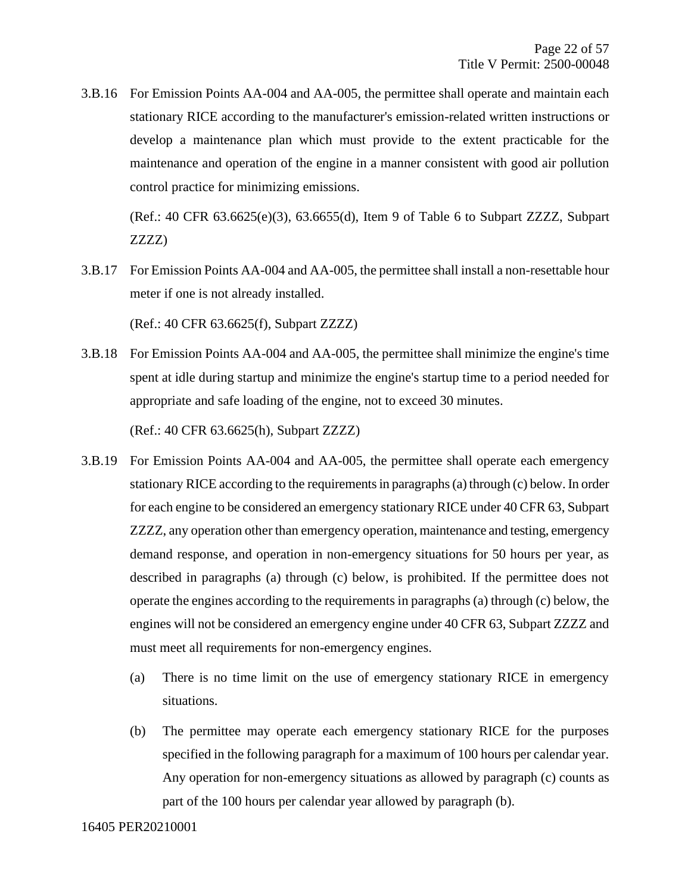3.B.16 For Emission Points AA-004 and AA-005, the permittee shall operate and maintain each stationary RICE according to the manufacturer's emission-related written instructions or develop a maintenance plan which must provide to the extent practicable for the maintenance and operation of the engine in a manner consistent with good air pollution control practice for minimizing emissions.

(Ref.: 40 CFR 63.6625(e)(3), 63.6655(d), Item 9 of Table 6 to Subpart ZZZZ, Subpart ZZZZ)

3.B.17 For Emission Points AA-004 and AA-005, the permittee shall install a non-resettable hour meter if one is not already installed.

(Ref.: 40 CFR 63.6625(f), Subpart ZZZZ)

3.B.18 For Emission Points AA-004 and AA-005, the permittee shall minimize the engine's time spent at idle during startup and minimize the engine's startup time to a period needed for appropriate and safe loading of the engine, not to exceed 30 minutes.

(Ref.: 40 CFR 63.6625(h), Subpart ZZZZ)

3.B.19 For Emission Points AA-004 and AA-005, the permittee shall operate each emergency stationary RICE according to the requirements in paragraphs (a) through (c) below. In order for each engine to be considered an emergency stationary RICE under 40 CFR 63, Subpart ZZZZ, any operation other than emergency operation, maintenance and testing, emergency demand response, and operation in non-emergency situations for 50 hours per year, as described in paragraphs (a) through (c) below, is prohibited. If the permittee does not operate the engines according to the requirements in paragraphs (a) through (c) below, the engines will not be considered an emergency engine under 40 CFR 63, Subpart ZZZZ and must meet all requirements for non-emergency engines.

(a) There is no time limit on the use of emergency stationary RICE in emergency situations.

(b) The permittee may operate each emergency stationary RICE for the purposes specified in the following paragraph for a maximum of 100 hours per calendar year. Any operation for non-emergency situations as allowed by paragraph (c) counts as part of the 100 hours per calendar year allowed by paragraph (b).

16405 PER20210001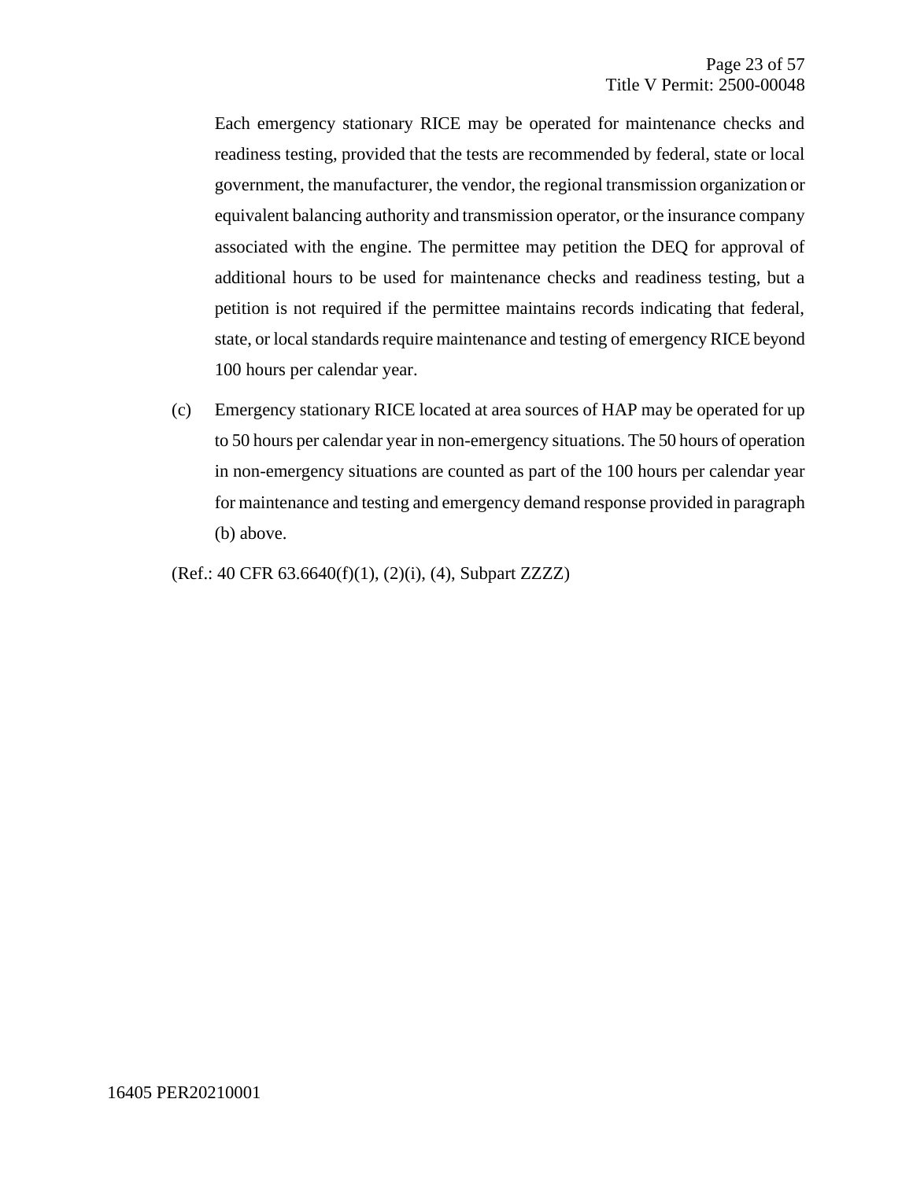Each emergency stationary RICE may be operated for maintenance checks and readiness testing, provided that the tests are recommended by federal, state or local government, the manufacturer, the vendor, the regional transmission organization or equivalent balancing authority and transmission operator, or the insurance company associated with the engine. The permittee may petition the DEQ for approval of additional hours to be used for maintenance checks and readiness testing, but a petition is not required if the permittee maintains records indicating that federal, state, or local standards require maintenance and testing of emergency RICE beyond 100 hours per calendar year.

(c) Emergency stationary RICE located at area sources of HAP may be operated for up to 50 hours per calendar year in non-emergency situations. The 50 hours of operation in non-emergency situations are counted as part of the 100 hours per calendar year for maintenance and testing and emergency demand response provided in paragraph (b) above.

(Ref.: 40 CFR 63.6640(f)(1), (2)(i), (4), Subpart ZZZZ)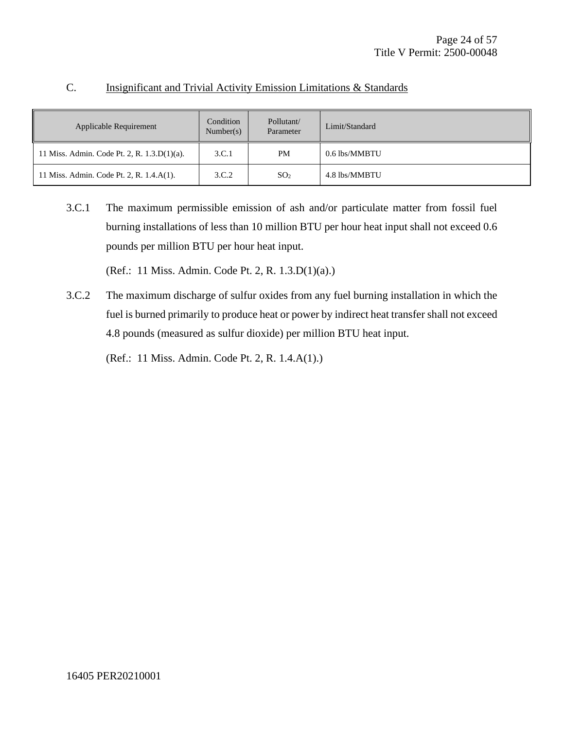## C. Insignificant and Trivial Activity Emission Limitations & Standards

| Applicable Requirement | Condition Number(s) | Pollutant/ Parameter | Limit/Standard |
|---|---|---|---|
| 11 Miss. Admin. Code Pt. 2, R. 1.3.D(1)(a). | 3.C.1 | PM | 0.6 lbs/MMBTU |
| 11 Miss. Admin. Code Pt. 2, R. 1.4.A(1). | 3.C.2 | $SO_2$ | 4.8 lbs/MMBTU |

3.C.1 The maximum permissible emission of ash and/or particulate matter from fossil fuel burning installations of less than 10 million BTU per hour heat input shall not exceed 0.6 pounds per million BTU per hour heat input.

(Ref.: 11 Miss. Admin. Code Pt. 2, R. 1.3.D(1)(a).)

3.C.2 The maximum discharge of sulfur oxides from any fuel burning installation in which the fuel is burned primarily to produce heat or power by indirect heat transfer shall not exceed 4.8 pounds (measured as sulfur dioxide) per million BTU heat input.

(Ref.: 11 Miss. Admin. Code Pt. 2, R. 1.4.A(1).)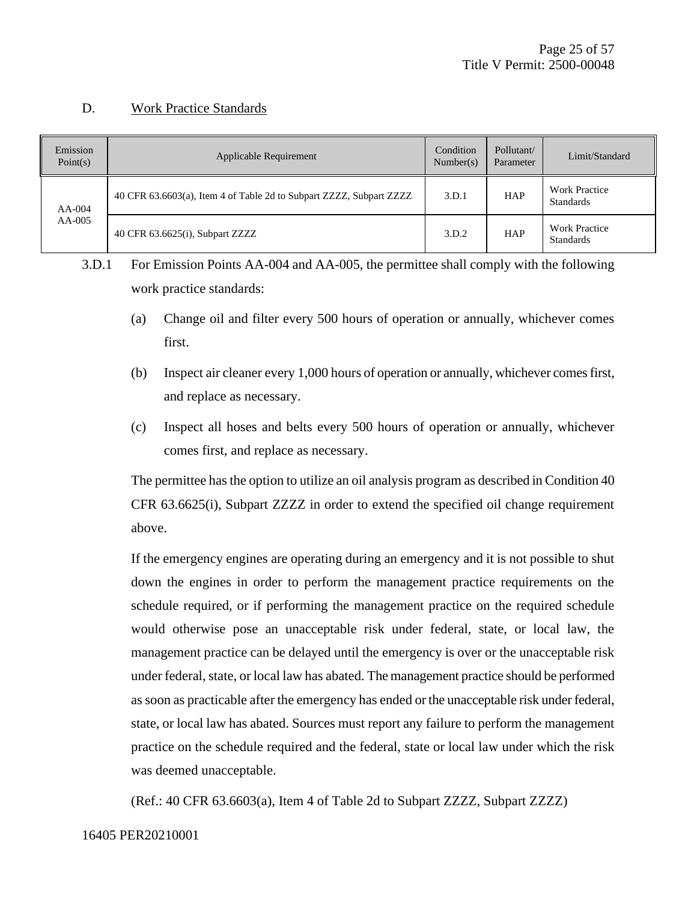## D. Work Practice Standards

| Emission Point(s) | Applicable Requirement | Condition Number(s) | Pollutant/ Parameter | Limit/Standard |
|---|---|---|---|---|
| AA-004<br>AA-005 | 40 CFR 63.6603(a), Item 4 of Table 2d to Subpart ZZZZ, Subpart ZZZZ | 3.D.1 | HAP | Work Practice Standards |
| | 40 CFR 63.6625(i), Subpart ZZZZ | 3.D.2 | HAP | Work Practice Standards |

3.D.1 For Emission Points AA-004 and AA-005, the permittee shall comply with the following work practice standards:

(a) Change oil and filter every 500 hours of operation or annually, whichever comes first.

(b) Inspect air cleaner every 1,000 hours of operation or annually, whichever comes first, and replace as necessary.

(c) Inspect all hoses and belts every 500 hours of operation or annually, whichever comes first, and replace as necessary.

The permittee has the option to utilize an oil analysis program as described in Condition 40 CFR 63.6625(i), Subpart ZZZZ in order to extend the specified oil change requirement above.

If the emergency engines are operating during an emergency and it is not possible to shut down the engines in order to perform the management practice requirements on the schedule required, or if performing the management practice on the required schedule would otherwise pose an unacceptable risk under federal, state, or local law, the management practice can be delayed until the emergency is over or the unacceptable risk under federal, state, or local law has abated. The management practice should be performed as soon as practicable after the emergency has ended or the unacceptable risk under federal, state, or local law has abated. Sources must report any failure to perform the management practice on the schedule required and the federal, state or local law under which the risk was deemed unacceptable.

(Ref.: 40 CFR 63.6603(a), Item 4 of Table 2d to Subpart ZZZZ, Subpart ZZZZ)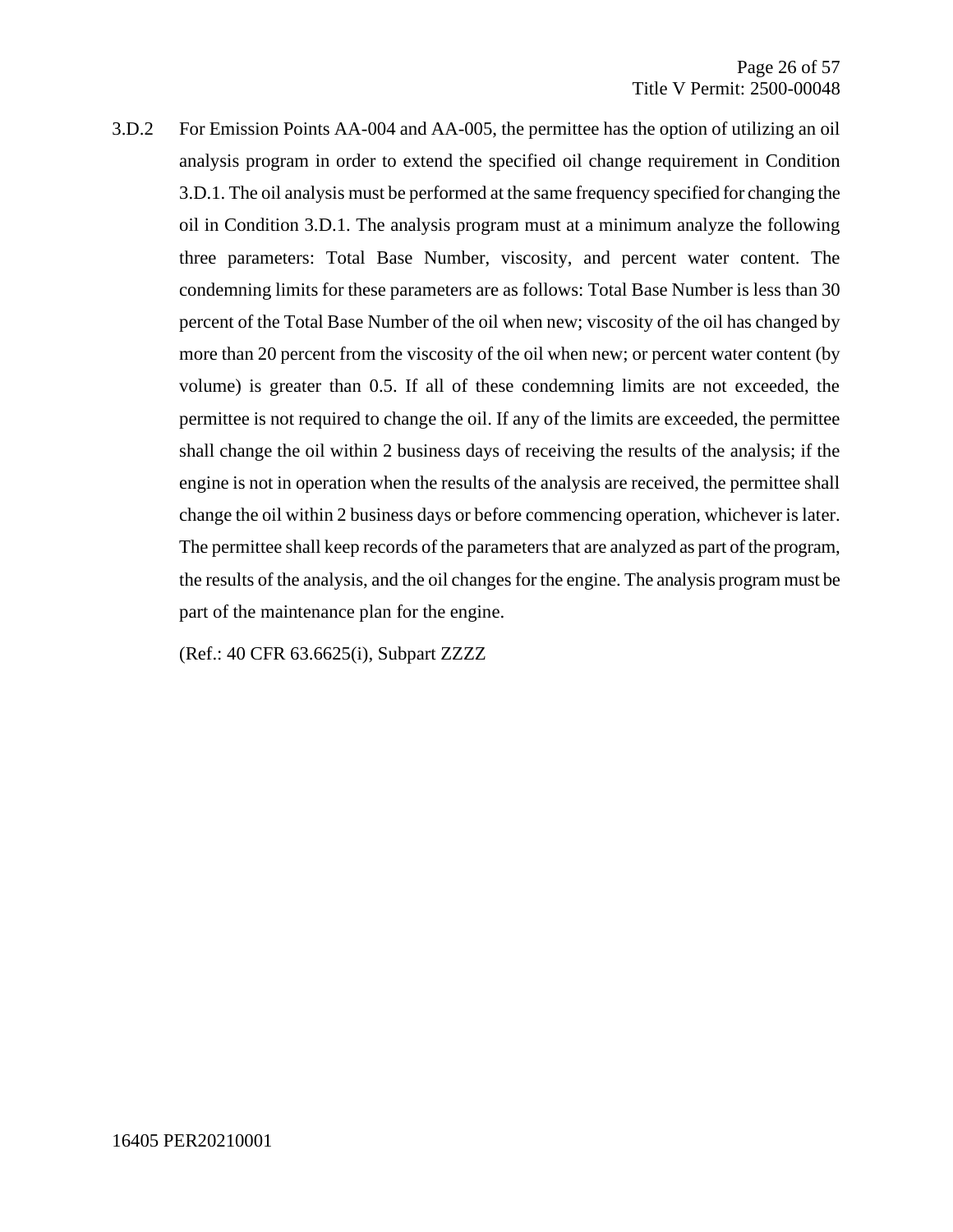3.D.2 For Emission Points AA-004 and AA-005, the permittee has the option of utilizing an oil analysis program in order to extend the specified oil change requirement in Condition 3.D.1. The oil analysis must be performed at the same frequency specified for changing the oil in Condition 3.D.1. The analysis program must at a minimum analyze the following three parameters: Total Base Number, viscosity, and percent water content. The condemning limits for these parameters are as follows: Total Base Number is less than 30 percent of the Total Base Number of the oil when new; viscosity of the oil has changed by more than 20 percent from the viscosity of the oil when new; or percent water content (by volume) is greater than 0.5. If all of these condemning limits are not exceeded, the permittee is not required to change the oil. If any of the limits are exceeded, the permittee shall change the oil within 2 business days of receiving the results of the analysis; if the engine is not in operation when the results of the analysis are received, the permittee shall change the oil within 2 business days or before commencing operation, whichever is later. The permittee shall keep records of the parameters that are analyzed as part of the program, the results of the analysis, and the oil changes for the engine. The analysis program must be part of the maintenance plan for the engine.

(Ref.: 40 CFR 63.6625(i), Subpart ZZZZ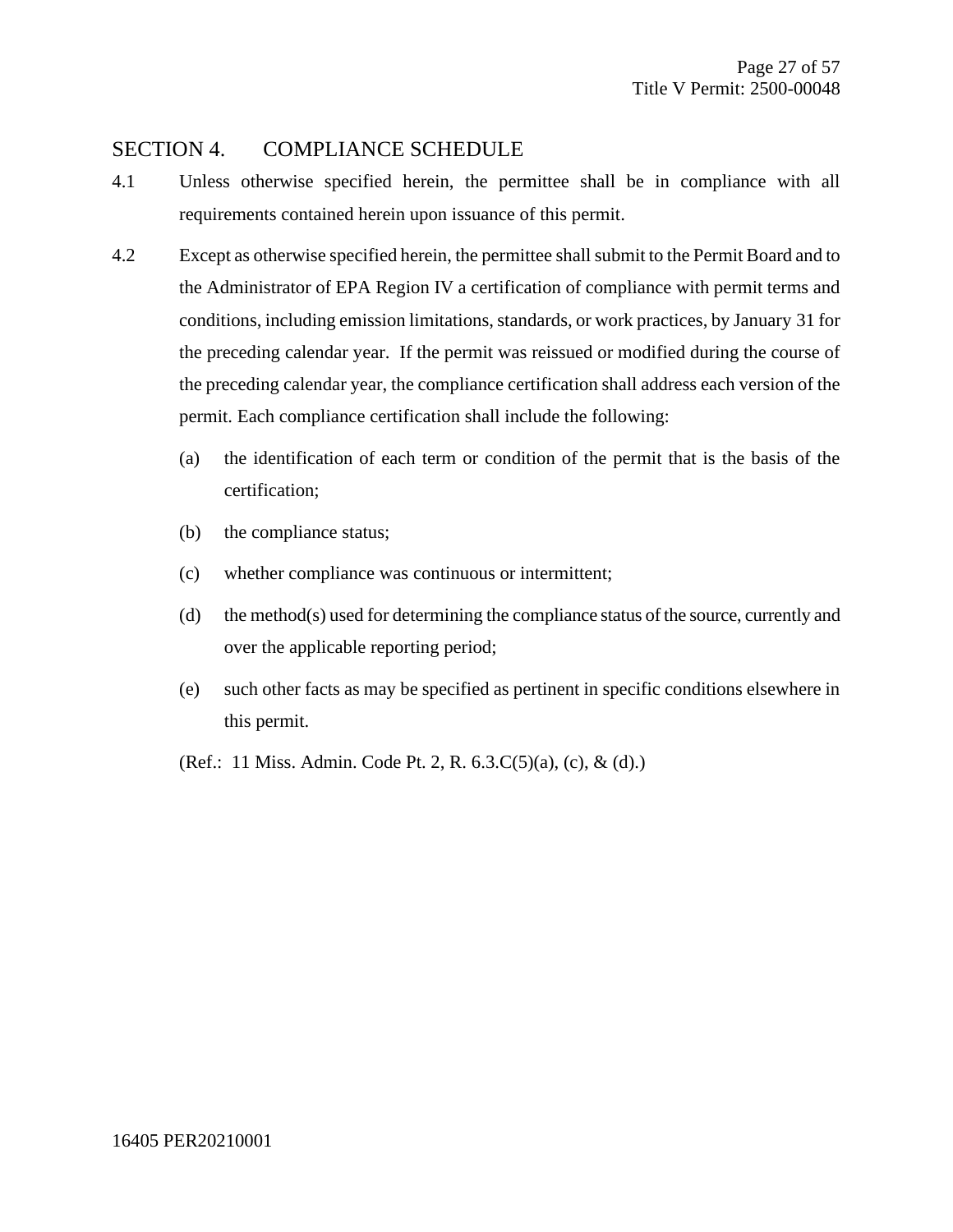## SECTION 4. COMPLIANCE SCHEDULE

4.1 Unless otherwise specified herein, the permittee shall be in compliance with all requirements contained herein upon issuance of this permit.

4.2 Except as otherwise specified herein, the permittee shall submit to the Permit Board and to the Administrator of EPA Region IV a certification of compliance with permit terms and conditions, including emission limitations, standards, or work practices, by January 31 for the preceding calendar year. If the permit was reissued or modified during the course of the preceding calendar year, the compliance certification shall address each version of the permit. Each compliance certification shall include the following:

(a) the identification of each term or condition of the permit that is the basis of the certification;

(b) the compliance status;

(c) whether compliance was continuous or intermittent;

(d) the method(s) used for determining the compliance status of the source, currently and over the applicable reporting period;

(e) such other facts as may be specified as pertinent in specific conditions elsewhere in this permit.

(Ref.: 11 Miss. Admin. Code Pt. 2, R. 6.3.C(5)(a), (c), & (d).)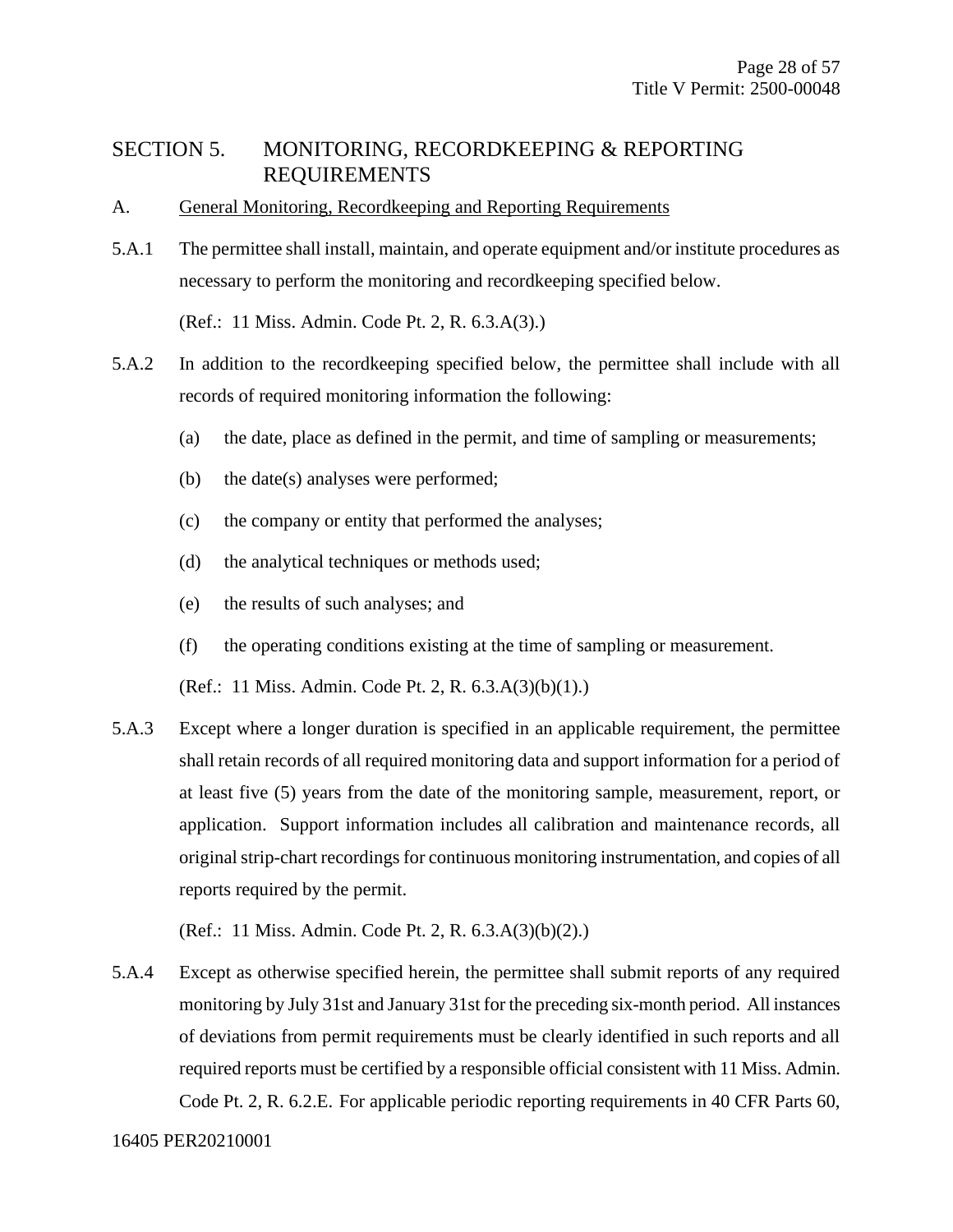# SECTION 5. MONITORING, RECORDKEEPING & REPORTING REQUIREMENTS

## A. General Monitoring, Recordkeeping and Reporting Requirements

5.A.1 The permittee shall install, maintain, and operate equipment and/or institute procedures as necessary to perform the monitoring and recordkeeping specified below.

(Ref.: 11 Miss. Admin. Code Pt. 2, R. 6.3.A(3).)

5.A.2 In addition to the recordkeeping specified below, the permittee shall include with all records of required monitoring information the following:

(a) the date, place as defined in the permit, and time of sampling or measurements;

(b) the date(s) analyses were performed;

(c) the company or entity that performed the analyses;

(d) the analytical techniques or methods used;

(e) the results of such analyses; and

(f) the operating conditions existing at the time of sampling or measurement.

(Ref.: 11 Miss. Admin. Code Pt. 2, R. 6.3.A(3)(b)(1).)

5.A.3 Except where a longer duration is specified in an applicable requirement, the permittee shall retain records of all required monitoring data and support information for a period of at least five (5) years from the date of the monitoring sample, measurement, report, or application. Support information includes all calibration and maintenance records, all original strip-chart recordings for continuous monitoring instrumentation, and copies of all reports required by the permit.

(Ref.: 11 Miss. Admin. Code Pt. 2, R. 6.3.A(3)(b)(2).)

5.A.4 Except as otherwise specified herein, the permittee shall submit reports of any required monitoring by July 31st and January 31st for the preceding six-month period. All instances of deviations from permit requirements must be clearly identified in such reports and all required reports must be certified by a responsible official consistent with 11 Miss. Admin. Code Pt. 2, R. 6.2.E. For applicable periodic reporting requirements in 40 CFR Parts 60,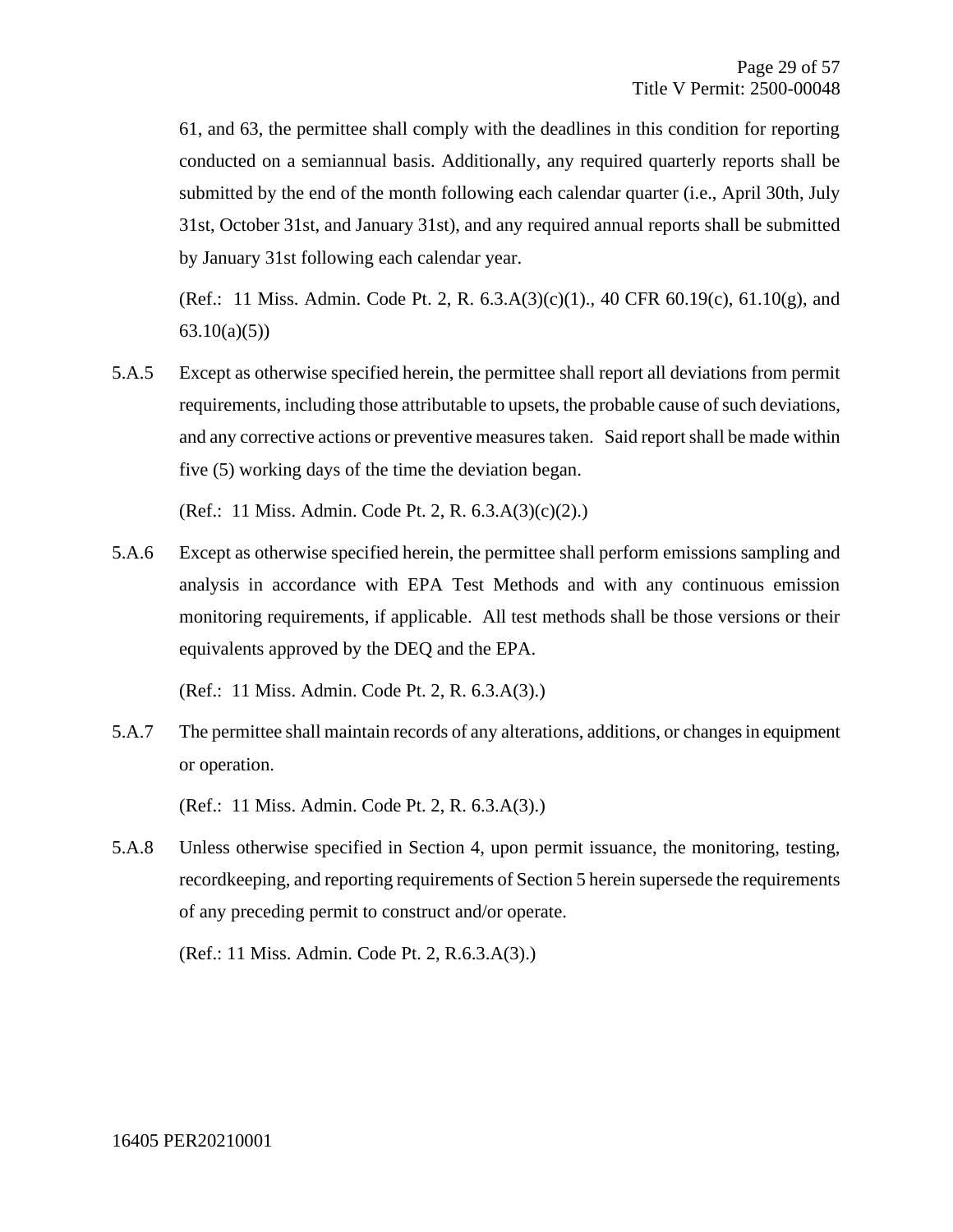61, and 63, the permittee shall comply with the deadlines in this condition for reporting conducted on a semiannual basis. Additionally, any required quarterly reports shall be submitted by the end of the month following each calendar quarter (i.e., April 30th, July 31st, October 31st, and January 31st), and any required annual reports shall be submitted by January 31st following each calendar year.

(Ref.: 11 Miss. Admin. Code Pt. 2, R. 6.3.A(3)(c)(1)., 40 CFR 60.19(c), 61.10(g), and 63.10(a)(5))

5.A.5 Except as otherwise specified herein, the permittee shall report all deviations from permit requirements, including those attributable to upsets, the probable cause of such deviations, and any corrective actions or preventive measures taken. Said report shall be made within five (5) working days of the time the deviation began.

(Ref.: 11 Miss. Admin. Code Pt. 2, R. 6.3.A(3)(c)(2).)

5.A.6 Except as otherwise specified herein, the permittee shall perform emissions sampling and analysis in accordance with EPA Test Methods and with any continuous emission monitoring requirements, if applicable. All test methods shall be those versions or their equivalents approved by the DEQ and the EPA.

(Ref.: 11 Miss. Admin. Code Pt. 2, R. 6.3.A(3).)

5.A.7 The permittee shall maintain records of any alterations, additions, or changes in equipment or operation.

(Ref.: 11 Miss. Admin. Code Pt. 2, R. 6.3.A(3).)

5.A.8 Unless otherwise specified in Section 4, upon permit issuance, the monitoring, testing, recordkeeping, and reporting requirements of Section 5 herein supersede the requirements of any preceding permit to construct and/or operate.

(Ref.: 11 Miss. Admin. Code Pt. 2, R.6.3.A(3).)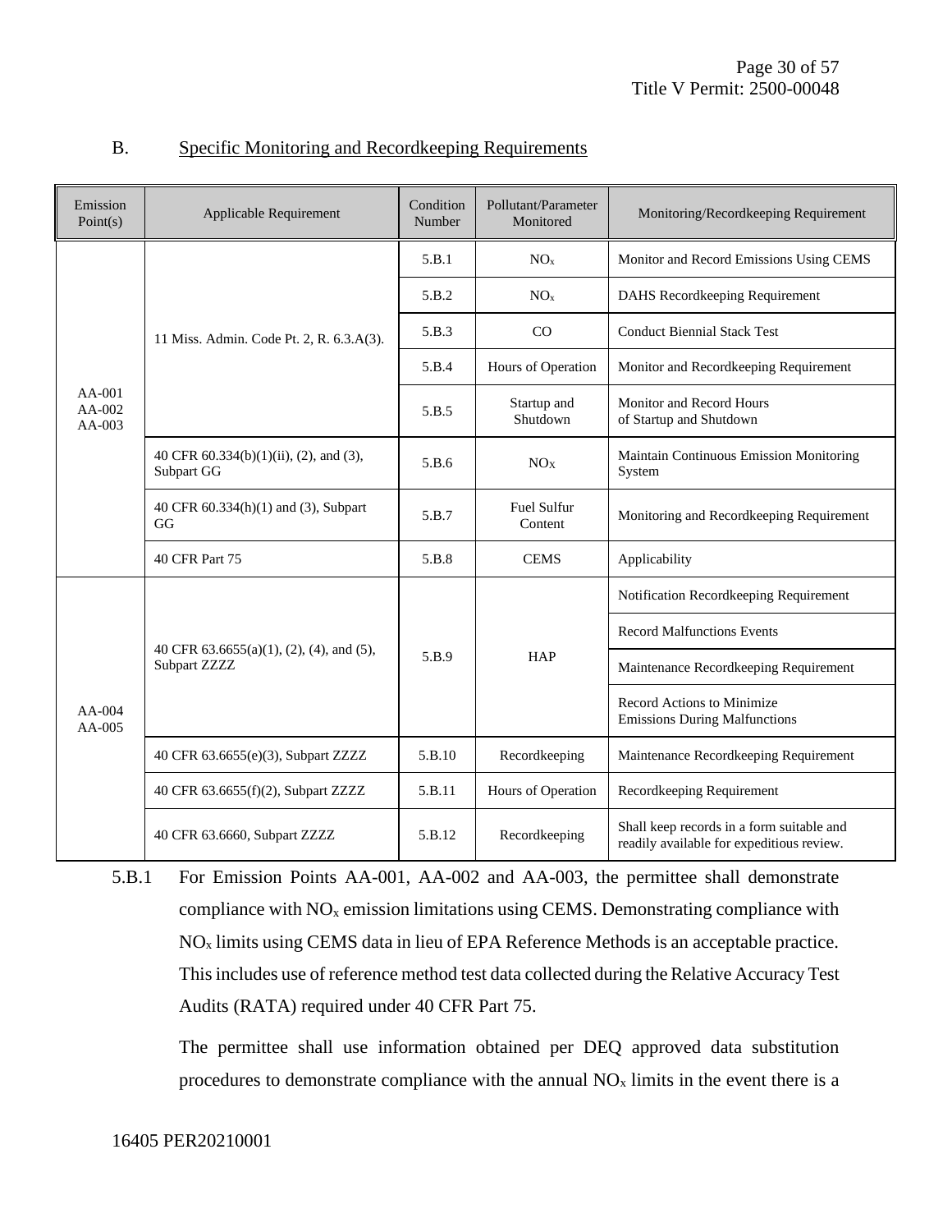## B. Specific Monitoring and Recordkeeping Requirements

| Emission Point(s) | Applicable Requirement | Condition Number | Pollutant/Parameter Monitored | Monitoring/Recordkeeping Requirement |
|---|---|---|---|---|
| AA-001<br>AA-002<br>AA-003 | 11 Miss. Admin. Code Pt. 2, R. 6.3.A(3). | 5.B.1 | $NO_x$ | Monitor and Record Emissions Using CEMS |
| | | 5.B.2 | $NO_x$ | DAHS Recordkeeping Requirement |
| | | 5.B.3 | CO | Conduct Biennial Stack Test |
| | | 5.B.4 | Hours of Operation | Monitor and Recordkeeping Requirement |
| | | 5.B.5 | Startup and Shutdown | Monitor and Record Hours of Startup and Shutdown |
| | 40 CFR 60.334(b)(1)(ii), (2), and (3), Subpart GG | 5.B.6 | $NO_X$ | Maintain Continuous Emission Monitoring System |
| | 40 CFR 60.334(h)(1) and (3), Subpart GG | 5.B.7 | Fuel Sulfur Content | Monitoring and Recordkeeping Requirement |
| | 40 CFR Part 75 | 5.B.8 | CEMS | Applicability |
| AA-004<br>AA-005 | 40 CFR 63.6655(a)(1), (2), (4), and (5), Subpart ZZZZ | 5.B.9 | HAP | Notification Recordkeeping Requirement |
| | | | | Record Malfunctions Events |
| | | | | Maintenance Recordkeeping Requirement |
| | | | | Record Actions to Minimize Emissions During Malfunctions |
| | 40 CFR 63.6655(e)(3), Subpart ZZZZ | 5.B.10 | Recordkeeping | Maintenance Recordkeeping Requirement |
| | 40 CFR 63.6655(f)(2), Subpart ZZZZ | 5.B.11 | Hours of Operation | Recordkeeping Requirement |
| | 40 CFR 63.6660, Subpart ZZZZ | 5.B.12 | Recordkeeping | Shall keep records in a form suitable and readily available for expeditious review. |

5.B.1 For Emission Points AA-001, AA-002 and AA-003, the permittee shall demonstrate compliance with $NO_x$ emission limitations using CEMS. Demonstrating compliance with $NO_x$ limits using CEMS data in lieu of EPA Reference Methods is an acceptable practice. This includes use of reference method test data collected during the Relative Accuracy Test Audits (RATA) required under 40 CFR Part 75.

The permittee shall use information obtained per DEQ approved data substitution procedures to demonstrate compliance with the annual $NO_x$ limits in the event there is a

16405 PER20210001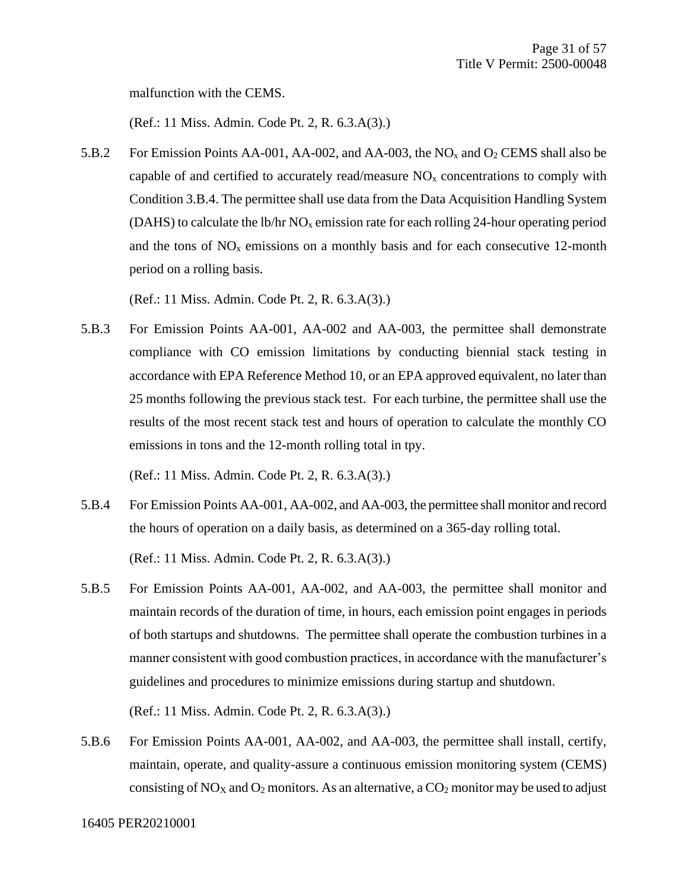malfunction with the CEMS.

(Ref.: 11 Miss. Admin. Code Pt. 2, R. 6.3.A(3).)

5.B.2 For Emission Points AA-001, AA-002, and AA-003, the $NO_x$ and $O_2$ CEMS shall also be capable of and certified to accurately read/measure $NO_x$ concentrations to comply with Condition 3.B.4. The permittee shall use data from the Data Acquisition Handling System (DAHS) to calculate the lb/hr $NO_x$ emission rate for each rolling 24-hour operating period and the tons of $NO_x$ emissions on a monthly basis and for each consecutive 12-month period on a rolling basis.

(Ref.: 11 Miss. Admin. Code Pt. 2, R. 6.3.A(3).)

5.B.3 For Emission Points AA-001, AA-002 and AA-003, the permittee shall demonstrate compliance with CO emission limitations by conducting biennial stack testing in accordance with EPA Reference Method 10, or an EPA approved equivalent, no later than 25 months following the previous stack test. For each turbine, the permittee shall use the results of the most recent stack test and hours of operation to calculate the monthly CO emissions in tons and the 12-month rolling total in tpy.

(Ref.: 11 Miss. Admin. Code Pt. 2, R. 6.3.A(3).)

5.B.4 For Emission Points AA-001, AA-002, and AA-003, the permittee shall monitor and record the hours of operation on a daily basis, as determined on a 365-day rolling total.

(Ref.: 11 Miss. Admin. Code Pt. 2, R. 6.3.A(3).)

5.B.5 For Emission Points AA-001, AA-002, and AA-003, the permittee shall monitor and maintain records of the duration of time, in hours, each emission point engages in periods of both startups and shutdowns. The permittee shall operate the combustion turbines in a manner consistent with good combustion practices, in accordance with the manufacturer's guidelines and procedures to minimize emissions during startup and shutdown.

(Ref.: 11 Miss. Admin. Code Pt. 2, R. 6.3.A(3).)

5.B.6 For Emission Points AA-001, AA-002, and AA-003, the permittee shall install, certify, maintain, operate, and quality-assure a continuous emission monitoring system (CEMS) consisting of $NO_X$ and $O_2$ monitors. As an alternative, a $CO_2$ monitor may be used to adjust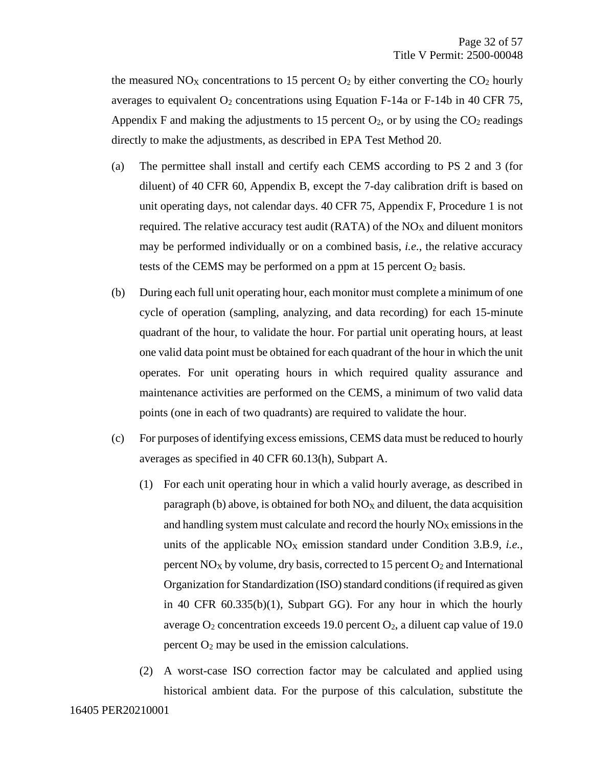the measured $NO_X$ concentrations to 15 percent $O_2$ by either converting the $CO_2$ hourly averages to equivalent $O_2$ concentrations using Equation F-14a or F-14b in 40 CFR 75, Appendix F and making the adjustments to 15 percent $O_2$, or by using the $CO_2$ readings directly to make the adjustments, as described in EPA Test Method 20.

(a) The permittee shall install and certify each CEMS according to PS 2 and 3 (for diluent) of 40 CFR 60, Appendix B, except the 7-day calibration drift is based on unit operating days, not calendar days. 40 CFR 75, Appendix F, Procedure 1 is not required. The relative accuracy test audit (RATA) of the $NO_X$ and diluent monitors may be performed individually or on a combined basis, *i.e.*, the relative accuracy tests of the CEMS may be performed on a ppm at 15 percent $O_2$ basis.

(b) During each full unit operating hour, each monitor must complete a minimum of one cycle of operation (sampling, analyzing, and data recording) for each 15-minute quadrant of the hour, to validate the hour. For partial unit operating hours, at least one valid data point must be obtained for each quadrant of the hour in which the unit operates. For unit operating hours in which required quality assurance and maintenance activities are performed on the CEMS, a minimum of two valid data points (one in each of two quadrants) are required to validate the hour.

(c) For purposes of identifying excess emissions, CEMS data must be reduced to hourly averages as specified in 40 CFR 60.13(h), Subpart A.

  (1) For each unit operating hour in which a valid hourly average, as described in paragraph (b) above, is obtained for both $NO_X$ and diluent, the data acquisition and handling system must calculate and record the hourly $NO_X$ emissions in the units of the applicable $NO_X$ emission standard under Condition 3.B.9, *i.e.*, percent $NO_X$ by volume, dry basis, corrected to 15 percent $O_2$ and International Organization for Standardization (ISO) standard conditions (if required as given in 40 CFR 60.335(b)(1), Subpart GG). For any hour in which the hourly average $O_2$ concentration exceeds 19.0 percent $O_2$, a diluent cap value of 19.0 percent $O_2$ may be used in the emission calculations.

  (2) A worst-case ISO correction factor may be calculated and applied using historical ambient data. For the purpose of this calculation, substitute the

16405 PER20210001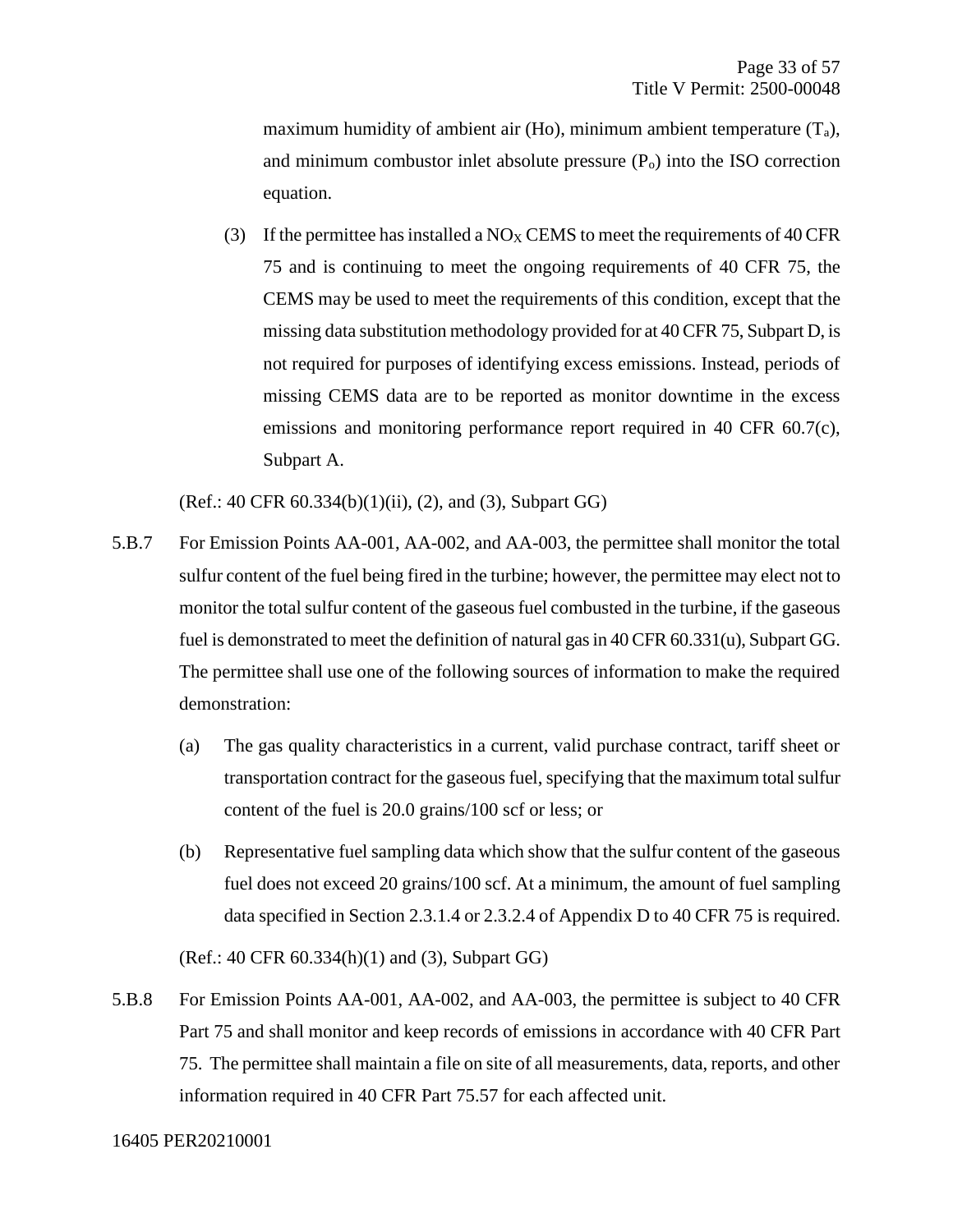maximum humidity of ambient air (Ho), minimum ambient temperature ($T_a$), and minimum combustor inlet absolute pressure ($P_o$) into the ISO correction equation.

(3) If the permittee has installed a $NO_X$ CEMS to meet the requirements of 40 CFR 75 and is continuing to meet the ongoing requirements of 40 CFR 75, the CEMS may be used to meet the requirements of this condition, except that the missing data substitution methodology provided for at 40 CFR 75, Subpart D, is not required for purposes of identifying excess emissions. Instead, periods of missing CEMS data are to be reported as monitor downtime in the excess emissions and monitoring performance report required in 40 CFR 60.7(c), Subpart A.

(Ref.: 40 CFR 60.334(b)(1)(ii), (2), and (3), Subpart GG)

5.B.7 For Emission Points AA-001, AA-002, and AA-003, the permittee shall monitor the total sulfur content of the fuel being fired in the turbine; however, the permittee may elect not to monitor the total sulfur content of the gaseous fuel combusted in the turbine, if the gaseous fuel is demonstrated to meet the definition of natural gas in 40 CFR 60.331(u), Subpart GG. The permittee shall use one of the following sources of information to make the required demonstration:

(a) The gas quality characteristics in a current, valid purchase contract, tariff sheet or transportation contract for the gaseous fuel, specifying that the maximum total sulfur content of the fuel is 20.0 grains/100 scf or less; or

(b) Representative fuel sampling data which show that the sulfur content of the gaseous fuel does not exceed 20 grains/100 scf. At a minimum, the amount of fuel sampling data specified in Section 2.3.1.4 or 2.3.2.4 of Appendix D to 40 CFR 75 is required.

(Ref.: 40 CFR 60.334(h)(1) and (3), Subpart GG)

5.B.8 For Emission Points AA-001, AA-002, and AA-003, the permittee is subject to 40 CFR Part 75 and shall monitor and keep records of emissions in accordance with 40 CFR Part 75. The permittee shall maintain a file on site of all measurements, data, reports, and other information required in 40 CFR Part 75.57 for each affected unit.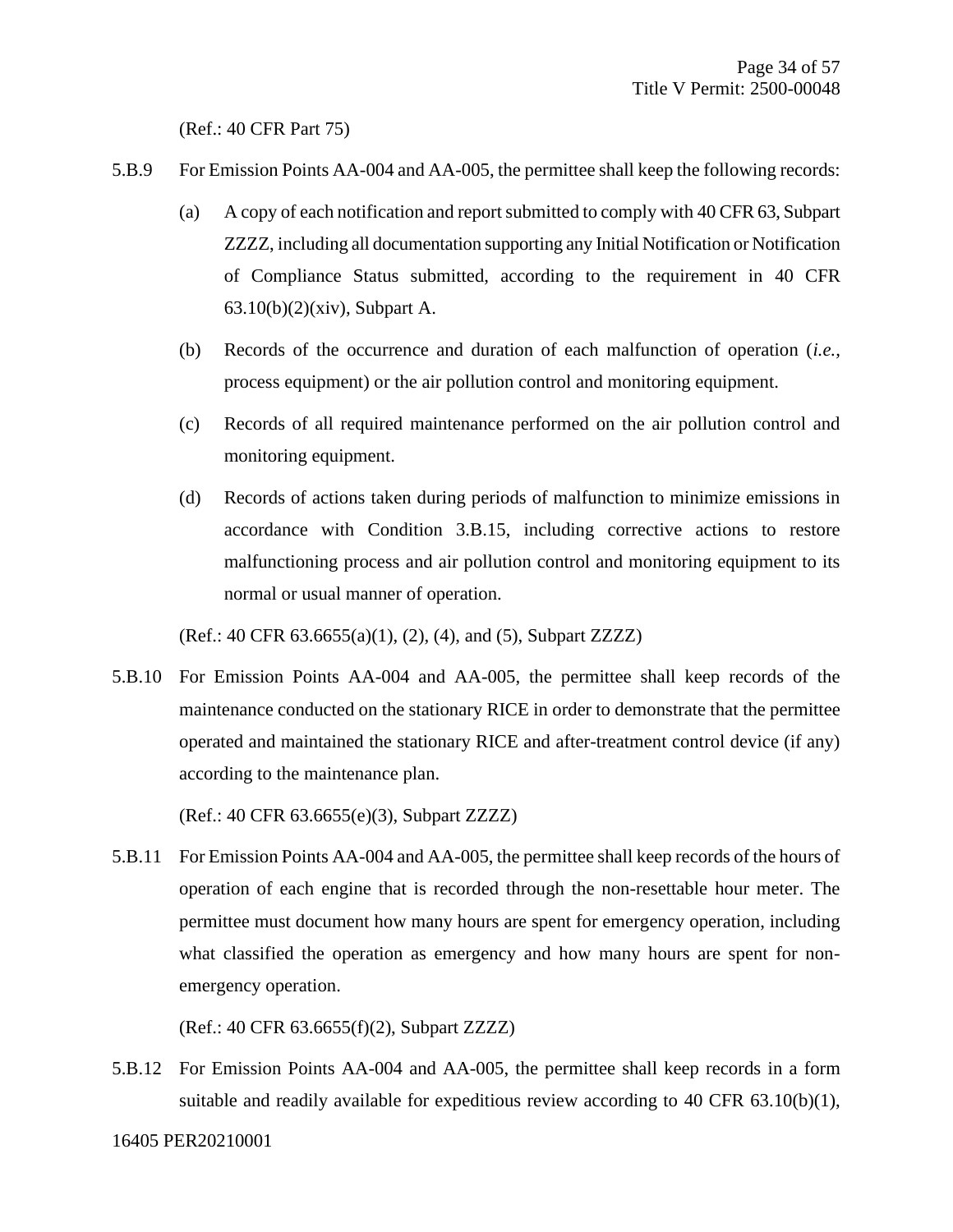(Ref.: 40 CFR Part 75)

5.B.9 For Emission Points AA-004 and AA-005, the permittee shall keep the following records:

(a) A copy of each notification and report submitted to comply with 40 CFR 63, Subpart ZZZZ, including all documentation supporting any Initial Notification or Notification of Compliance Status submitted, according to the requirement in 40 CFR 63.10(b)(2)(xiv), Subpart A.

(b) Records of the occurrence and duration of each malfunction of operation (*i.e.*, process equipment) or the air pollution control and monitoring equipment.

(c) Records of all required maintenance performed on the air pollution control and monitoring equipment.

(d) Records of actions taken during periods of malfunction to minimize emissions in accordance with Condition 3.B.15, including corrective actions to restore malfunctioning process and air pollution control and monitoring equipment to its normal or usual manner of operation.

(Ref.: 40 CFR 63.6655(a)(1), (2), (4), and (5), Subpart ZZZZ)

5.B.10 For Emission Points AA-004 and AA-005, the permittee shall keep records of the maintenance conducted on the stationary RICE in order to demonstrate that the permittee operated and maintained the stationary RICE and after-treatment control device (if any) according to the maintenance plan.

(Ref.: 40 CFR 63.6655(e)(3), Subpart ZZZZ)

5.B.11 For Emission Points AA-004 and AA-005, the permittee shall keep records of the hours of operation of each engine that is recorded through the non-resettable hour meter. The permittee must document how many hours are spent for emergency operation, including what classified the operation as emergency and how many hours are spent for non-emergency operation.

(Ref.: 40 CFR 63.6655(f)(2), Subpart ZZZZ)

5.B.12 For Emission Points AA-004 and AA-005, the permittee shall keep records in a form suitable and readily available for expeditious review according to 40 CFR 63.10(b)(1),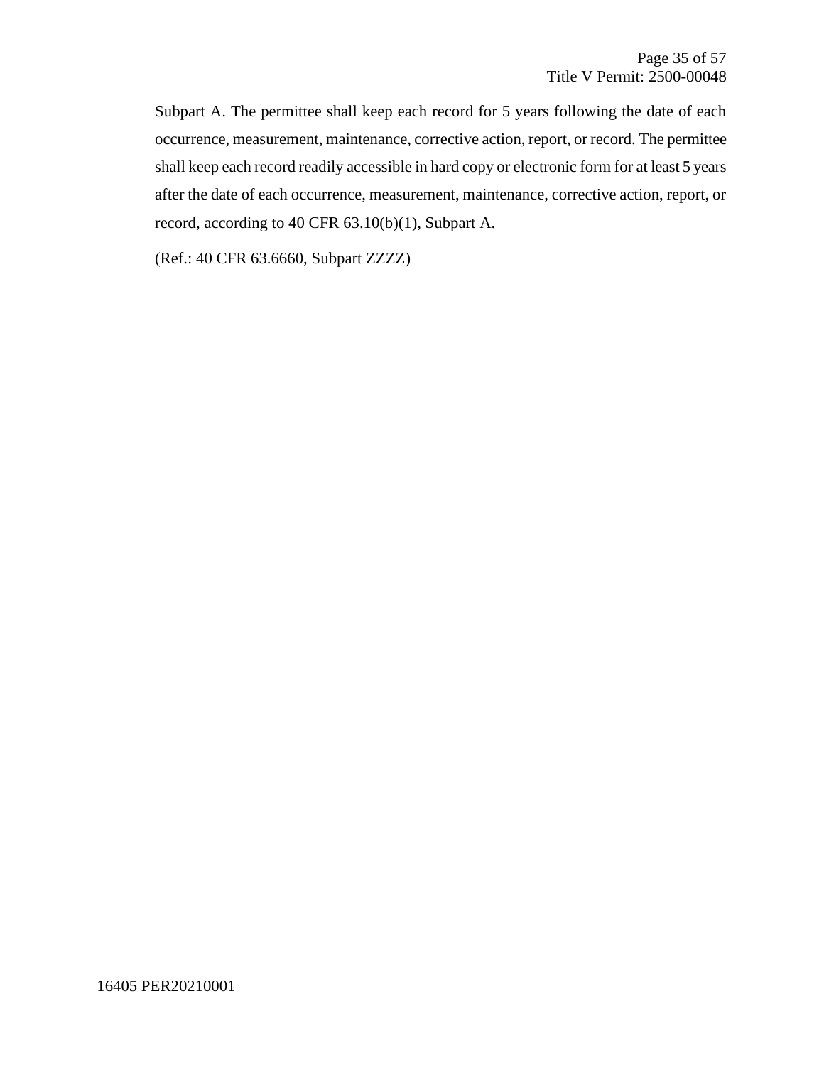Subpart A. The permittee shall keep each record for 5 years following the date of each occurrence, measurement, maintenance, corrective action, report, or record. The permittee shall keep each record readily accessible in hard copy or electronic form for at least 5 years after the date of each occurrence, measurement, maintenance, corrective action, report, or record, according to 40 CFR 63.10(b)(1), Subpart A.

(Ref.: 40 CFR 63.6660, Subpart ZZZZ)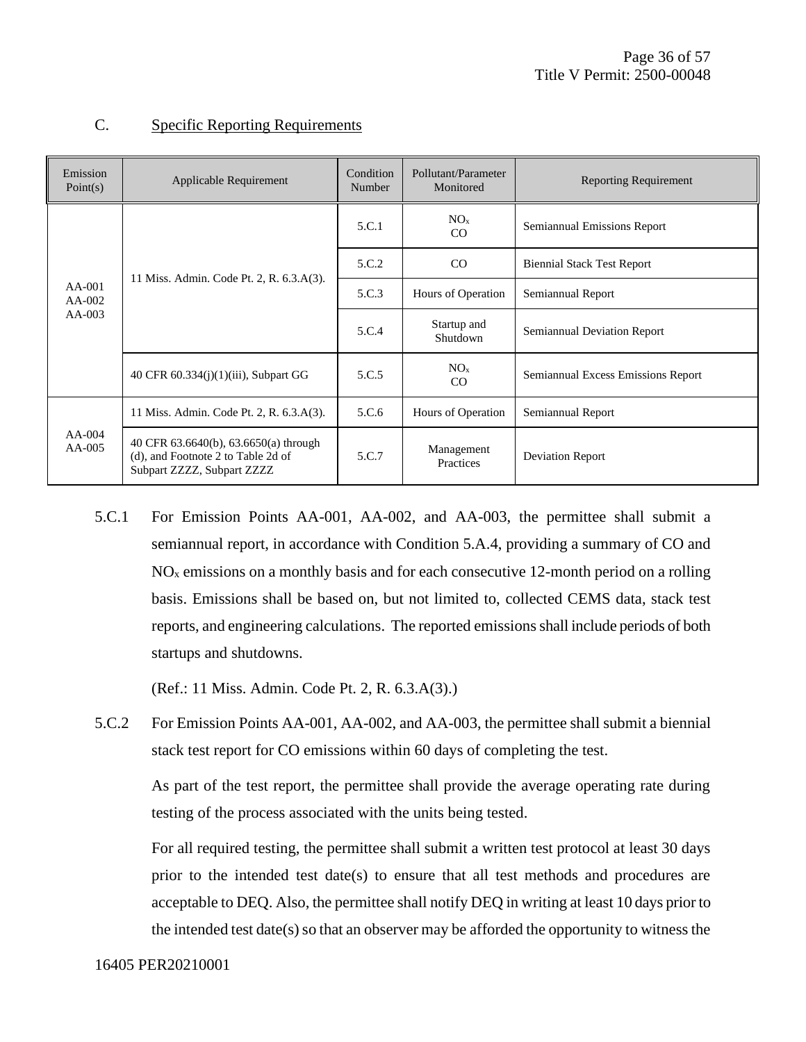## C. Specific Reporting Requirements

| Emission Point(s) | Applicable Requirement | Condition Number | Pollutant/Parameter Monitored | Reporting Requirement |
|---|---|---|---|---|
| AA-001<br>AA-002<br>AA-003 | 11 Miss. Admin. Code Pt. 2, R. 6.3.A(3). | 5.C.1 | $NO_x$<br>CO | Semiannual Emissions Report |
| | | 5.C.2 | CO | Biennial Stack Test Report |
| | | 5.C.3 | Hours of Operation | Semiannual Report |
| | | 5.C.4 | Startup and Shutdown | Semiannual Deviation Report |
| | 40 CFR 60.334(j)(1)(iii), Subpart GG | 5.C.5 | $NO_x$<br>CO | Semiannual Excess Emissions Report |
| AA-004<br>AA-005 | 11 Miss. Admin. Code Pt. 2, R. 6.3.A(3). | 5.C.6 | Hours of Operation | Semiannual Report |
| | 40 CFR 63.6640(b), 63.6650(a) through (d), and Footnote 2 to Table 2d of Subpart ZZZZ, Subpart ZZZZ | 5.C.7 | Management Practices | Deviation Report |

5.C.1 For Emission Points AA-001, AA-002, and AA-003, the permittee shall submit a semiannual report, in accordance with Condition 5.A.4, providing a summary of CO and $NO_x$ emissions on a monthly basis and for each consecutive 12-month period on a rolling basis. Emissions shall be based on, but not limited to, collected CEMS data, stack test reports, and engineering calculations. The reported emissions shall include periods of both startups and shutdowns.

(Ref.: 11 Miss. Admin. Code Pt. 2, R. 6.3.A(3).)

5.C.2 For Emission Points AA-001, AA-002, and AA-003, the permittee shall submit a biennial stack test report for CO emissions within 60 days of completing the test.

As part of the test report, the permittee shall provide the average operating rate during testing of the process associated with the units being tested.

For all required testing, the permittee shall submit a written test protocol at least 30 days prior to the intended test date(s) to ensure that all test methods and procedures are acceptable to DEQ. Also, the permittee shall notify DEQ in writing at least 10 days prior to the intended test date(s) so that an observer may be afforded the opportunity to witness the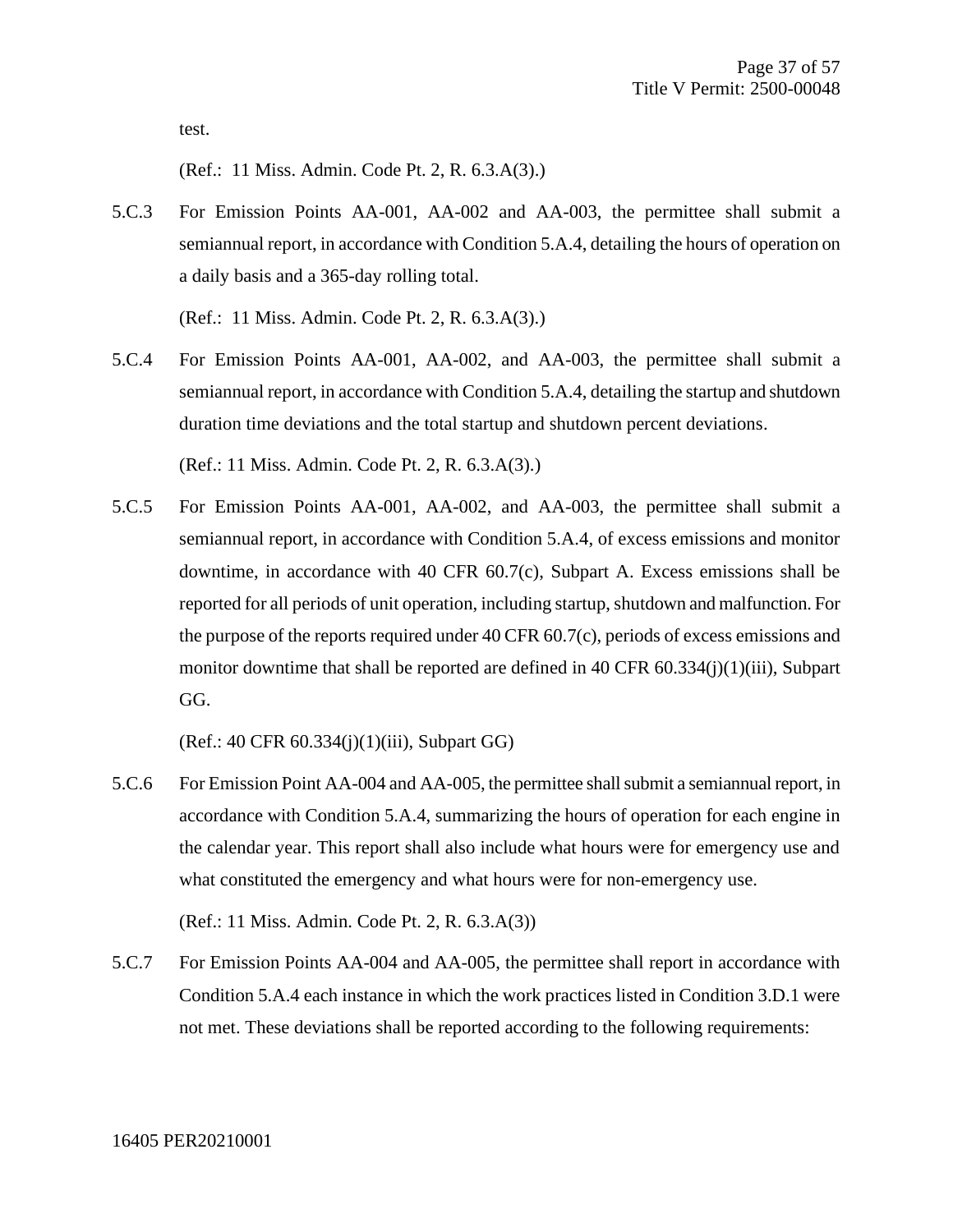test.

(Ref.: 11 Miss. Admin. Code Pt. 2, R. 6.3.A(3).)

5.C.3 For Emission Points AA-001, AA-002 and AA-003, the permittee shall submit a semiannual report, in accordance with Condition 5.A.4, detailing the hours of operation on a daily basis and a 365-day rolling total.

(Ref.: 11 Miss. Admin. Code Pt. 2, R. 6.3.A(3).)

5.C.4 For Emission Points AA-001, AA-002, and AA-003, the permittee shall submit a semiannual report, in accordance with Condition 5.A.4, detailing the startup and shutdown duration time deviations and the total startup and shutdown percent deviations.

(Ref.: 11 Miss. Admin. Code Pt. 2, R. 6.3.A(3).)

5.C.5 For Emission Points AA-001, AA-002, and AA-003, the permittee shall submit a semiannual report, in accordance with Condition 5.A.4, of excess emissions and monitor downtime, in accordance with 40 CFR 60.7(c), Subpart A. Excess emissions shall be reported for all periods of unit operation, including startup, shutdown and malfunction. For the purpose of the reports required under 40 CFR 60.7(c), periods of excess emissions and monitor downtime that shall be reported are defined in 40 CFR 60.334(j)(1)(iii), Subpart GG.

(Ref.: 40 CFR 60.334(j)(1)(iii), Subpart GG)

5.C.6 For Emission Point AA-004 and AA-005, the permittee shall submit a semiannual report, in accordance with Condition 5.A.4, summarizing the hours of operation for each engine in the calendar year. This report shall also include what hours were for emergency use and what constituted the emergency and what hours were for non-emergency use.

(Ref.: 11 Miss. Admin. Code Pt. 2, R. 6.3.A(3))

5.C.7 For Emission Points AA-004 and AA-005, the permittee shall report in accordance with Condition 5.A.4 each instance in which the work practices listed in Condition 3.D.1 were not met. These deviations shall be reported according to the following requirements: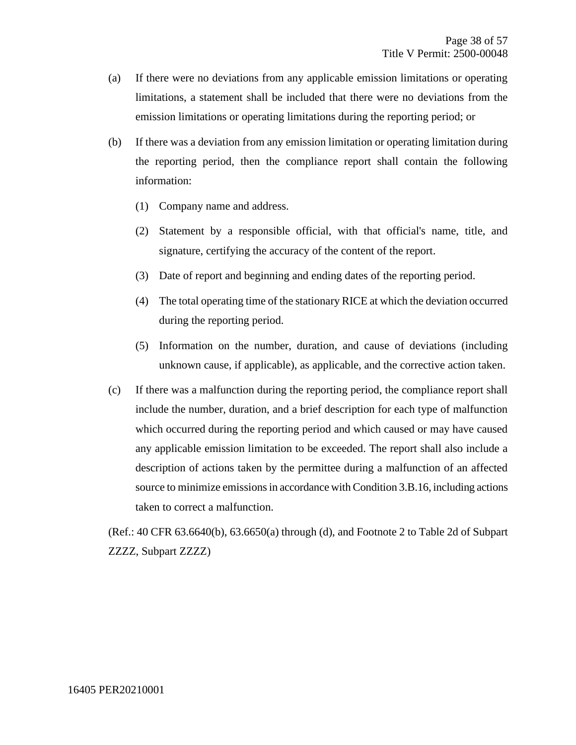(a) If there were no deviations from any applicable emission limitations or operating limitations, a statement shall be included that there were no deviations from the emission limitations or operating limitations during the reporting period; or

(b) If there was a deviation from any emission limitation or operating limitation during the reporting period, then the compliance report shall contain the following information:

   (1) Company name and address.

   (2) Statement by a responsible official, with that official's name, title, and signature, certifying the accuracy of the content of the report.

   (3) Date of report and beginning and ending dates of the reporting period.

   (4) The total operating time of the stationary RICE at which the deviation occurred during the reporting period.

   (5) Information on the number, duration, and cause of deviations (including unknown cause, if applicable), as applicable, and the corrective action taken.

(c) If there was a malfunction during the reporting period, the compliance report shall include the number, duration, and a brief description for each type of malfunction which occurred during the reporting period and which caused or may have caused any applicable emission limitation to be exceeded. The report shall also include a description of actions taken by the permittee during a malfunction of an affected source to minimize emissions in accordance with Condition 3.B.16, including actions taken to correct a malfunction.

(Ref.: 40 CFR 63.6640(b), 63.6650(a) through (d), and Footnote 2 to Table 2d of Subpart ZZZZ, Subpart ZZZZ)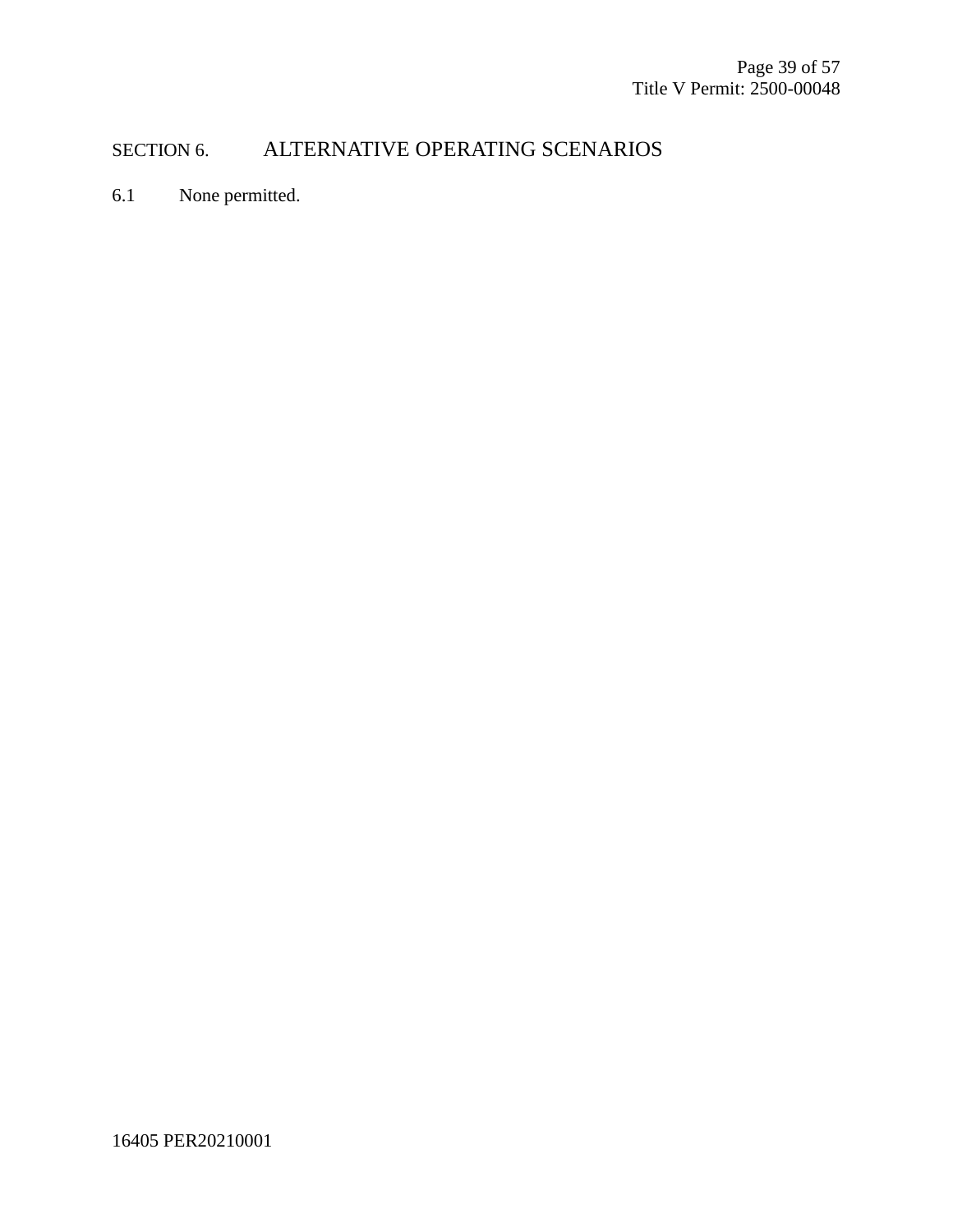## SECTION 6. ALTERNATIVE OPERATING SCENARIOS

6.1 None permitted.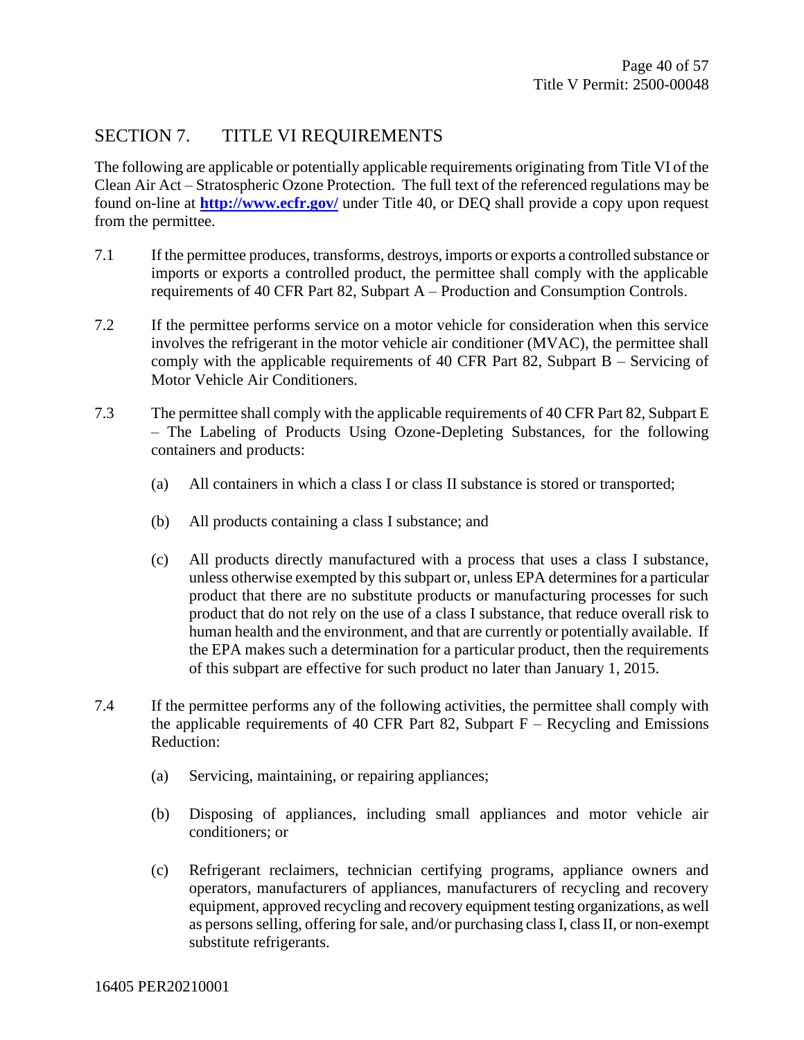## SECTION 7. TITLE VI REQUIREMENTS

The following are applicable or potentially applicable requirements originating from Title VI of the Clean Air Act – Stratospheric Ozone Protection. The full text of the referenced regulations may be found on-line at **[http://www.ecfr.gov/](http://www.ecfr.gov/)** under Title 40, or DEQ shall provide a copy upon request from the permittee.

7.1 If the permittee produces, transforms, destroys, imports or exports a controlled substance or imports or exports a controlled product, the permittee shall comply with the applicable requirements of 40 CFR Part 82, Subpart A – Production and Consumption Controls.

7.2 If the permittee performs service on a motor vehicle for consideration when this service involves the refrigerant in the motor vehicle air conditioner (MVAC), the permittee shall comply with the applicable requirements of 40 CFR Part 82, Subpart B – Servicing of Motor Vehicle Air Conditioners.

7.3 The permittee shall comply with the applicable requirements of 40 CFR Part 82, Subpart E – The Labeling of Products Using Ozone-Depleting Substances, for the following containers and products:

- (a) All containers in which a class I or class II substance is stored or transported;
- (b) All products containing a class I substance; and
- (c) All products directly manufactured with a process that uses a class I substance, unless otherwise exempted by this subpart or, unless EPA determines for a particular product that there are no substitute products or manufacturing processes for such product that do not rely on the use of a class I substance, that reduce overall risk to human health and the environment, and that are currently or potentially available. If the EPA makes such a determination for a particular product, then the requirements of this subpart are effective for such product no later than January 1, 2015.

7.4 If the permittee performs any of the following activities, the permittee shall comply with the applicable requirements of 40 CFR Part 82, Subpart F – Recycling and Emissions Reduction:

- (a) Servicing, maintaining, or repairing appliances;
- (b) Disposing of appliances, including small appliances and motor vehicle air conditioners; or
- (c) Refrigerant reclaimers, technician certifying programs, appliance owners and operators, manufacturers of appliances, manufacturers of recycling and recovery equipment, approved recycling and recovery equipment testing organizations, as well as persons selling, offering for sale, and/or purchasing class I, class II, or non-exempt substitute refrigerants.

16405 PER20210001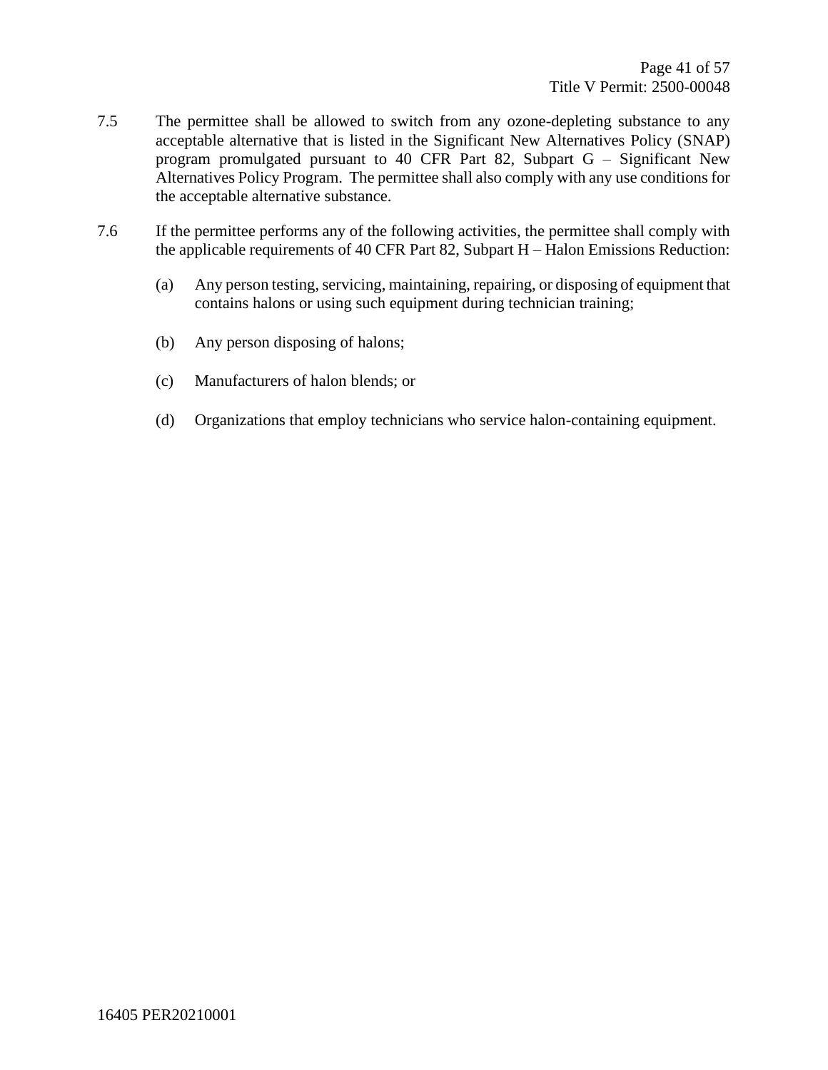7.5 The permittee shall be allowed to switch from any ozone-depleting substance to any acceptable alternative that is listed in the Significant New Alternatives Policy (SNAP) program promulgated pursuant to 40 CFR Part 82, Subpart G – Significant New Alternatives Policy Program. The permittee shall also comply with any use conditions for the acceptable alternative substance.

7.6 If the permittee performs any of the following activities, the permittee shall comply with the applicable requirements of 40 CFR Part 82, Subpart H – Halon Emissions Reduction:

(a) Any person testing, servicing, maintaining, repairing, or disposing of equipment that contains halons or using such equipment during technician training;

(b) Any person disposing of halons;

(c) Manufacturers of halon blends; or

(d) Organizations that employ technicians who service halon-containing equipment.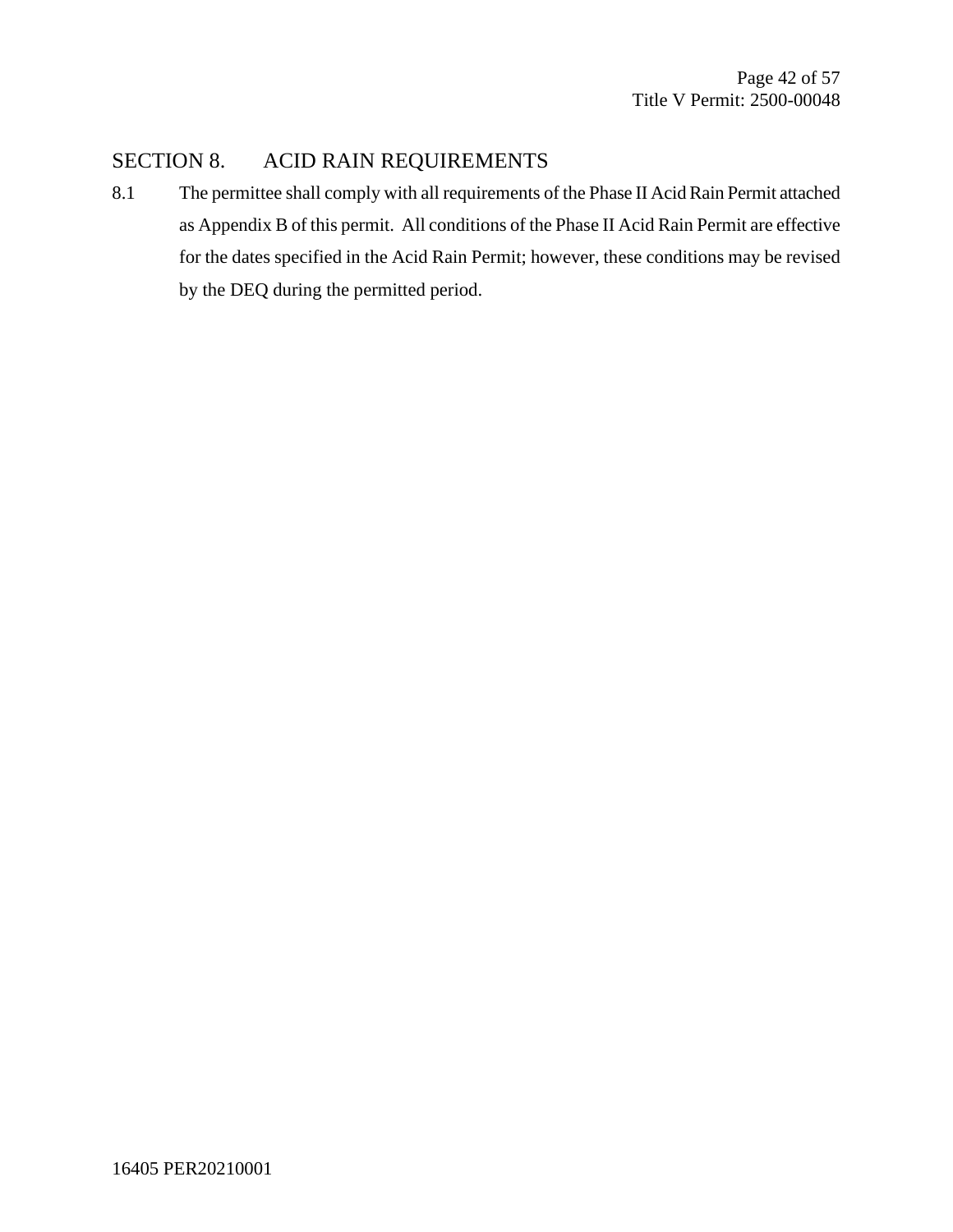## SECTION 8. ACID RAIN REQUIREMENTS

8.1 The permittee shall comply with all requirements of the Phase II Acid Rain Permit attached as Appendix B of this permit. All conditions of the Phase II Acid Rain Permit are effective for the dates specified in the Acid Rain Permit; however, these conditions may be revised by the DEQ during the permitted period.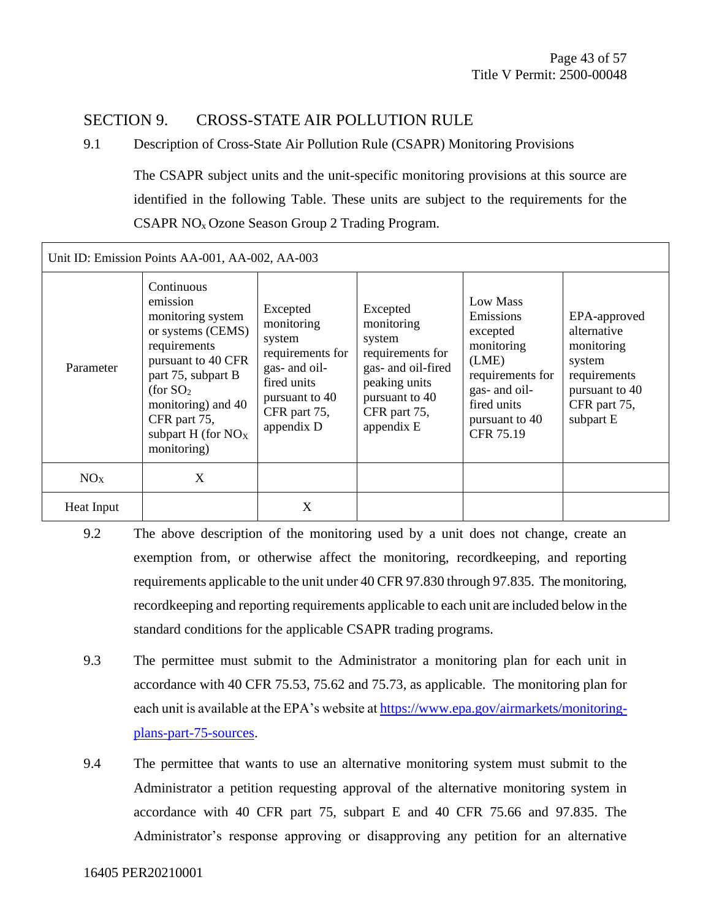## SECTION 9. CROSS-STATE AIR POLLUTION RULE

9.1 Description of Cross-State Air Pollution Rule (CSAPR) Monitoring Provisions

The CSAPR subject units and the unit-specific monitoring provisions at this source are identified in the following Table. These units are subject to the requirements for the CSAPR $NO_x$ Ozone Season Group 2 Trading Program.

| Unit ID: Emission Points AA-001, AA-002, AA-003 | | | | | |
|---|---|---|---|---|---|
| Parameter | Continuous emission monitoring system or systems (CEMS) requirements pursuant to 40 CFR part 75, subpart B (for $SO_2$ monitoring) and 40 CFR part 75, subpart H (for $NO_X$ monitoring) | Excepted monitoring system requirements for gas- and oil-fired units pursuant to 40 CFR part 75, appendix D | Excepted monitoring system requirements for gas- and oil-fired peaking units pursuant to 40 CFR part 75, appendix E | Low Mass Emissions excepted monitoring (LME) requirements for gas- and oil-fired units pursuant to 40 CFR 75.19 | EPA-approved alternative monitoring system requirements pursuant to 40 CFR part 75, subpart E |
| $NO_X$ | X | | | | |
| Heat Input | | X | | | |

9.2 The above description of the monitoring used by a unit does not change, create an exemption from, or otherwise affect the monitoring, recordkeeping, and reporting requirements applicable to the unit under 40 CFR 97.830 through 97.835. The monitoring, recordkeeping and reporting requirements applicable to each unit are included below in the standard conditions for the applicable CSAPR trading programs.

9.3 The permittee must submit to the Administrator a monitoring plan for each unit in accordance with 40 CFR 75.53, 75.62 and 75.73, as applicable. The monitoring plan for each unit is available at the EPA's website at https://www.epa.gov/airmarkets/monitoring-plans-part-75-sources.

9.4 The permittee that wants to use an alternative monitoring system must submit to the Administrator a petition requesting approval of the alternative monitoring system in accordance with 40 CFR part 75, subpart E and 40 CFR 75.66 and 97.835. The Administrator's response approving or disapproving any petition for an alternative

16405 PER20210001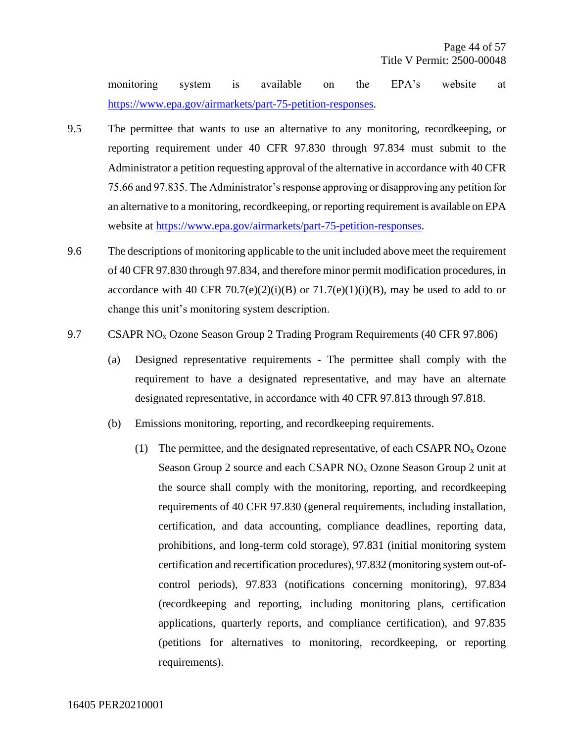monitoring system is available on the EPA's website at https://www.epa.gov/airmarkets/part-75-petition-responses.

9.5 The permittee that wants to use an alternative to any monitoring, recordkeeping, or reporting requirement under 40 CFR 97.830 through 97.834 must submit to the Administrator a petition requesting approval of the alternative in accordance with 40 CFR 75.66 and 97.835. The Administrator's response approving or disapproving any petition for an alternative to a monitoring, recordkeeping, or reporting requirement is available on EPA website at https://www.epa.gov/airmarkets/part-75-petition-responses.

9.6 The descriptions of monitoring applicable to the unit included above meet the requirement of 40 CFR 97.830 through 97.834, and therefore minor permit modification procedures, in accordance with 40 CFR 70.7(e)(2)(i)(B) or 71.7(e)(1)(i)(B), may be used to add to or change this unit's monitoring system description.

9.7 CSAPR $NO_x$ Ozone Season Group 2 Trading Program Requirements (40 CFR 97.806)

(a) Designed representative requirements - The permittee shall comply with the requirement to have a designated representative, and may have an alternate designated representative, in accordance with 40 CFR 97.813 through 97.818.

(b) Emissions monitoring, reporting, and recordkeeping requirements.

(1) The permittee, and the designated representative, of each CSAPR $NO_x$ Ozone Season Group 2 source and each CSAPR $NO_x$ Ozone Season Group 2 unit at the source shall comply with the monitoring, reporting, and recordkeeping requirements of 40 CFR 97.830 (general requirements, including installation, certification, and data accounting, compliance deadlines, reporting data, prohibitions, and long-term cold storage), 97.831 (initial monitoring system certification and recertification procedures), 97.832 (monitoring system out-of-control periods), 97.833 (notifications concerning monitoring), 97.834 (recordkeeping and reporting, including monitoring plans, certification applications, quarterly reports, and compliance certification), and 97.835 (petitions for alternatives to monitoring, recordkeeping, or reporting requirements).

16405 PER20210001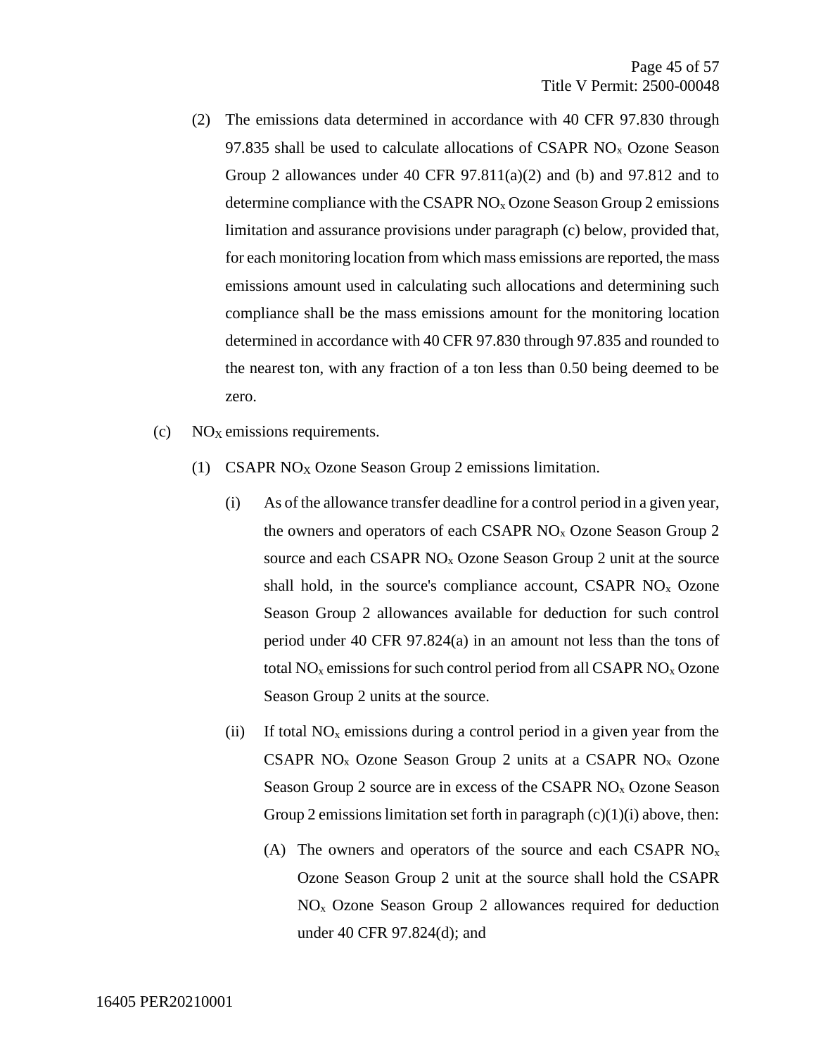(2) The emissions data determined in accordance with 40 CFR 97.830 through 97.835 shall be used to calculate allocations of CSAPR $NO_x$ Ozone Season Group 2 allowances under 40 CFR 97.811(a)(2) and (b) and 97.812 and to determine compliance with the CSAPR $NO_x$ Ozone Season Group 2 emissions limitation and assurance provisions under paragraph (c) below, provided that, for each monitoring location from which mass emissions are reported, the mass emissions amount used in calculating such allocations and determining such compliance shall be the mass emissions amount for the monitoring location determined in accordance with 40 CFR 97.830 through 97.835 and rounded to the nearest ton, with any fraction of a ton less than 0.50 being deemed to be zero.

(c) $NO_X$ emissions requirements.

(1) CSAPR $NO_X$ Ozone Season Group 2 emissions limitation.

(i) As of the allowance transfer deadline for a control period in a given year, the owners and operators of each CSAPR $NO_x$ Ozone Season Group 2 source and each CSAPR $NO_x$ Ozone Season Group 2 unit at the source shall hold, in the source's compliance account, CSAPR $NO_x$ Ozone Season Group 2 allowances available for deduction for such control period under 40 CFR 97.824(a) in an amount not less than the tons of total $NO_x$ emissions for such control period from all CSAPR $NO_x$ Ozone Season Group 2 units at the source.

(ii) If total $NO_x$ emissions during a control period in a given year from the CSAPR $NO_x$ Ozone Season Group 2 units at a CSAPR $NO_x$ Ozone Season Group 2 source are in excess of the CSAPR $NO_x$ Ozone Season Group 2 emissions limitation set forth in paragraph (c)(1)(i) above, then:

(A) The owners and operators of the source and each CSAPR $NO_x$ Ozone Season Group 2 unit at the source shall hold the CSAPR $NO_x$ Ozone Season Group 2 allowances required for deduction under 40 CFR 97.824(d); and

16405 PER20210001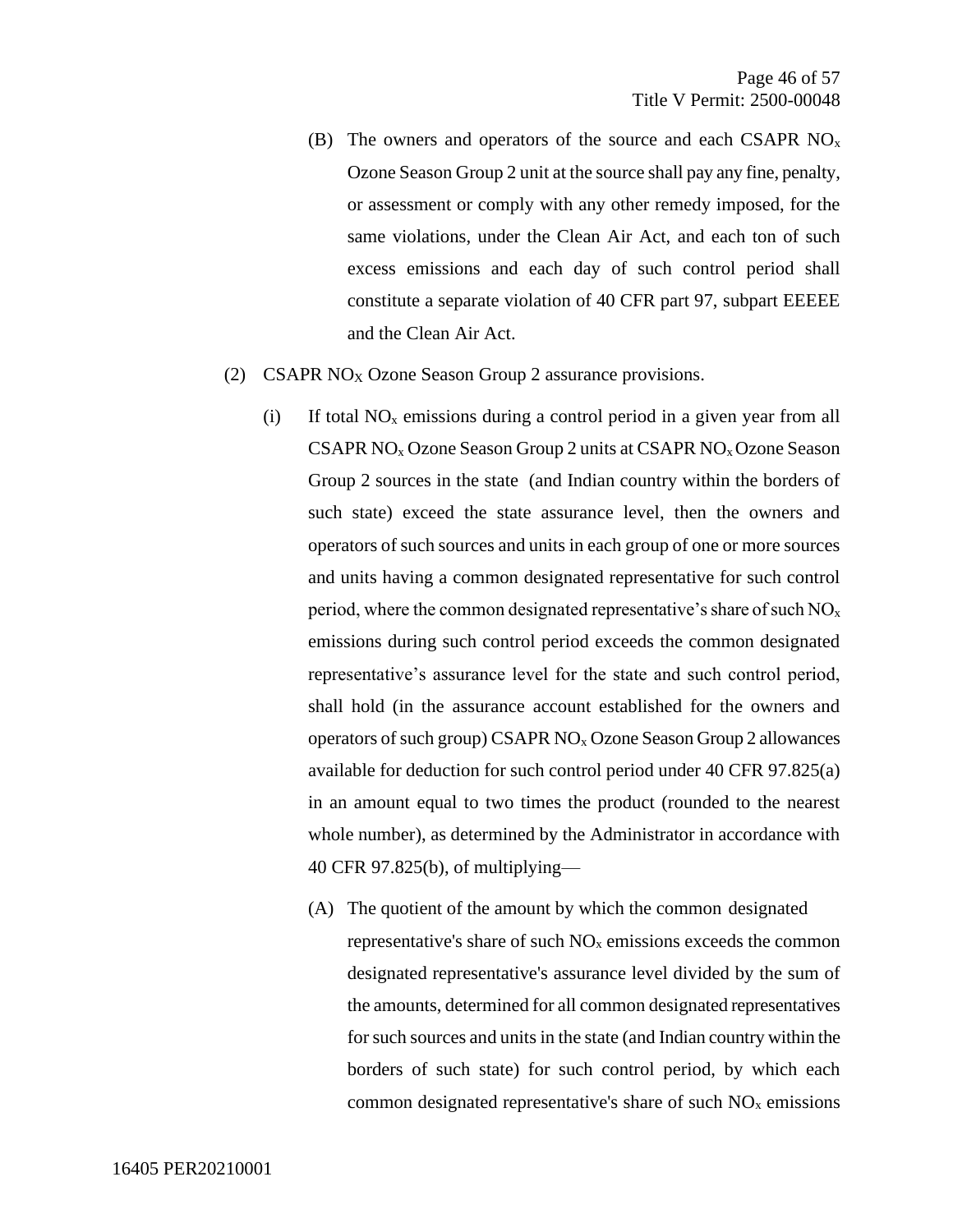(B) The owners and operators of the source and each CSAPR $NO_x$ Ozone Season Group 2 unit at the source shall pay any fine, penalty, or assessment or comply with any other remedy imposed, for the same violations, under the Clean Air Act, and each ton of such excess emissions and each day of such control period shall constitute a separate violation of 40 CFR part 97, subpart EEEEE and the Clean Air Act.

(2) CSAPR $NO_X$ Ozone Season Group 2 assurance provisions.

(i) If total $NO_x$ emissions during a control period in a given year from all CSAPR $NO_x$ Ozone Season Group 2 units at CSAPR $NO_x$ Ozone Season Group 2 sources in the state (and Indian country within the borders of such state) exceed the state assurance level, then the owners and operators of such sources and units in each group of one or more sources and units having a common designated representative for such control period, where the common designated representative's share of such $NO_x$ emissions during such control period exceeds the common designated representative's assurance level for the state and such control period, shall hold (in the assurance account established for the owners and operators of such group) CSAPR $NO_x$ Ozone Season Group 2 allowances available for deduction for such control period under 40 CFR 97.825(a) in an amount equal to two times the product (rounded to the nearest whole number), as determined by the Administrator in accordance with 40 CFR 97.825(b), of multiplying—

(A) The quotient of the amount by which the common designated representative's share of such $NO_x$ emissions exceeds the common designated representative's assurance level divided by the sum of the amounts, determined for all common designated representatives for such sources and units in the state (and Indian country within the borders of such state) for such control period, by which each common designated representative's share of such $NO_x$ emissions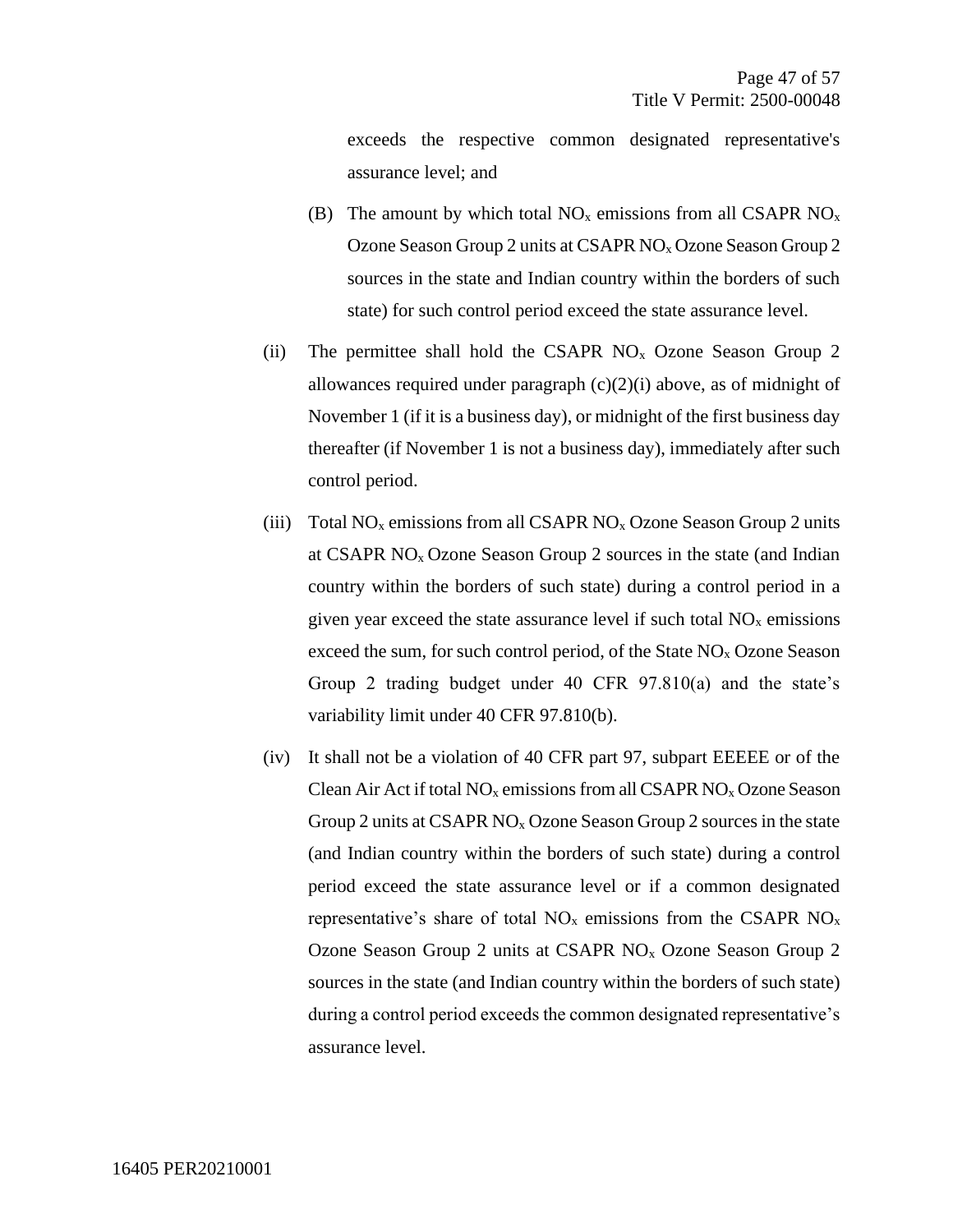exceeds the respective common designated representative's assurance level; and

(B) The amount by which total $NO_x$ emissions from all CSAPR $NO_x$ Ozone Season Group 2 units at CSAPR $NO_x$ Ozone Season Group 2 sources in the state and Indian country within the borders of such state) for such control period exceed the state assurance level.

(ii) The permittee shall hold the CSAPR $NO_x$ Ozone Season Group 2 allowances required under paragraph (c)(2)(i) above, as of midnight of November 1 (if it is a business day), or midnight of the first business day thereafter (if November 1 is not a business day), immediately after such control period.

(iii) Total $NO_x$ emissions from all CSAPR $NO_x$ Ozone Season Group 2 units at CSAPR $NO_x$ Ozone Season Group 2 sources in the state (and Indian country within the borders of such state) during a control period in a given year exceed the state assurance level if such total $NO_x$ emissions exceed the sum, for such control period, of the State $NO_x$ Ozone Season Group 2 trading budget under 40 CFR 97.810(a) and the state's variability limit under 40 CFR 97.810(b).

(iv) It shall not be a violation of 40 CFR part 97, subpart EEEEE or of the Clean Air Act if total $NO_x$ emissions from all CSAPR $NO_x$ Ozone Season Group 2 units at CSAPR $NO_x$ Ozone Season Group 2 sources in the state (and Indian country within the borders of such state) during a control period exceed the state assurance level or if a common designated representative's share of total $NO_x$ emissions from the CSAPR $NO_x$ Ozone Season Group 2 units at CSAPR $NO_x$ Ozone Season Group 2 sources in the state (and Indian country within the borders of such state) during a control period exceeds the common designated representative's assurance level.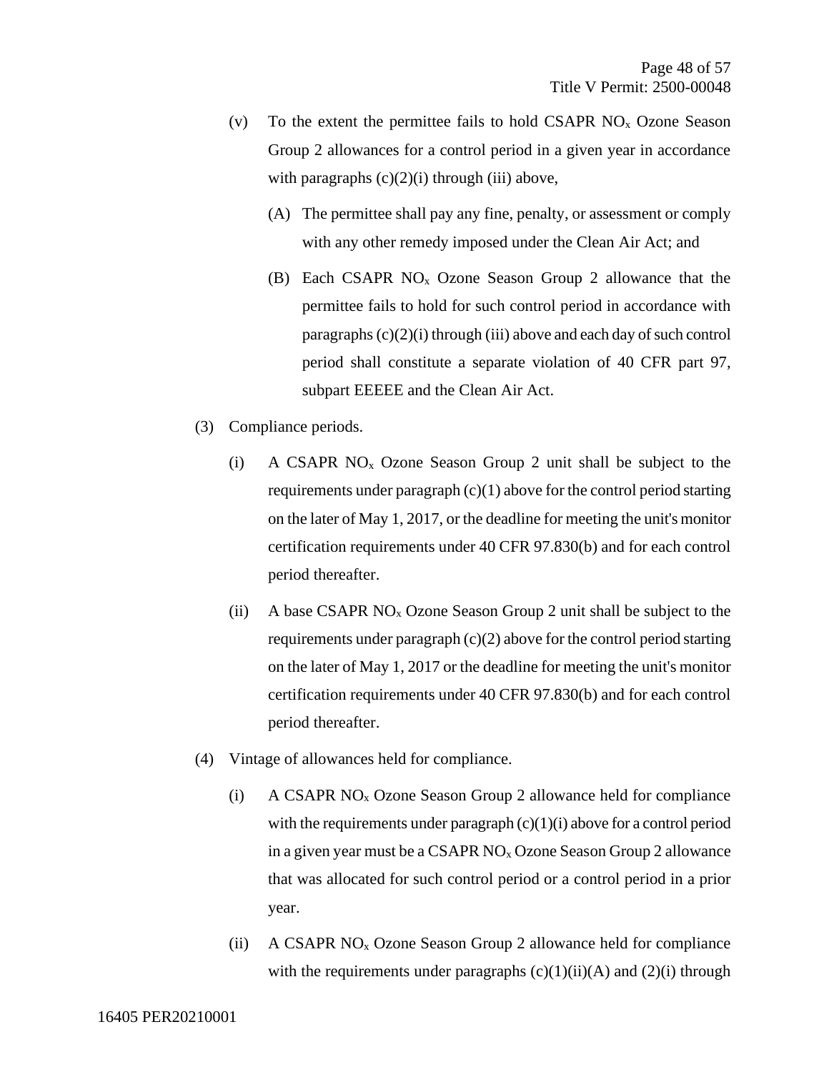(v) To the extent the permittee fails to hold CSAPR $NO_x$ Ozone Season Group 2 allowances for a control period in a given year in accordance with paragraphs (c)(2)(i) through (iii) above,

   (A) The permittee shall pay any fine, penalty, or assessment or comply with any other remedy imposed under the Clean Air Act; and

   (B) Each CSAPR $NO_x$ Ozone Season Group 2 allowance that the permittee fails to hold for such control period in accordance with paragraphs (c)(2)(i) through (iii) above and each day of such control period shall constitute a separate violation of 40 CFR part 97, subpart EEEEE and the Clean Air Act.

(3) Compliance periods.

   (i) A CSAPR $NO_x$ Ozone Season Group 2 unit shall be subject to the requirements under paragraph (c)(1) above for the control period starting on the later of May 1, 2017, or the deadline for meeting the unit's monitor certification requirements under 40 CFR 97.830(b) and for each control period thereafter.

   (ii) A base CSAPR $NO_x$ Ozone Season Group 2 unit shall be subject to the requirements under paragraph (c)(2) above for the control period starting on the later of May 1, 2017 or the deadline for meeting the unit's monitor certification requirements under 40 CFR 97.830(b) and for each control period thereafter.

(4) Vintage of allowances held for compliance.

   (i) A CSAPR $NO_x$ Ozone Season Group 2 allowance held for compliance with the requirements under paragraph (c)(1)(i) above for a control period in a given year must be a CSAPR $NO_x$ Ozone Season Group 2 allowance that was allocated for such control period or a control period in a prior year.

   (ii) A CSAPR $NO_x$ Ozone Season Group 2 allowance held for compliance with the requirements under paragraphs (c)(1)(ii)(A) and (2)(i) through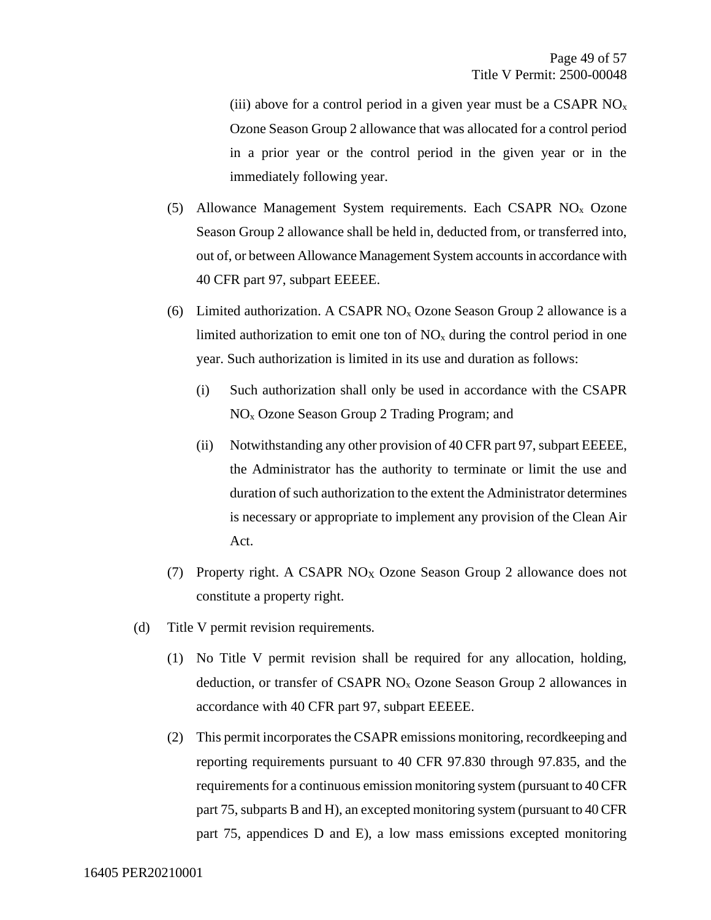(iii) above for a control period in a given year must be a CSAPR $NO_x$ Ozone Season Group 2 allowance that was allocated for a control period in a prior year or the control period in the given year or in the immediately following year.

(5) Allowance Management System requirements. Each CSAPR $NO_x$ Ozone Season Group 2 allowance shall be held in, deducted from, or transferred into, out of, or between Allowance Management System accounts in accordance with 40 CFR part 97, subpart EEEEE.

(6) Limited authorization. A CSAPR $NO_x$ Ozone Season Group 2 allowance is a limited authorization to emit one ton of $NO_x$ during the control period in one year. Such authorization is limited in its use and duration as follows:

(i) Such authorization shall only be used in accordance with the CSAPR $NO_x$ Ozone Season Group 2 Trading Program; and

(ii) Notwithstanding any other provision of 40 CFR part 97, subpart EEEEE, the Administrator has the authority to terminate or limit the use and duration of such authorization to the extent the Administrator determines is necessary or appropriate to implement any provision of the Clean Air Act.

(7) Property right. A CSAPR $NO_X$ Ozone Season Group 2 allowance does not constitute a property right.

(d) Title V permit revision requirements.

(1) No Title V permit revision shall be required for any allocation, holding, deduction, or transfer of CSAPR $NO_x$ Ozone Season Group 2 allowances in accordance with 40 CFR part 97, subpart EEEEE.

(2) This permit incorporates the CSAPR emissions monitoring, recordkeeping and reporting requirements pursuant to 40 CFR 97.830 through 97.835, and the requirements for a continuous emission monitoring system (pursuant to 40 CFR part 75, subparts B and H), an excepted monitoring system (pursuant to 40 CFR part 75, appendices D and E), a low mass emissions excepted monitoring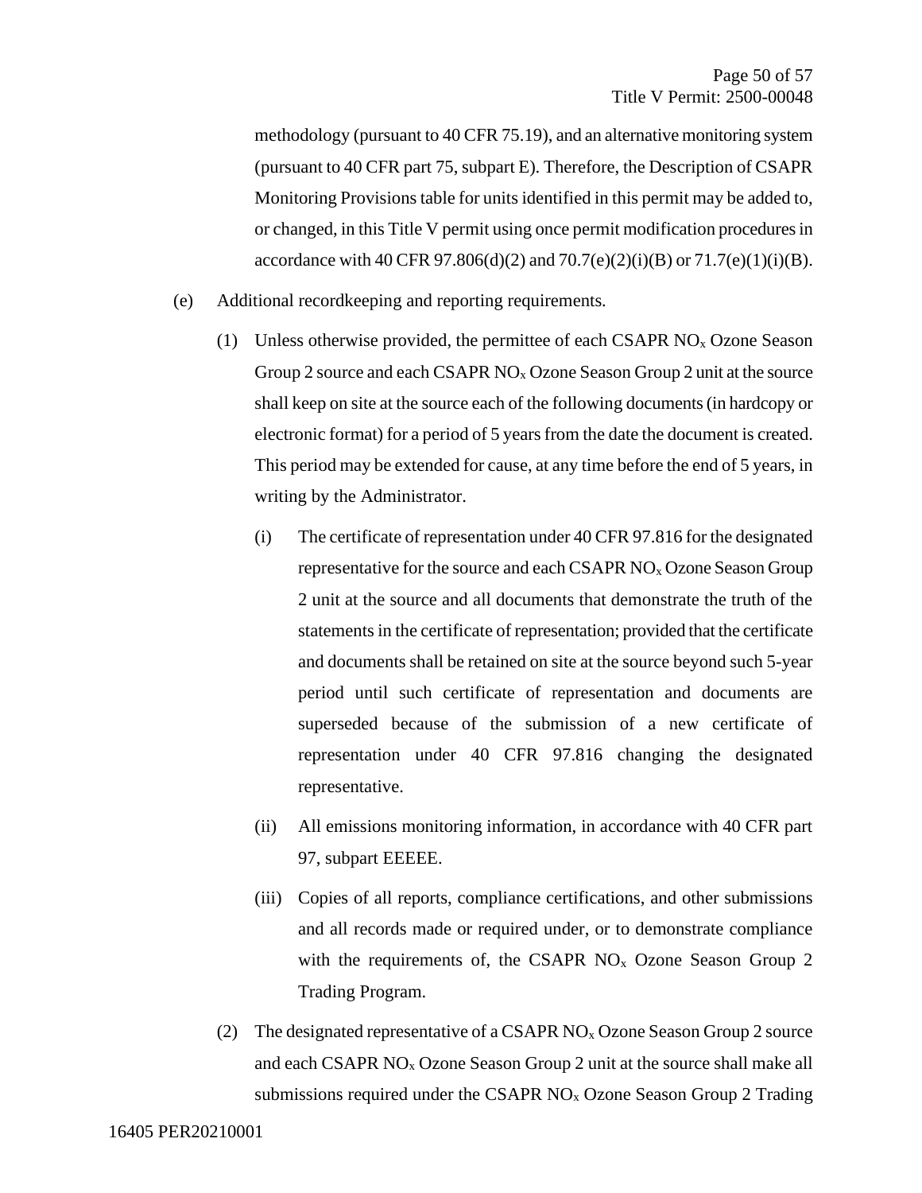methodology (pursuant to 40 CFR 75.19), and an alternative monitoring system (pursuant to 40 CFR part 75, subpart E). Therefore, the Description of CSAPR Monitoring Provisions table for units identified in this permit may be added to, or changed, in this Title V permit using once permit modification procedures in accordance with 40 CFR 97.806(d)(2) and 70.7(e)(2)(i)(B) or 71.7(e)(1)(i)(B).

(e) Additional recordkeeping and reporting requirements.

(1) Unless otherwise provided, the permittee of each CSAPR $NO_x$ Ozone Season Group 2 source and each CSAPR $NO_x$ Ozone Season Group 2 unit at the source shall keep on site at the source each of the following documents (in hardcopy or electronic format) for a period of 5 years from the date the document is created. This period may be extended for cause, at any time before the end of 5 years, in writing by the Administrator.

(i) The certificate of representation under 40 CFR 97.816 for the designated representative for the source and each CSAPR $NO_x$ Ozone Season Group 2 unit at the source and all documents that demonstrate the truth of the statements in the certificate of representation; provided that the certificate and documents shall be retained on site at the source beyond such 5-year period until such certificate of representation and documents are superseded because of the submission of a new certificate of representation under 40 CFR 97.816 changing the designated representative.

(ii) All emissions monitoring information, in accordance with 40 CFR part 97, subpart EEEEE.

(iii) Copies of all reports, compliance certifications, and other submissions and all records made or required under, or to demonstrate compliance with the requirements of, the CSAPR $NO_x$ Ozone Season Group 2 Trading Program.

(2) The designated representative of a CSAPR $NO_x$ Ozone Season Group 2 source and each CSAPR $NO_x$ Ozone Season Group 2 unit at the source shall make all submissions required under the CSAPR $NO_x$ Ozone Season Group 2 Trading

16405 PER20210001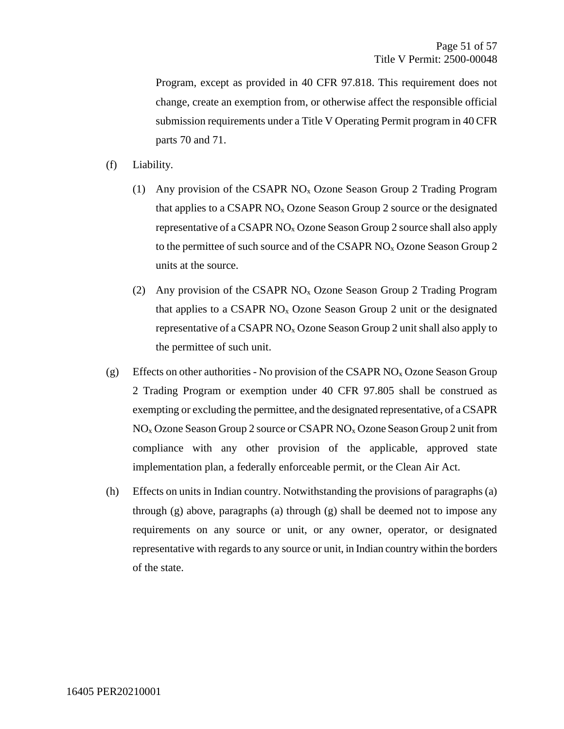Program, except as provided in 40 CFR 97.818. This requirement does not change, create an exemption from, or otherwise affect the responsible official submission requirements under a Title V Operating Permit program in 40 CFR parts 70 and 71.

(f) Liability.

(1) Any provision of the CSAPR $NO_x$ Ozone Season Group 2 Trading Program that applies to a CSAPR $NO_x$ Ozone Season Group 2 source or the designated representative of a CSAPR $NO_x$ Ozone Season Group 2 source shall also apply to the permittee of such source and of the CSAPR $NO_x$ Ozone Season Group 2 units at the source.

(2) Any provision of the CSAPR $NO_x$ Ozone Season Group 2 Trading Program that applies to a CSAPR $NO_x$ Ozone Season Group 2 unit or the designated representative of a CSAPR $NO_x$ Ozone Season Group 2 unit shall also apply to the permittee of such unit.

(g) Effects on other authorities - No provision of the CSAPR $NO_x$ Ozone Season Group 2 Trading Program or exemption under 40 CFR 97.805 shall be construed as exempting or excluding the permittee, and the designated representative, of a CSAPR $NO_x$ Ozone Season Group 2 source or CSAPR $NO_x$ Ozone Season Group 2 unit from compliance with any other provision of the applicable, approved state implementation plan, a federally enforceable permit, or the Clean Air Act.

(h) Effects on units in Indian country. Notwithstanding the provisions of paragraphs (a) through (g) above, paragraphs (a) through (g) shall be deemed not to impose any requirements on any source or unit, or any owner, operator, or designated representative with regards to any source or unit, in Indian country within the borders of the state.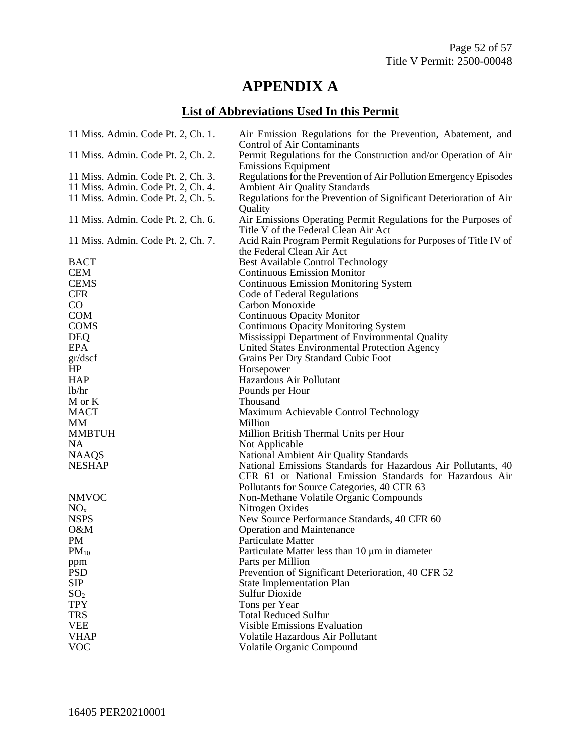# APPENDIX A

## List of Abbreviations Used In this Permit

| | |
|---|---|
| 11 Miss. Admin. Code Pt. 2, Ch. 1. | Air Emission Regulations for the Prevention, Abatement, and Control of Air Contaminants |
| 11 Miss. Admin. Code Pt. 2, Ch. 2. | Permit Regulations for the Construction and/or Operation of Air Emissions Equipment |
| 11 Miss. Admin. Code Pt. 2, Ch. 3. | Regulations for the Prevention of Air Pollution Emergency Episodes |
| 11 Miss. Admin. Code Pt. 2, Ch. 4. | Ambient Air Quality Standards |
| 11 Miss. Admin. Code Pt. 2, Ch. 5. | Regulations for the Prevention of Significant Deterioration of Air Quality |
| 11 Miss. Admin. Code Pt. 2, Ch. 6. | Air Emissions Operating Permit Regulations for the Purposes of Title V of the Federal Clean Air Act |
| 11 Miss. Admin. Code Pt. 2, Ch. 7. | Acid Rain Program Permit Regulations for Purposes of Title IV of the Federal Clean Air Act |
| BACT | Best Available Control Technology |
| CEM | Continuous Emission Monitor |
| CEMS | Continuous Emission Monitoring System |
| CFR | Code of Federal Regulations |
| CO | Carbon Monoxide |
| COM | Continuous Opacity Monitor |
| COMS | Continuous Opacity Monitoring System |
| DEQ | Mississippi Department of Environmental Quality |
| EPA | United States Environmental Protection Agency |
| gr/dscf | Grains Per Dry Standard Cubic Foot |
| HP | Horsepower |
| HAP | Hazardous Air Pollutant |
| lb/hr | Pounds per Hour |
| M or K | Thousand |
| MACT | Maximum Achievable Control Technology |
| MM | Million |
| MMBTUH | Million British Thermal Units per Hour |
| NA | Not Applicable |
| NAAQS | National Ambient Air Quality Standards |
| NESHAP | National Emissions Standards for Hazardous Air Pollutants, 40 CFR 61 or National Emission Standards for Hazardous Air Pollutants for Source Categories, 40 CFR 63 |
| NMVOC | Non-Methane Volatile Organic Compounds |
| $NO_x$ | Nitrogen Oxides |
| NSPS | New Source Performance Standards, 40 CFR 60 |
| O&M | Operation and Maintenance |
| PM | Particulate Matter |
| $PM_{10}$ | Particulate Matter less than 10 μm in diameter |
| ppm | Parts per Million |
| PSD | Prevention of Significant Deterioration, 40 CFR 52 |
| SIP | State Implementation Plan |
| $SO_2$ | Sulfur Dioxide |
| TPY | Tons per Year |
| TRS | Total Reduced Sulfur |
| VEE | Visible Emissions Evaluation |
| VHAP | Volatile Hazardous Air Pollutant |
| VOC | Volatile Organic Compound |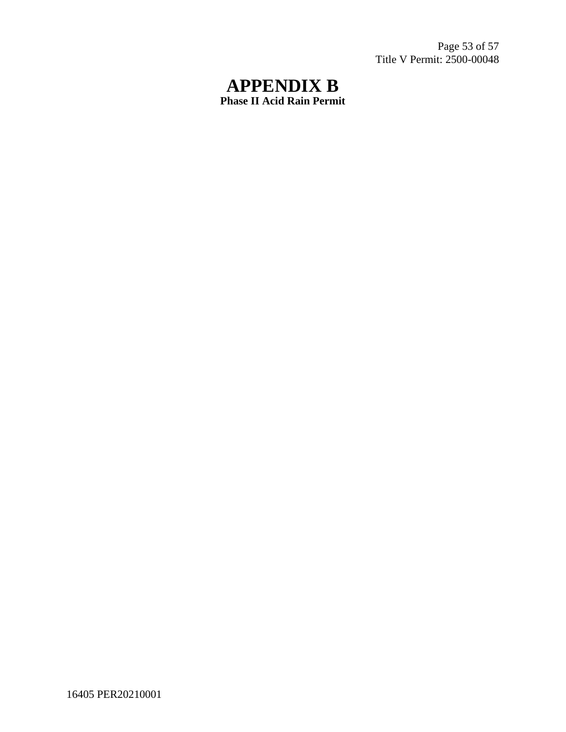# APPENDIX B

**Phase II Acid Rain Permit**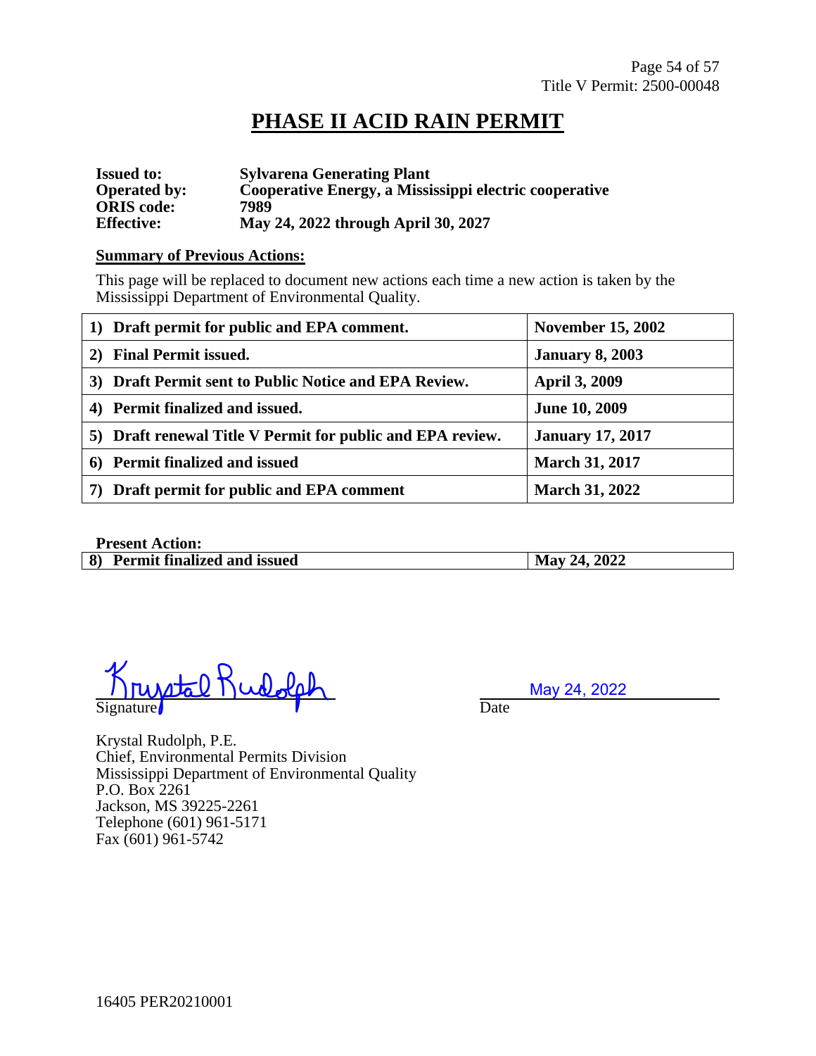# PHASE II ACID RAIN PERMIT

**Issued to:** **Sylvarena Generating Plant**
**Operated by:** **Cooperative Energy, a Mississippi electric cooperative**
**ORIS code:** **7989**
**Effective:** **May 24, 2022 through April 30, 2027**

**Summary of Previous Actions:**

This page will be replaced to document new actions each time a new action is taken by the Mississippi Department of Environmental Quality.

| | |
|---|---|
| **1) Draft permit for public and EPA comment.** | **November 15, 2002** |
| **2) Final Permit issued.** | **January 8, 2003** |
| **3) Draft Permit sent to Public Notice and EPA Review.** | **April 3, 2009** |
| **4) Permit finalized and issued.** | **June 10, 2009** |
| **5) Draft renewal Title V Permit for public and EPA review.** | **January 17, 2017** |
| **6) Permit finalized and issued** | **March 31, 2017** |
| **7) Draft permit for public and EPA comment** | **March 31, 2022** |

**Present Action:**

| | |
|---|---|
| **8) Permit finalized and issued** | **May 24, 2022** |

Krystal Rudolph
Signature

May 24, 2022
Date

Krystal Rudolph, P.E.
Chief, Environmental Permits Division
Mississippi Department of Environmental Quality
P.O. Box 2261
Jackson, MS 39225-2261
Telephone (601) 961-5171
Fax (601) 961-5742

16405 PER20210001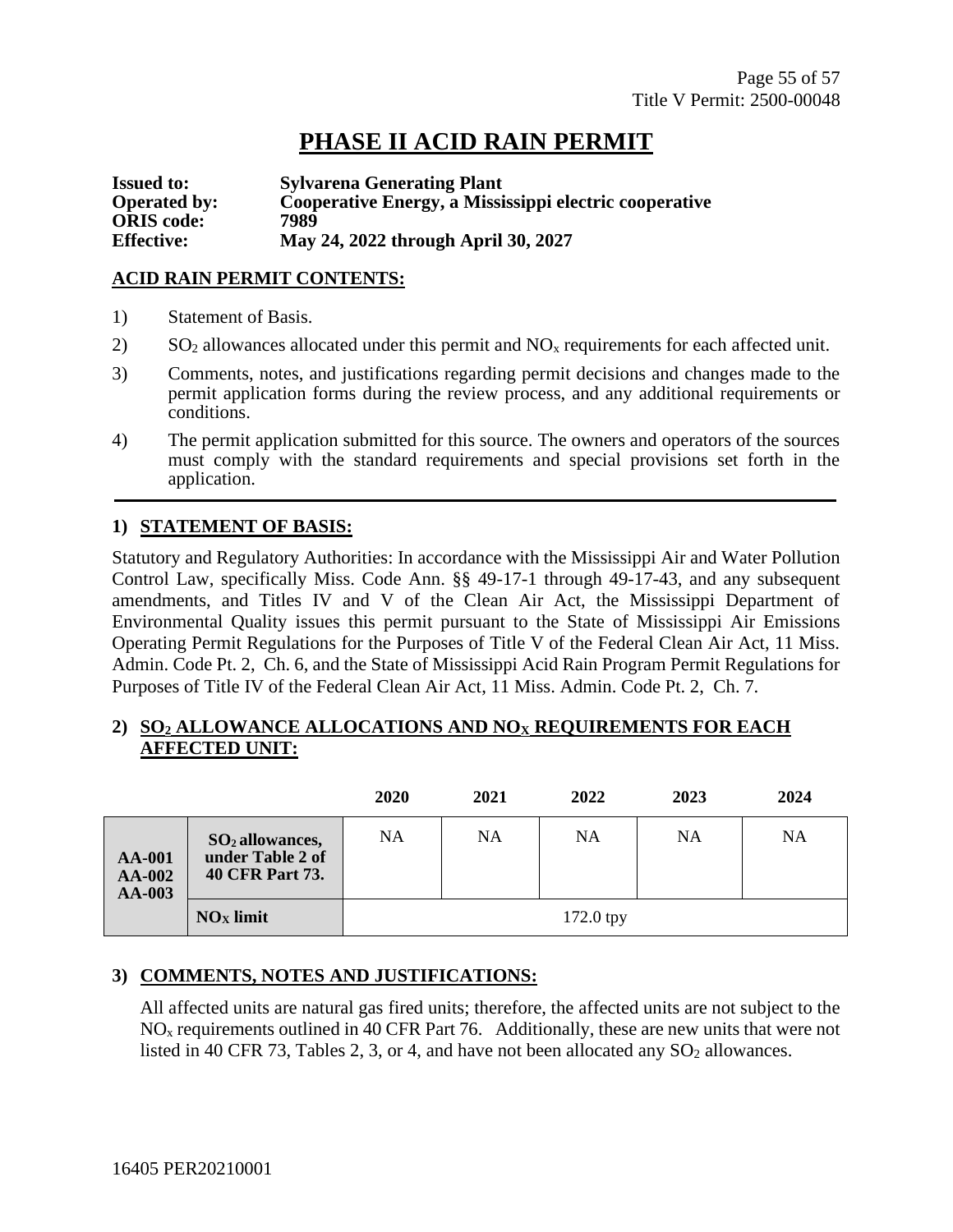# PHASE II ACID RAIN PERMIT

**Issued to:** **Sylvarena Generating Plant**
**Operated by:** **Cooperative Energy, a Mississippi electric cooperative**
**ORIS code:** **7989**
**Effective:** **May 24, 2022 through April 30, 2027**

## ACID RAIN PERMIT CONTENTS:

1) Statement of Basis.
2) $SO_2$ allowances allocated under this permit and $NO_x$ requirements for each affected unit.
3) Comments, notes, and justifications regarding permit decisions and changes made to the permit application forms during the review process, and any additional requirements or conditions.
4) The permit application submitted for this source. The owners and operators of the sources must comply with the standard requirements and special provisions set forth in the application.

---

## 1) STATEMENT OF BASIS:

Statutory and Regulatory Authorities: In accordance with the Mississippi Air and Water Pollution Control Law, specifically Miss. Code Ann. §§ 49-17-1 through 49-17-43, and any subsequent amendments, and Titles IV and V of the Clean Air Act, the Mississippi Department of Environmental Quality issues this permit pursuant to the State of Mississippi Air Emissions Operating Permit Regulations for the Purposes of Title V of the Federal Clean Air Act, 11 Miss. Admin. Code Pt. 2, Ch. 6, and the State of Mississippi Acid Rain Program Permit Regulations for Purposes of Title IV of the Federal Clean Air Act, 11 Miss. Admin. Code Pt. 2, Ch. 7.

## 2) $SO_2$ ALLOWANCE ALLOCATIONS AND $NO_X$ REQUIREMENTS FOR EACH AFFECTED UNIT:

| | | 2020 | 2021 | 2022 | 2023 | 2024 |
|---|---|---|---|---|---|---|
| **AA-001 AA-002 AA-003** | **$SO_2$ allowances, under Table 2 of 40 CFR Part 73.** | NA | NA | NA | NA | NA |
| | **$NO_X$ limit** | 172.0 tpy | | | | |

## 3) COMMENTS, NOTES AND JUSTIFICATIONS:

All affected units are natural gas fired units; therefore, the affected units are not subject to the $NO_x$ requirements outlined in 40 CFR Part 76. Additionally, these are new units that were not listed in 40 CFR 73, Tables 2, 3, or 4, and have not been allocated any $SO_2$ allowances.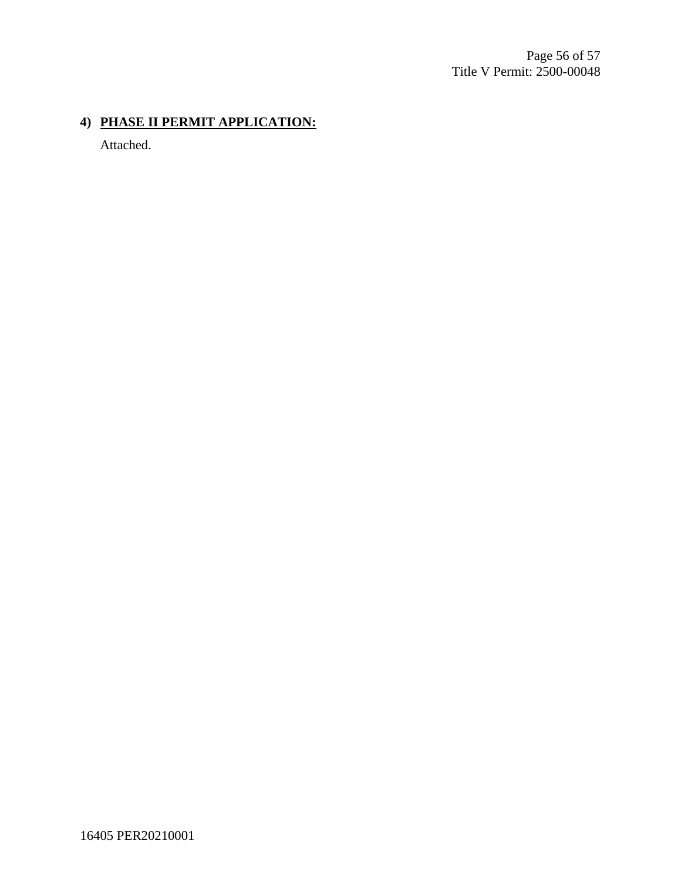**4) PHASE II PERMIT APPLICATION:**

Attached.